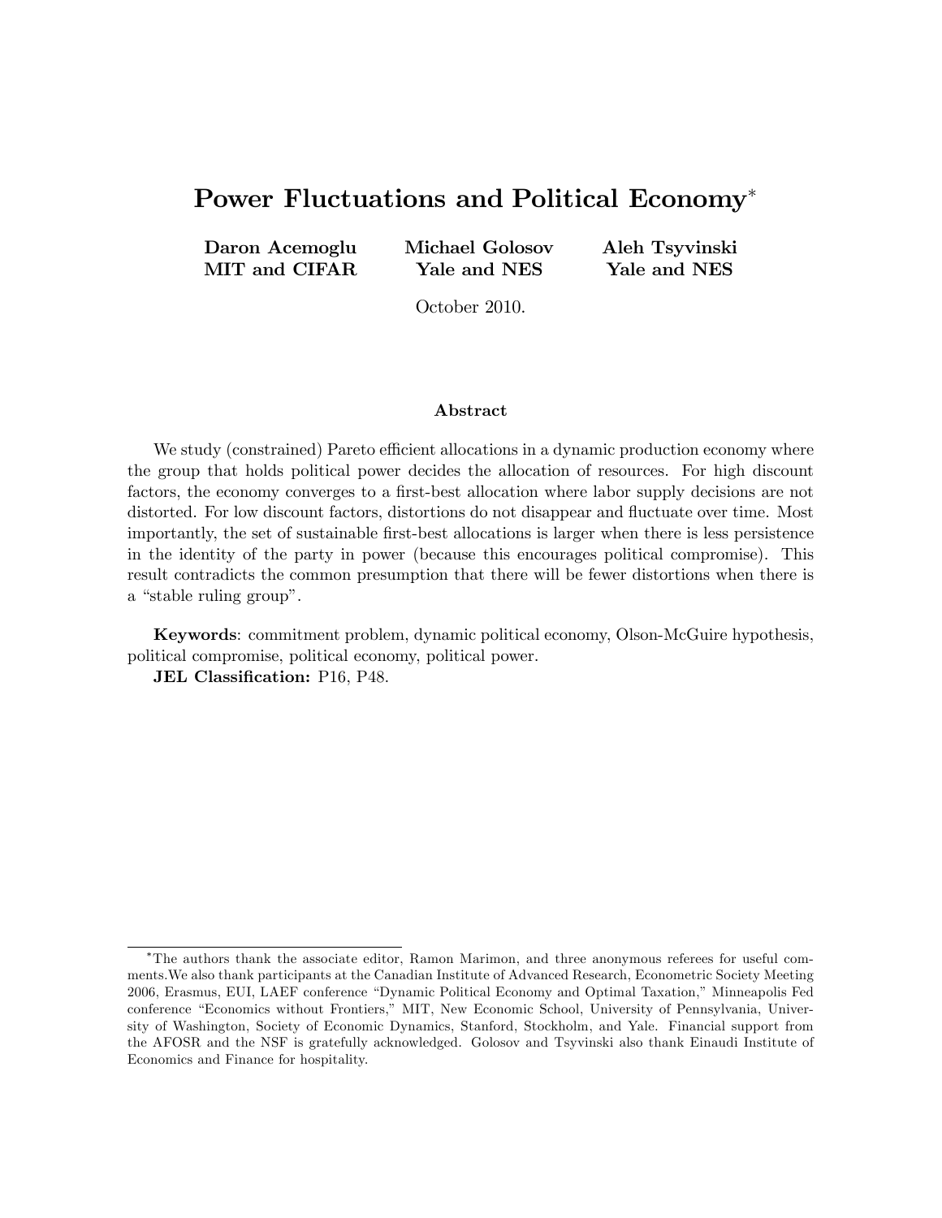# Power Fluctuations and Political Economy[*]

**Daron Acemoglu**
**MIT and CIFAR**

**Michael Golosov**
**Yale and NES**

**Aleh Tsyvinski**
**Yale and NES**

October 2010.

## Abstract

We study (constrained) Pareto efficient allocations in a dynamic production economy where the group that holds political power decides the allocation of resources. For high discount factors, the economy converges to a first-best allocation where labor supply decisions are not distorted. For low discount factors, distortions do not disappear and fluctuate over time. Most importantly, the set of sustainable first-best allocations is larger when there is less persistence in the identity of the party in power (because this encourages political compromise). This result contradicts the common presumption that there will be fewer distortions when there is a "stable ruling group".

**Keywords**: commitment problem, dynamic political economy, Olson-McGuire hypothesis, political compromise, political economy, political power.

**JEL Classification:** P16, P48.

---

[*] The authors thank the associate editor, Ramon Marimon, and three anonymous referees for useful comments.We also thank participants at the Canadian Institute of Advanced Research, Econometric Society Meeting 2006, Erasmus, EUI, LAEF conference "Dynamic Political Economy and Optimal Taxation," Minneapolis Fed conference "Economics without Frontiers," MIT, New Economic School, University of Pennsylvania, University of Washington, Society of Economic Dynamics, Stanford, Stockholm, and Yale. Financial support from the AFOSR and the NSF is gratefully acknowledged. Golosov and Tsyvinski also thank Einaudi Institute of Economics and Finance for hospitality.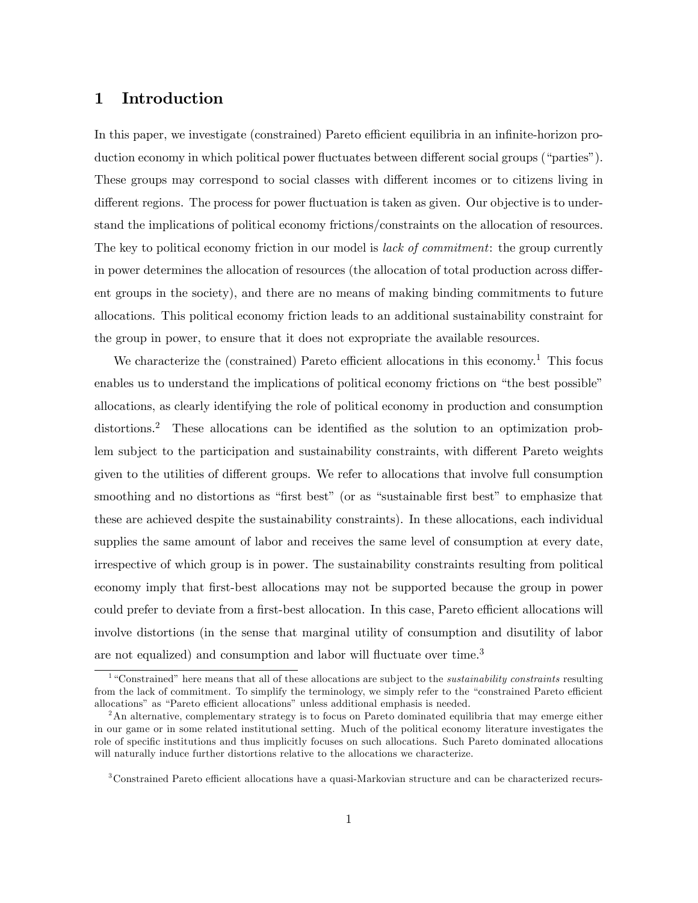# 1 Introduction

In this paper, we investigate (constrained) Pareto efficient equilibria in an infinite-horizon production economy in which political power fluctuates between different social groups ("parties"). These groups may correspond to social classes with different incomes or to citizens living in different regions. The process for power fluctuation is taken as given. Our objective is to understand the implications of political economy frictions/constraints on the allocation of resources. The key to political economy friction in our model is *lack of commitment*: the group currently in power determines the allocation of resources (the allocation of total production across different groups in the society), and there are no means of making binding commitments to future allocations. This political economy friction leads to an additional sustainability constraint for the group in power, to ensure that it does not expropriate the available resources.

We characterize the (constrained) Pareto efficient allocations in this economy.[1] This focus enables us to understand the implications of political economy frictions on "the best possible" allocations, as clearly identifying the role of political economy in production and consumption distortions.[2] These allocations can be identified as the solution to an optimization problem subject to the participation and sustainability constraints, with different Pareto weights given to the utilities of different groups. We refer to allocations that involve full consumption smoothing and no distortions as "first best" (or as "sustainable first best" to emphasize that these are achieved despite the sustainability constraints). In these allocations, each individual supplies the same amount of labor and receives the same level of consumption at every date, irrespective of which group is in power. The sustainability constraints resulting from political economy imply that first-best allocations may not be supported because the group in power could prefer to deviate from a first-best allocation. In this case, Pareto efficient allocations will involve distortions (in the sense that marginal utility of consumption and disutility of labor are not equalized) and consumption and labor will fluctuate over time.[3]

[1] "Constrained" here means that all of these allocations are subject to the *sustainability constraints* resulting from the lack of commitment. To simplify the terminology, we simply refer to the "constrained Pareto efficient allocations" as "Pareto efficient allocations" unless additional emphasis is needed.

[2] An alternative, complementary strategy is to focus on Pareto dominated equilibria that may emerge either in our game or in some related institutional setting. Much of the political economy literature investigates the role of specific institutions and thus implicitly focuses on such allocations. Such Pareto dominated allocations will naturally induce further distortions relative to the allocations we characterize.

[3] Constrained Pareto efficient allocations have a quasi-Markovian structure and can be characterized recurs-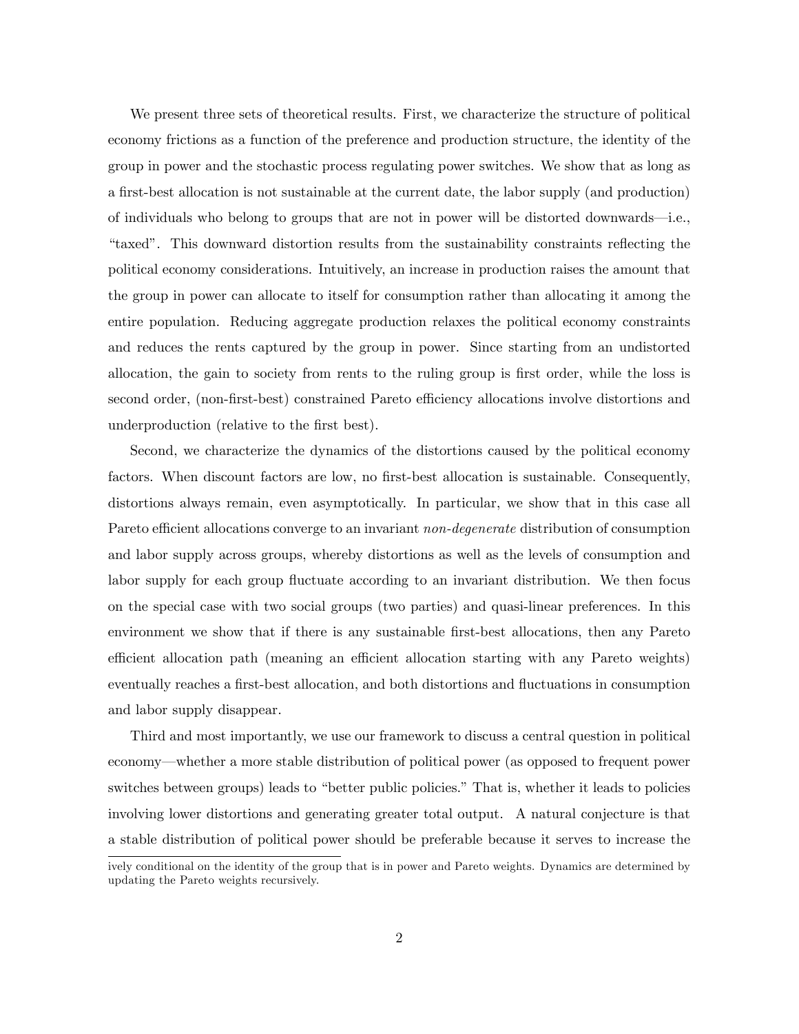We present three sets of theoretical results. First, we characterize the structure of political economy frictions as a function of the preference and production structure, the identity of the group in power and the stochastic process regulating power switches. We show that as long as a first-best allocation is not sustainable at the current date, the labor supply (and production) of individuals who belong to groups that are not in power will be distorted downwards—i.e., "taxed". This downward distortion results from the sustainability constraints reflecting the political economy considerations. Intuitively, an increase in production raises the amount that the group in power can allocate to itself for consumption rather than allocating it among the entire population. Reducing aggregate production relaxes the political economy constraints and reduces the rents captured by the group in power. Since starting from an undistorted allocation, the gain to society from rents to the ruling group is first order, while the loss is second order, (non-first-best) constrained Pareto efficiency allocations involve distortions and underproduction (relative to the first best).

Second, we characterize the dynamics of the distortions caused by the political economy factors. When discount factors are low, no first-best allocation is sustainable. Consequently, distortions always remain, even asymptotically. In particular, we show that in this case all Pareto efficient allocations converge to an invariant *non-degenerate* distribution of consumption and labor supply across groups, whereby distortions as well as the levels of consumption and labor supply for each group fluctuate according to an invariant distribution. We then focus on the special case with two social groups (two parties) and quasi-linear preferences. In this environment we show that if there is any sustainable first-best allocations, then any Pareto efficient allocation path (meaning an efficient allocation starting with any Pareto weights) eventually reaches a first-best allocation, and both distortions and fluctuations in consumption and labor supply disappear.

Third and most importantly, we use our framework to discuss a central question in political economy—whether a more stable distribution of political power (as opposed to frequent power switches between groups) leads to "better public policies." That is, whether it leads to policies involving lower distortions and generating greater total output. A natural conjecture is that a stable distribution of political power should be preferable because it serves to increase the

ively conditional on the identity of the group that is in power and Pareto weights. Dynamics are determined by updating the Pareto weights recursively.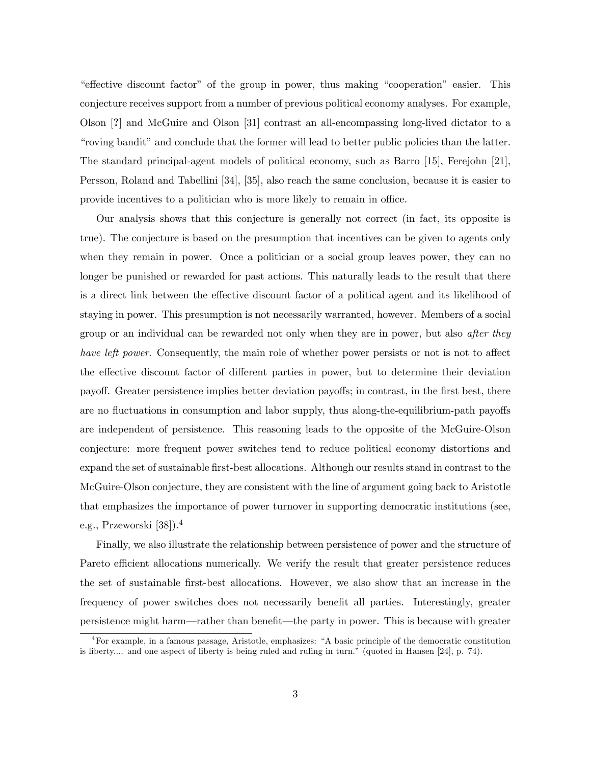"effective discount factor" of the group in power, thus making "cooperation" easier. This conjecture receives support from a number of previous political economy analyses. For example, Olson [**?**] and McGuire and Olson [31] contrast an all-encompassing long-lived dictator to a "roving bandit" and conclude that the former will lead to better public policies than the latter. The standard principal-agent models of political economy, such as Barro [15], Ferejohn [21], Persson, Roland and Tabellini [34], [35], also reach the same conclusion, because it is easier to provide incentives to a politician who is more likely to remain in office.

Our analysis shows that this conjecture is generally not correct (in fact, its opposite is true). The conjecture is based on the presumption that incentives can be given to agents only when they remain in power. Once a politician or a social group leaves power, they can no longer be punished or rewarded for past actions. This naturally leads to the result that there is a direct link between the effective discount factor of a political agent and its likelihood of staying in power. This presumption is not necessarily warranted, however. Members of a social group or an individual can be rewarded not only when they are in power, but also *after they have left power*. Consequently, the main role of whether power persists or not is not to affect the effective discount factor of different parties in power, but to determine their deviation payoff. Greater persistence implies better deviation payoffs; in contrast, in the first best, there are no fluctuations in consumption and labor supply, thus along-the-equilibrium-path payoffs are independent of persistence. This reasoning leads to the opposite of the McGuire-Olson conjecture: more frequent power switches tend to reduce political economy distortions and expand the set of sustainable first-best allocations. Although our results stand in contrast to the McGuire-Olson conjecture, they are consistent with the line of argument going back to Aristotle that emphasizes the importance of power turnover in supporting democratic institutions (see, e.g., Przeworski [38]).[4]

Finally, we also illustrate the relationship between persistence of power and the structure of Pareto efficient allocations numerically. We verify the result that greater persistence reduces the set of sustainable first-best allocations. However, we also show that an increase in the frequency of power switches does not necessarily benefit all parties. Interestingly, greater persistence might harm—rather than benefit—the party in power. This is because with greater

[4] For example, in a famous passage, Aristotle, emphasizes: "A basic principle of the democratic constitution is liberty.... and one aspect of liberty is being ruled and ruling in turn." (quoted in Hansen [24], p. 74).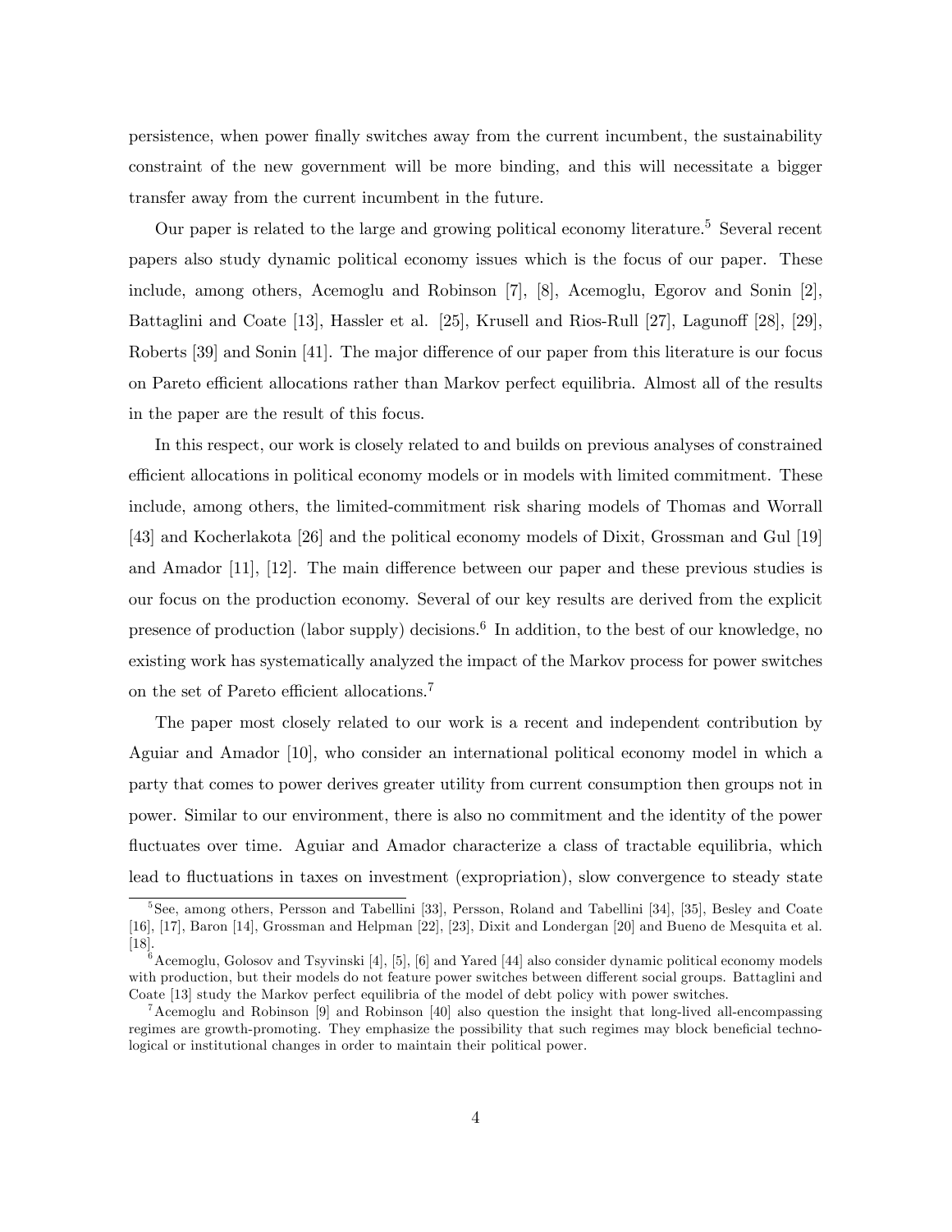persistence, when power finally switches away from the current incumbent, the sustainability constraint of the new government will be more binding, and this will necessitate a bigger transfer away from the current incumbent in the future.

Our paper is related to the large and growing political economy literature.[5] Several recent papers also study dynamic political economy issues which is the focus of our paper. These include, among others, Acemoglu and Robinson [7], [8], Acemoglu, Egorov and Sonin [2], Battaglini and Coate [13], Hassler et al. [25], Krusell and Rios-Rull [27], Lagunoff [28], [29], Roberts [39] and Sonin [41]. The major difference of our paper from this literature is our focus on Pareto efficient allocations rather than Markov perfect equilibria. Almost all of the results in the paper are the result of this focus.

In this respect, our work is closely related to and builds on previous analyses of constrained efficient allocations in political economy models or in models with limited commitment. These include, among others, the limited-commitment risk sharing models of Thomas and Worrall [43] and Kocherlakota [26] and the political economy models of Dixit, Grossman and Gul [19] and Amador [11], [12]. The main difference between our paper and these previous studies is our focus on the production economy. Several of our key results are derived from the explicit presence of production (labor supply) decisions.[6] In addition, to the best of our knowledge, no existing work has systematically analyzed the impact of the Markov process for power switches on the set of Pareto efficient allocations.[7]

The paper most closely related to our work is a recent and independent contribution by Aguiar and Amador [10], who consider an international political economy model in which a party that comes to power derives greater utility from current consumption then groups not in power. Similar to our environment, there is also no commitment and the identity of the power fluctuates over time. Aguiar and Amador characterize a class of tractable equilibria, which lead to fluctuations in taxes on investment (expropriation), slow convergence to steady state

[5] See, among others, Persson and Tabellini [33], Persson, Roland and Tabellini [34], [35], Besley and Coate [16], [17], Baron [14], Grossman and Helpman [22], [23], Dixit and Londergan [20] and Bueno de Mesquita et al. [18].

[6] Acemoglu, Golosov and Tsyvinski [4], [5], [6] and Yared [44] also consider dynamic political economy models with production, but their models do not feature power switches between different social groups. Battaglini and Coate [13] study the Markov perfect equilibria of the model of debt policy with power switches.

[7] Acemoglu and Robinson [9] and Robinson [40] also question the insight that long-lived all-encompassing regimes are growth-promoting. They emphasize the possibility that such regimes may block beneficial technological or institutional changes in order to maintain their political power.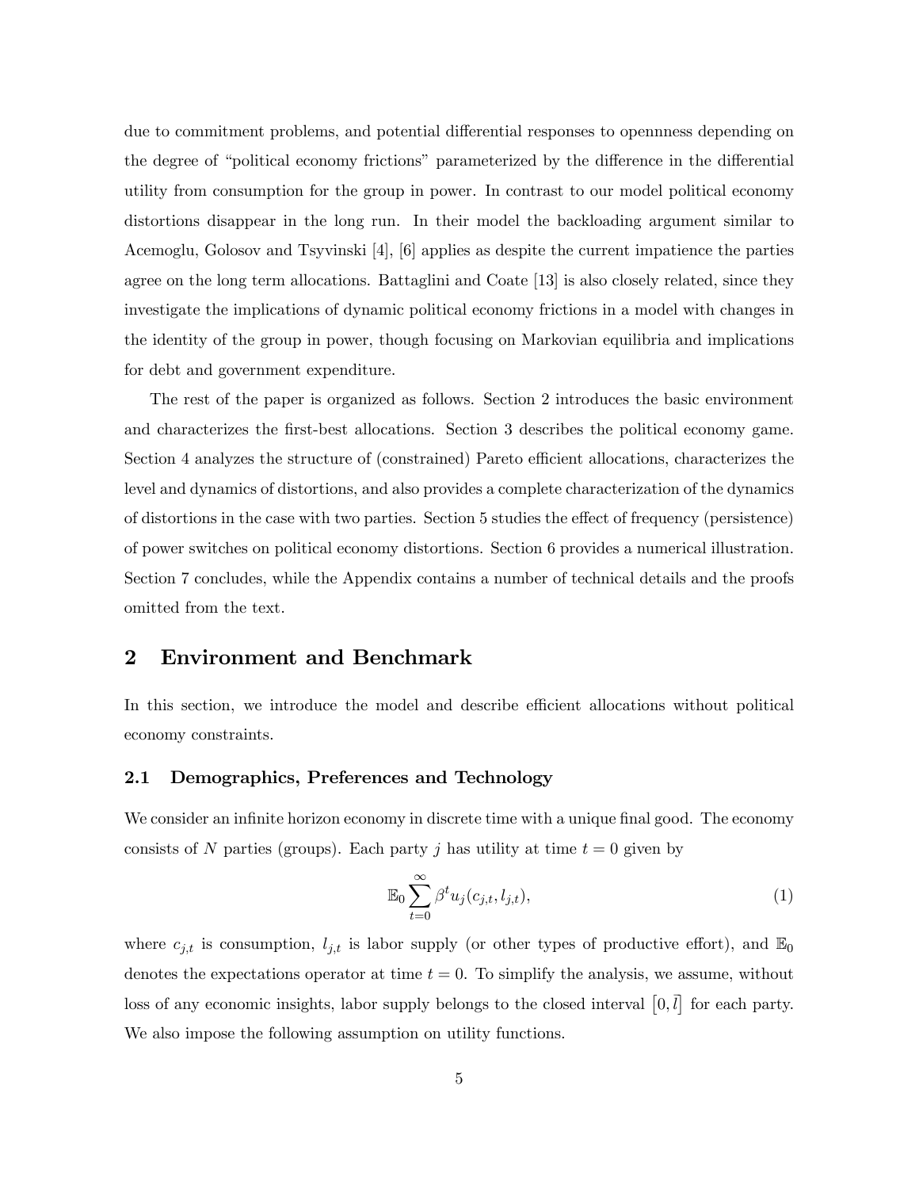due to commitment problems, and potential differential responses to opennness depending on the degree of "political economy frictions" parameterized by the difference in the differential utility from consumption for the group in power. In contrast to our model political economy distortions disappear in the long run. In their model the backloading argument similar to Acemoglu, Golosov and Tsyvinski [4], [6] applies as despite the current impatience the parties agree on the long term allocations. Battaglini and Coate [13] is also closely related, since they investigate the implications of dynamic political economy frictions in a model with changes in the identity of the group in power, though focusing on Markovian equilibria and implications for debt and government expenditure.

The rest of the paper is organized as follows. Section 2 introduces the basic environment and characterizes the first-best allocations. Section 3 describes the political economy game. Section 4 analyzes the structure of (constrained) Pareto efficient allocations, characterizes the level and dynamics of distortions, and also provides a complete characterization of the dynamics of distortions in the case with two parties. Section 5 studies the effect of frequency (persistence) of power switches on political economy distortions. Section 6 provides a numerical illustration. Section 7 concludes, while the Appendix contains a number of technical details and the proofs omitted from the text.

## 2 Environment and Benchmark

In this section, we introduce the model and describe efficient allocations without political economy constraints.

### 2.1 Demographics, Preferences and Technology

We consider an infinite horizon economy in discrete time with a unique final good. The economy consists of $N$ parties (groups). Each party $j$ has utility at time $t = 0$ given by

$$\mathbb{E}_0 \sum_{t=0}^{\infty} \beta^t u_j(c_{j,t}, l_{j,t}), \tag{1}$$

where $c_{j,t}$ is consumption, $l_{j,t}$ is labor supply (or other types of productive effort), and $\mathbb{E}_0$ denotes the expectations operator at time $t = 0$. To simplify the analysis, we assume, without loss of any economic insights, labor supply belongs to the closed interval $[0, \bar{l}]$ for each party. We also impose the following assumption on utility functions.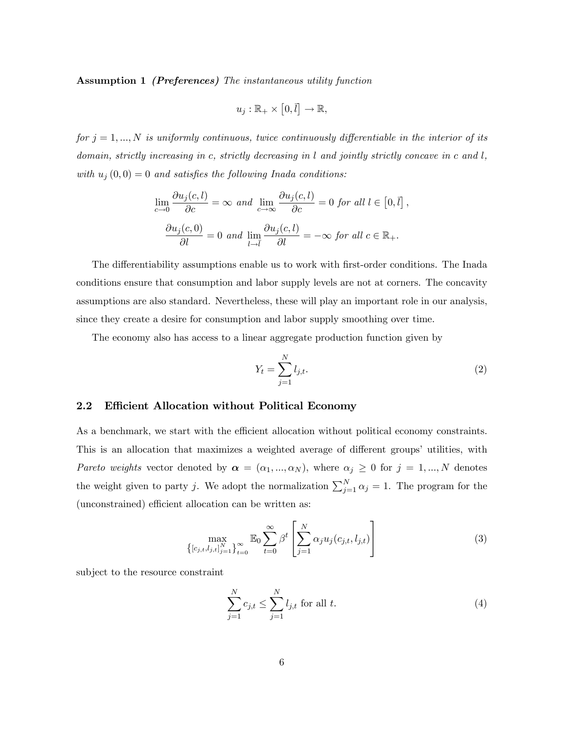**Assumption 1** ***(Preferences)*** *The instantaneous utility function*

$$u_j : \mathbb{R}_+ \times \left[0, \bar{l}\right] \to \mathbb{R},$$

*for $j = 1, ..., N$ is uniformly continuous, twice continuously differentiable in the interior of its domain, strictly increasing in $c$, strictly decreasing in $l$ and jointly strictly concave in $c$ and $l$, with $u_j(0,0) = 0$ and satisfies the following Inada conditions:*

$$\lim_{c \to 0} \frac{\partial u_j(c,l)}{\partial c} = \infty \text{ and } \lim_{c \to \infty} \frac{\partial u_j(c,l)}{\partial c} = 0 \text{ for all } l \in \left[0, \bar{l}\right],$$

$$\frac{\partial u_j(c,0)}{\partial l} = 0 \text{ and } \lim_{l \to \bar{l}} \frac{\partial u_j(c,l)}{\partial l} = -\infty \text{ for all } c \in \mathbb{R}_+.$$

The differentiability assumptions enable us to work with first-order conditions. The Inada conditions ensure that consumption and labor supply levels are not at corners. The concavity assumptions are also standard. Nevertheless, these will play an important role in our analysis, since they create a desire for consumption and labor supply smoothing over time.

The economy also has access to a linear aggregate production function given by

$$Y_t = \sum_{j=1}^{N} l_{j,t}. \tag{2}$$

## 2.2 Efficient Allocation without Political Economy

As a benchmark, we start with the efficient allocation without political economy constraints. This is an allocation that maximizes a weighted average of different groups' utilities, with *Pareto weights* vector denoted by $\boldsymbol{\alpha} = (\alpha_1, ..., \alpha_N)$, where $\alpha_j \geq 0$ for $j = 1, ..., N$ denotes the weight given to party $j$. We adopt the normalization $\sum_{j=1}^{N} \alpha_j = 1$. The program for the (unconstrained) efficient allocation can be written as:

$$\max_{\left\{[c_{j,t}, l_{j,t}]_{j=1}^{N}\right\}_{t=0}^{\infty}} \mathbb{E}_0 \sum_{t=0}^{\infty} \beta^t \left[\sum_{j=1}^{N} \alpha_j u_j(c_{j,t}, l_{j,t})\right] \tag{3}$$

subject to the resource constraint

$$\sum_{j=1}^{N} c_{j,t} \leq \sum_{j=1}^{N} l_{j,t} \text{ for all } t. \tag{4}$$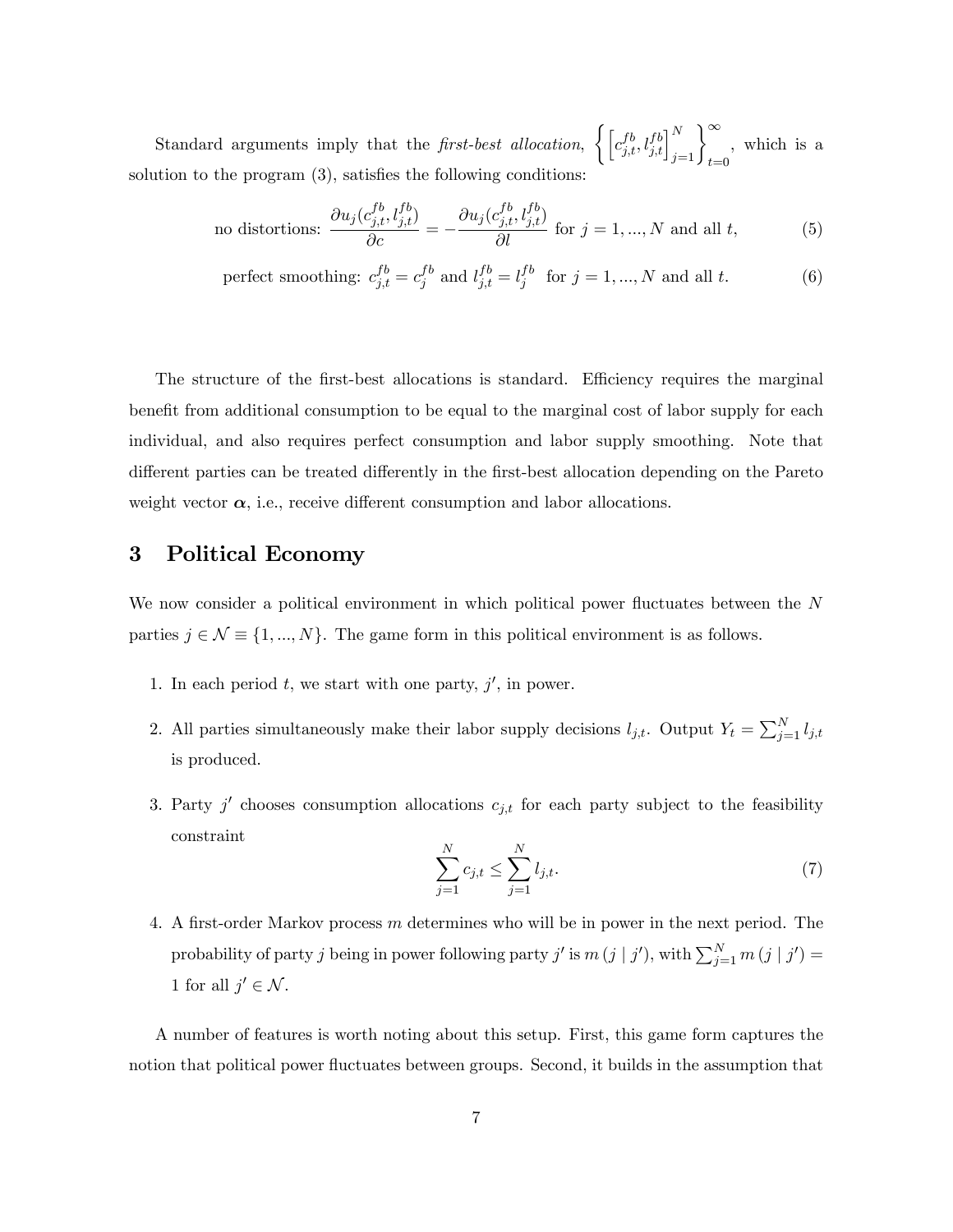Standard arguments imply that the *first-best allocation*, $\left\{ \left[ c_{j,t}^{fb}, l_{j,t}^{fb} \right]_{j=1}^{N} \right\}_{t=0}^{\infty}$, which is a solution to the program (3), satisfies the following conditions:

$$\text{no distortions: } \frac{\partial u_j(c_{j,t}^{fb}, l_{j,t}^{fb})}{\partial c} = -\frac{\partial u_j(c_{j,t}^{fb}, l_{j,t}^{fb})}{\partial l} \text{ for } j = 1, ..., N \text{ and all } t, \tag{5}$$

$$\text{perfect smoothing: } c_{j,t}^{fb} = c_j^{fb} \text{ and } l_{j,t}^{fb} = l_j^{fb} \text{ for } j = 1, ..., N \text{ and all } t. \tag{6}$$

The structure of the first-best allocations is standard. Efficiency requires the marginal benefit from additional consumption to be equal to the marginal cost of labor supply for each individual, and also requires perfect consumption and labor supply smoothing. Note that different parties can be treated differently in the first-best allocation depending on the Pareto weight vector $\boldsymbol{\alpha}$, i.e., receive different consumption and labor allocations.

## 3 Political Economy

We now consider a political environment in which political power fluctuates between the $N$ parties $j \in \mathcal{N} \equiv \{1, ..., N\}$. The game form in this political environment is as follows.

1. In each period $t$, we start with one party, $j'$, in power.
2. All parties simultaneously make their labor supply decisions $l_{j,t}$. Output $Y_t = \sum_{j=1}^{N} l_{j,t}$ is produced.
3. Party $j'$ chooses consumption allocations $c_{j,t}$ for each party subject to the feasibility constraint
$$\sum_{j=1}^{N} c_{j,t} \leq \sum_{j=1}^{N} l_{j,t}. \tag{7}$$
4. A first-order Markov process $m$ determines who will be in power in the next period. The probability of party $j$ being in power following party $j'$ is $m(j \mid j')$, with $\sum_{j=1}^{N} m(j \mid j') = 1$ for all $j' \in \mathcal{N}$.

A number of features is worth noting about this setup. First, this game form captures the notion that political power fluctuates between groups. Second, it builds in the assumption that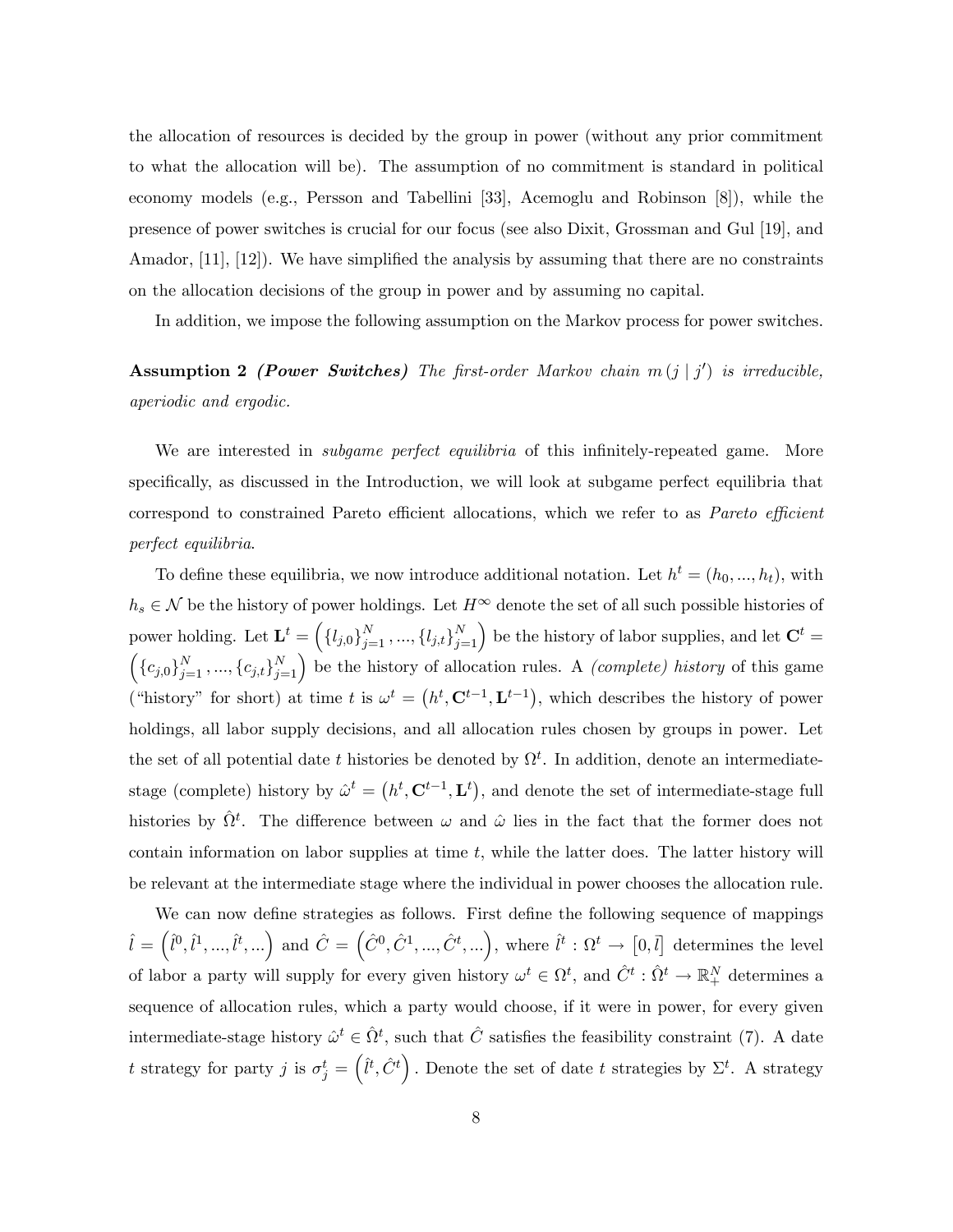the allocation of resources is decided by the group in power (without any prior commitment to what the allocation will be). The assumption of no commitment is standard in political economy models (e.g., Persson and Tabellini [33], Acemoglu and Robinson [8]), while the presence of power switches is crucial for our focus (see also Dixit, Grossman and Gul [19], and Amador, [11], [12]). We have simplified the analysis by assuming that there are no constraints on the allocation decisions of the group in power and by assuming no capital.

In addition, we impose the following assumption on the Markov process for power switches.

**Assumption 2** ***(Power Switches)*** *The first-order Markov chain $m(j \mid j')$ is irreducible, aperiodic and ergodic.*

We are interested in *subgame perfect equilibria* of this infinitely-repeated game. More specifically, as discussed in the Introduction, we will look at subgame perfect equilibria that correspond to constrained Pareto efficient allocations, which we refer to as *Pareto efficient perfect equilibria*.

To define these equilibria, we now introduce additional notation. Let $h^t = (h_0, ..., h_t)$, with $h_s \in \mathcal{N}$ be the history of power holdings. Let $H^\infty$ denote the set of all such possible histories of power holding. Let $\mathbf{L}^t = \left(\{l_{j,0}\}_{j=1}^N, ..., \{l_{j,t}\}_{j=1}^N\right)$ be the history of labor supplies, and let $\mathbf{C}^t = \left(\{c_{j,0}\}_{j=1}^N, ..., \{c_{j,t}\}_{j=1}^N\right)$ be the history of allocation rules. A *(complete) history* of this game ("history" for short) at time $t$ is $\omega^t = \left(h^t, \mathbf{C}^{t-1}, \mathbf{L}^{t-1}\right)$, which describes the history of power holdings, all labor supply decisions, and all allocation rules chosen by groups in power. Let the set of all potential date $t$ histories be denoted by $\Omega^t$. In addition, denote an intermediate-stage (complete) history by $\hat{\omega}^t = \left(h^t, \mathbf{C}^{t-1}, \mathbf{L}^t\right)$, and denote the set of intermediate-stage full histories by $\hat{\Omega}^t$. The difference between $\omega$ and $\hat{\omega}$ lies in the fact that the former does not contain information on labor supplies at time $t$, while the latter does. The latter history will be relevant at the intermediate stage where the individual in power chooses the allocation rule.

We can now define strategies as follows. First define the following sequence of mappings $\hat{l} = \left(\hat{l}^0, \hat{l}^1, ..., \hat{l}^t, ...\right)$ and $\hat{C} = \left(\hat{C}^0, \hat{C}^1, ..., \hat{C}^t, ...\right)$, where $\hat{l}^t : \Omega^t \to \left[0, \bar{l}\right]$ determines the level of labor a party will supply for every given history $\omega^t \in \Omega^t$, and $\hat{C}^t : \hat{\Omega}^t \to \mathbb{R}_+^N$ determines a sequence of allocation rules, which a party would choose, if it were in power, for every given intermediate-stage history $\hat{\omega}^t \in \hat{\Omega}^t$, such that $\hat{C}$ satisfies the feasibility constraint (7). A date $t$ strategy for party $j$ is $\sigma_j^t = \left(\hat{l}^t, \hat{C}^t\right)$. Denote the set of date $t$ strategies by $\Sigma^t$. A strategy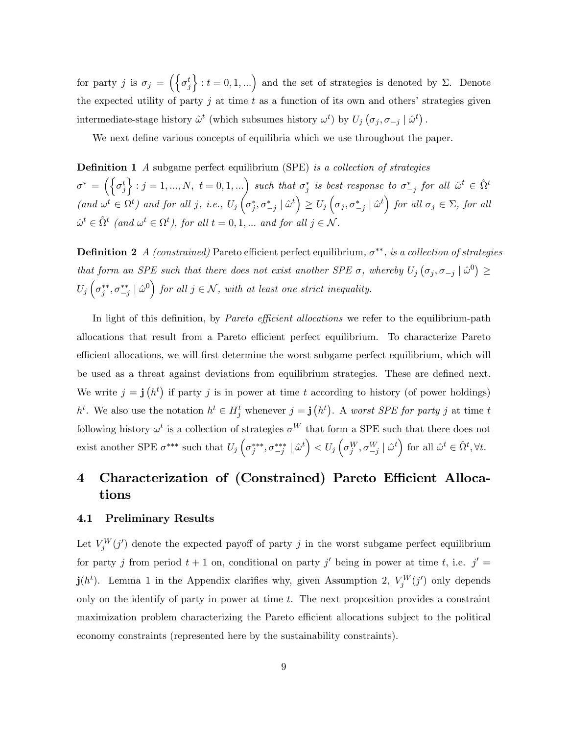for party $j$ is $\sigma_j = \left(\left\{\sigma_j^t\right\} : t = 0, 1, ...\right)$ and the set of strategies is denoted by $\Sigma$. Denote the expected utility of party $j$ at time $t$ as a function of its own and others' strategies given intermediate-stage history $\hat{\omega}^t$ (which subsumes history $\omega^t$) by $U_j\left(\sigma_j, \sigma_{-j} \mid \hat{\omega}^t\right)$.

We next define various concepts of equilibria which we use throughout the paper.

**Definition 1** *A* subgame perfect equilibrium (SPE) *is a collection of strategies* $\sigma^* = \left(\left\{\sigma_j^t\right\} : j = 1, ..., N,\ t = 0, 1, ...\right)$ *such that* $\sigma_j^*$ *is best response to* $\sigma_{-j}^*$ *for all* $\hat{\omega}^t \in \hat{\Omega}^t$ *(and* $\omega^t \in \Omega^t$*) and for all* $j$*, i.e.,* $U_j\left(\sigma_j^*, \sigma_{-j}^* \mid \hat{\omega}^t\right) \geq U_j\left(\sigma_j, \sigma_{-j}^* \mid \hat{\omega}^t\right)$ *for all* $\sigma_j \in \Sigma$*, for all* $\hat{\omega}^t \in \hat{\Omega}^t$ *(and* $\omega^t \in \Omega^t$*), for all* $t = 0, 1, ...$ *and for all* $j \in \mathcal{N}$.

**Definition 2** *A (constrained)* Pareto efficient perfect equilibrium*,* $\sigma^{**}$*, is a collection of strategies that form an SPE such that there does not exist another SPE* $\sigma$*, whereby* $U_j\left(\sigma_j, \sigma_{-j} \mid \hat{\omega}^0\right) \geq U_j\left(\sigma_j^{**}, \sigma_{-j}^{**} \mid \hat{\omega}^0\right)$ *for all* $j \in \mathcal{N}$*, with at least one strict inequality.*

In light of this definition, by *Pareto efficient allocations* we refer to the equilibrium-path allocations that result from a Pareto efficient perfect equilibrium. To characterize Pareto efficient allocations, we will first determine the worst subgame perfect equilibrium, which will be used as a threat against deviations from equilibrium strategies. These are defined next. We write $j = \mathbf{j}\left(h^t\right)$ if party $j$ is in power at time $t$ according to history (of power holdings) $h^t$. We also use the notation $h^t \in H_j^t$ whenever $j = \mathbf{j}\left(h^t\right)$. A *worst SPE for party* $j$ *at time* $t$ following history $\omega^t$ is a collection of strategies $\sigma^W$ that form a SPE such that there does not exist another SPE $\sigma^{***}$ such that $U_j\left(\sigma_j^{***}, \sigma_{-j}^{***} \mid \hat{\omega}^t\right) < U_j\left(\sigma_j^W, \sigma_{-j}^W \mid \hat{\omega}^t\right)$ for all $\hat{\omega}^t \in \hat{\Omega}^t, \forall t$.

# 4 Characterization of (Constrained) Pareto Efficient Allocations

## 4.1 Preliminary Results

Let $V_j^W(j')$ denote the expected payoff of party $j$ in the worst subgame perfect equilibrium for party $j$ from period $t+1$ on, conditional on party $j'$ being in power at time $t$, i.e. $j' = \mathbf{j}(h^t)$. Lemma 1 in the Appendix clarifies why, given Assumption 2, $V_j^W(j')$ only depends only on the identify of party in power at time $t$. The next proposition provides a constraint maximization problem characterizing the Pareto efficient allocations subject to the political economy constraints (represented here by the sustainability constraints).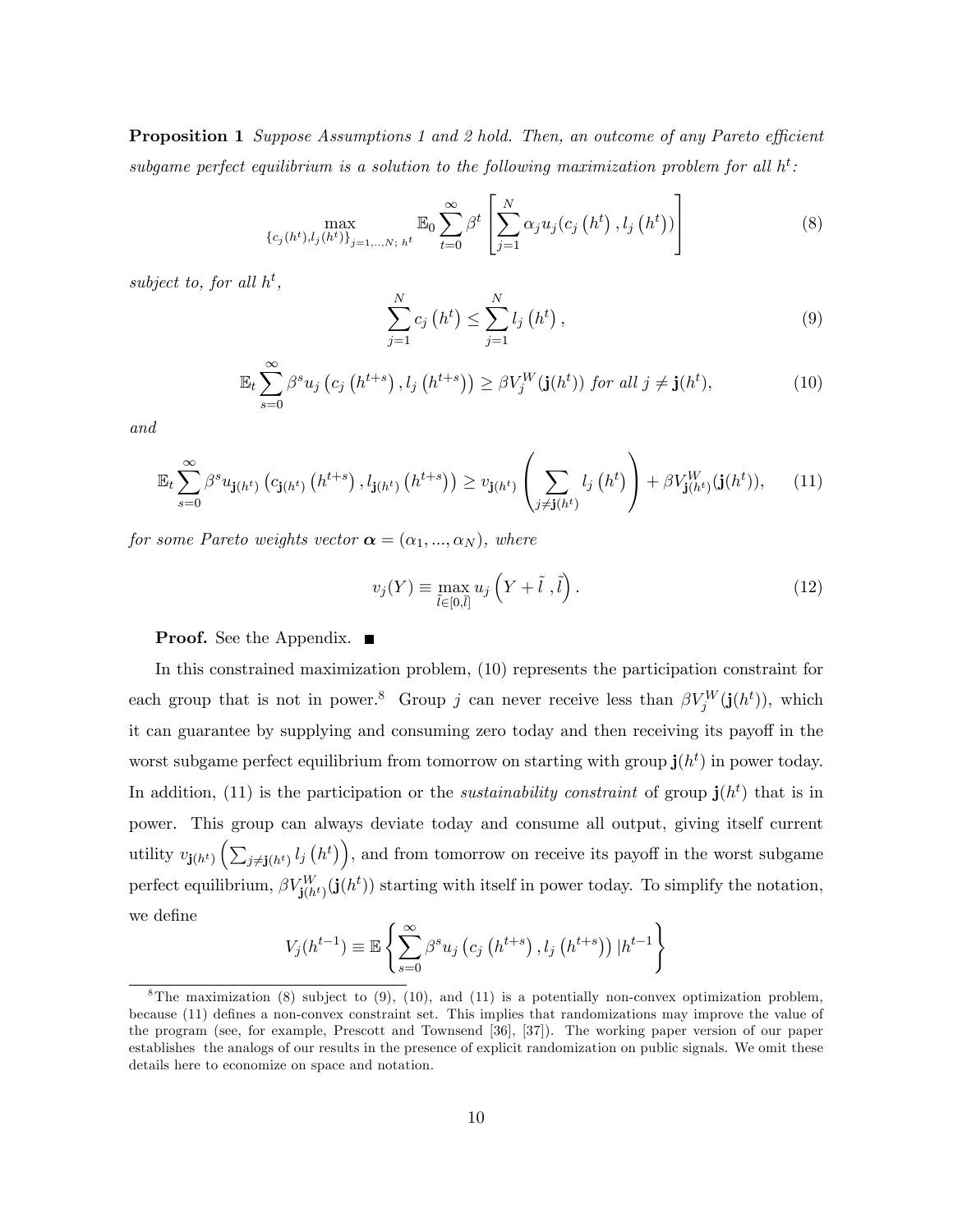**Proposition 1** *Suppose Assumptions 1 and 2 hold. Then, an outcome of any Pareto efficient subgame perfect equilibrium is a solution to the following maximization problem for all $h^t$:*

$$\max_{\{c_j(h^t),l_j(h^t)\}_{j=1,..,N;\ h^t}} \mathbb{E}_0 \sum_{t=0}^{\infty} \beta^t \left[ \sum_{j=1}^{N} \alpha_j u_j(c_j\left(h^t\right), l_j\left(h^t\right)) \right] \tag{8}$$

*subject to, for all $h^t$,*

$$\sum_{j=1}^{N} c_j\left(h^t\right) \leq \sum_{j=1}^{N} l_j\left(h^t\right), \tag{9}$$

$$\mathbb{E}_t \sum_{s=0}^{\infty} \beta^s u_j\left(c_j\left(h^{t+s}\right), l_j\left(h^{t+s}\right)\right) \geq \beta V_j^W(\mathbf{j}(h^t)) \text{ for all } j \neq \mathbf{j}(h^t), \tag{10}$$

*and*

$$\mathbb{E}_t \sum_{s=0}^{\infty} \beta^s u_{\mathbf{j}(h^t)}\left(c_{\mathbf{j}(h^t)}\left(h^{t+s}\right), l_{\mathbf{j}(h^t)}\left(h^{t+s}\right)\right) \geq v_{\mathbf{j}(h^t)}\left(\sum_{j \neq \mathbf{j}(h^t)} l_j\left(h^t\right)\right) + \beta V_{\mathbf{j}(h^t)}^W(\mathbf{j}(h^t)), \tag{11}$$

*for some Pareto weights vector $\boldsymbol{\alpha} = (\alpha_1, ..., \alpha_N)$, where*

$$v_j(Y) \equiv \max_{\tilde{l} \in [0,\bar{l}]} u_j\left(Y + \tilde{l}\ , \tilde{l}\right). \tag{12}$$

**Proof.** See the Appendix. ■

In this constrained maximization problem, (10) represents the participation constraint for each group that is not in power.[8] Group $j$ can never receive less than $\beta V_j^W(\mathbf{j}(h^t))$, which it can guarantee by supplying and consuming zero today and then receiving its payoff in the worst subgame perfect equilibrium from tomorrow on starting with group $\mathbf{j}(h^t)$ in power today. In addition, (11) is the participation or the *sustainability constraint* of group $\mathbf{j}(h^t)$ that is in power. This group can always deviate today and consume all output, giving itself current utility $v_{\mathbf{j}(h^t)}\left(\sum_{j \neq \mathbf{j}(h^t)} l_j\left(h^t\right)\right)$, and from tomorrow on receive its payoff in the worst subgame perfect equilibrium, $\beta V_{\mathbf{j}(h^t)}^W(\mathbf{j}(h^t))$ starting with itself in power today. To simplify the notation, we define

$$V_j(h^{t-1}) \equiv \mathbb{E}\left\{\sum_{s=0}^{\infty} \beta^s u_j\left(c_j\left(h^{t+s}\right), l_j\left(h^{t+s}\right)\right) | h^{t-1}\right\}$$

[8] The maximization (8) subject to (9), (10), and (11) is a potentially non-convex optimization problem, because (11) defines a non-convex constraint set. This implies that randomizations may improve the value of the program (see, for example, Prescott and Townsend [36], [37]). The working paper version of our paper establishes the analogs of our results in the presence of explicit randomization on public signals. We omit these details here to economize on space and notation.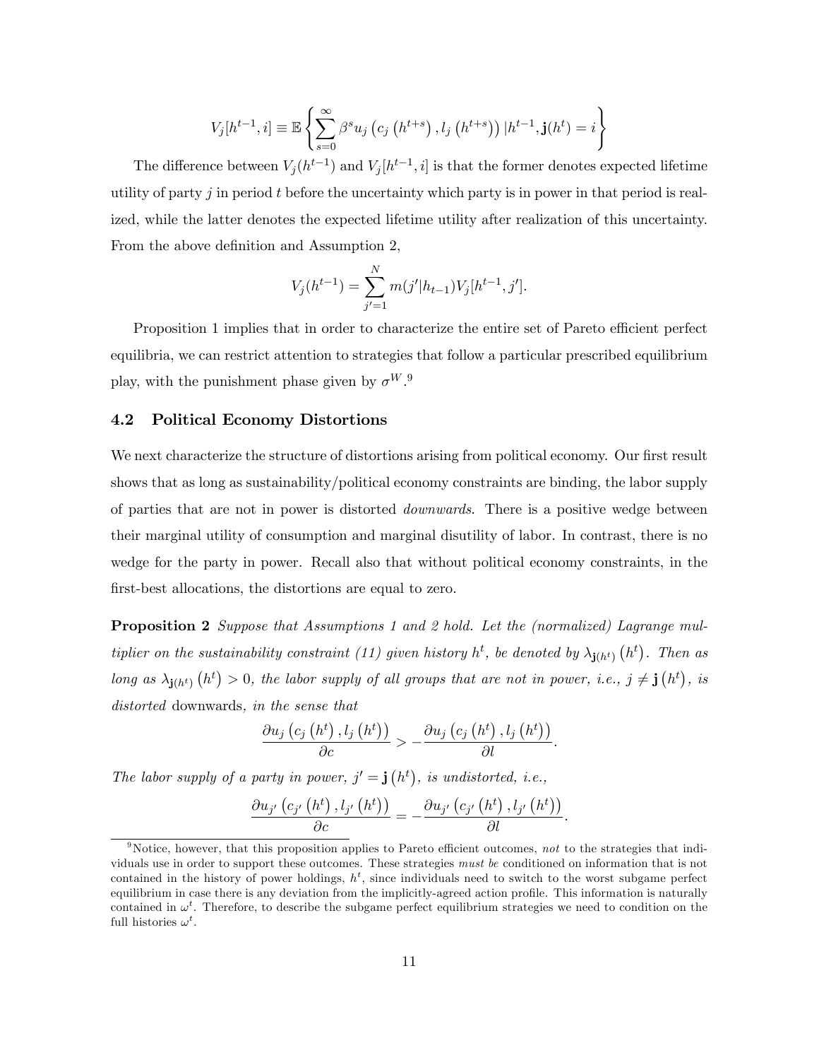$$V_j[h^{t-1}, i] \equiv \mathbb{E}\left\{\sum_{s=0}^{\infty} \beta^s u_j\left(c_j\left(h^{t+s}\right), l_j\left(h^{t+s}\right)\right) | h^{t-1}, \mathbf{j}(h^t) = i\right\}$$

The difference between $V_j(h^{t-1})$ and $V_j[h^{t-1}, i]$ is that the former denotes expected lifetime utility of party $j$ in period $t$ before the uncertainty which party is in power in that period is realized, while the latter denotes the expected lifetime utility after realization of this uncertainty. From the above definition and Assumption 2,

$$V_j(h^{t-1}) = \sum_{j'=1}^{N} m(j'|h_{t-1}) V_j[h^{t-1}, j'].$$

Proposition 1 implies that in order to characterize the entire set of Pareto efficient perfect equilibria, we can restrict attention to strategies that follow a particular prescribed equilibrium play, with the punishment phase given by $\sigma^W$.[9]

## 4.2 Political Economy Distortions

We next characterize the structure of distortions arising from political economy. Our first result shows that as long as sustainability/political economy constraints are binding, the labor supply of parties that are not in power is distorted *downwards*. There is a positive wedge between their marginal utility of consumption and marginal disutility of labor. In contrast, there is no wedge for the party in power. Recall also that without political economy constraints, in the first-best allocations, the distortions are equal to zero.

**Proposition 2** *Suppose that Assumptions 1 and 2 hold. Let the (normalized) Lagrange multiplier on the sustainability constraint (11) given history $h^t$, be denoted by $\lambda_{\mathbf{j}(h^t)}\left(h^t\right)$. Then as long as $\lambda_{\mathbf{j}(h^t)}\left(h^t\right) > 0$, the labor supply of all groups that are not in power, i.e., $j \neq \mathbf{j}\left(h^t\right)$, is distorted* downwards*, in the sense that*

$$\frac{\partial u_j\left(c_j\left(h^t\right), l_j\left(h^t\right)\right)}{\partial c} > -\frac{\partial u_j\left(c_j\left(h^t\right), l_j\left(h^t\right)\right)}{\partial l}.$$

*The labor supply of a party in power, $j' = \mathbf{j}\left(h^t\right)$, is undistorted, i.e.,*

$$\frac{\partial u_{j'}\left(c_{j'}\left(h^t\right), l_{j'}\left(h^t\right)\right)}{\partial c} = -\frac{\partial u_{j'}\left(c_{j'}\left(h^t\right), l_{j'}\left(h^t\right)\right)}{\partial l}.$$

---

[9] Notice, however, that this proposition applies to Pareto efficient outcomes, *not* to the strategies that individuals use in order to support these outcomes. These strategies *must be* conditioned on information that is not contained in the history of power holdings, $h^t$, since individuals need to switch to the worst subgame perfect equilibrium in case there is any deviation from the implicitly-agreed action profile. This information is naturally contained in $\omega^t$. Therefore, to describe the subgame perfect equilibrium strategies we need to condition on the full histories $\omega^t$.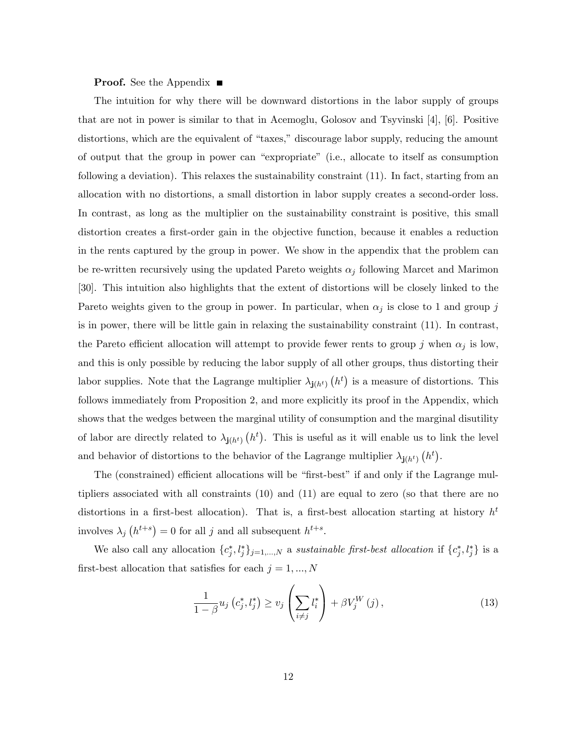**Proof.** See the Appendix ■

The intuition for why there will be downward distortions in the labor supply of groups that are not in power is similar to that in Acemoglu, Golosov and Tsyvinski [4], [6]. Positive distortions, which are the equivalent of "taxes," discourage labor supply, reducing the amount of output that the group in power can "expropriate" (i.e., allocate to itself as consumption following a deviation). This relaxes the sustainability constraint (11). In fact, starting from an allocation with no distortions, a small distortion in labor supply creates a second-order loss. In contrast, as long as the multiplier on the sustainability constraint is positive, this small distortion creates a first-order gain in the objective function, because it enables a reduction in the rents captured by the group in power. We show in the appendix that the problem can be re-written recursively using the updated Pareto weights $\alpha_j$ following Marcet and Marimon [30]. This intuition also highlights that the extent of distortions will be closely linked to the Pareto weights given to the group in power. In particular, when $\alpha_j$ is close to 1 and group $j$ is in power, there will be little gain in relaxing the sustainability constraint (11). In contrast, the Pareto efficient allocation will attempt to provide fewer rents to group $j$ when $\alpha_j$ is low, and this is only possible by reducing the labor supply of all other groups, thus distorting their labor supplies. Note that the Lagrange multiplier $\lambda_{\mathbf{j}(h^t)}(h^t)$ is a measure of distortions. This follows immediately from Proposition 2, and more explicitly its proof in the Appendix, which shows that the wedges between the marginal utility of consumption and the marginal disutility of labor are directly related to $\lambda_{\mathbf{j}(h^t)}(h^t)$. This is useful as it will enable us to link the level and behavior of distortions to the behavior of the Lagrange multiplier $\lambda_{\mathbf{j}(h^t)}(h^t)$.

The (constrained) efficient allocations will be "first-best" if and only if the Lagrange multipliers associated with all constraints (10) and (11) are equal to zero (so that there are no distortions in a first-best allocation). That is, a first-best allocation starting at history $h^t$ involves $\lambda_j(h^{t+s}) = 0$ for all $j$ and all subsequent $h^{t+s}$.

We also call any allocation $\{c_j^*, l_j^*\}_{j=1,...,N}$ a *sustainable first-best allocation* if $\{c_j^*, l_j^*\}$ is a first-best allocation that satisfies for each $j = 1, ..., N$

$$\frac{1}{1-\beta} u_j\left(c_j^*, l_j^*\right) \geq v_j\left(\sum_{i \neq j} l_i^*\right) + \beta V_j^W(j), \tag{13}$$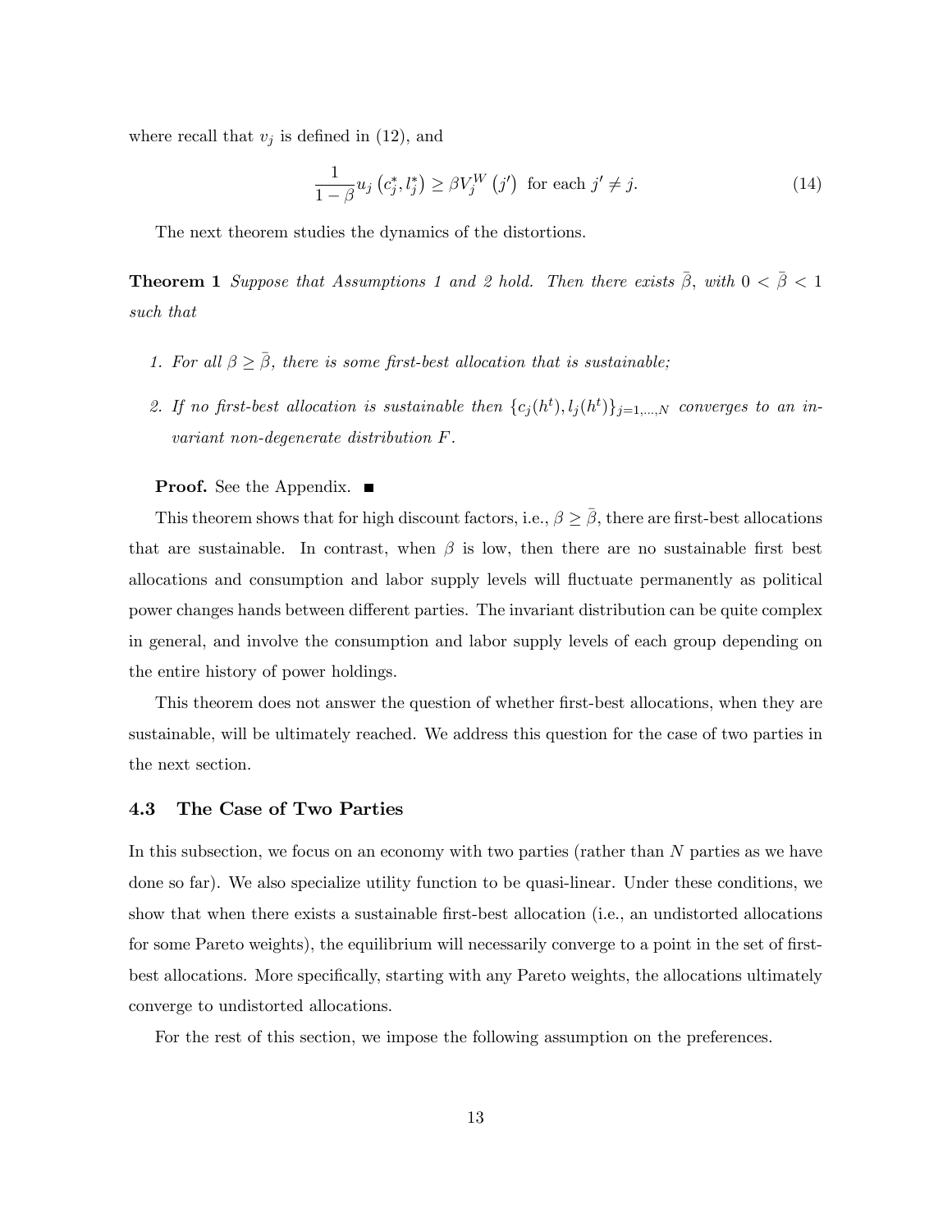where recall that $v_j$ is defined in (12), and

$$\frac{1}{1-\beta} u_j \left(c_j^*, l_j^*\right) \geq \beta V_j^W \left(j'\right) \text{ for each } j' \neq j. \tag{14}$$

The next theorem studies the dynamics of the distortions.

**Theorem 1** *Suppose that Assumptions 1 and 2 hold. Then there exists $\bar{\beta}$, with $0 < \bar{\beta} < 1$ such that*

1. *For all $\beta \geq \bar{\beta}$, there is some first-best allocation that is sustainable;*
2. *If no first-best allocation is sustainable then $\{c_j(h^t), l_j(h^t)\}_{j=1,\ldots,N}$ converges to an invariant non-degenerate distribution $F$.*

**Proof.** See the Appendix. ■

This theorem shows that for high discount factors, i.e., $\beta \geq \bar{\beta}$, there are first-best allocations that are sustainable. In contrast, when $\beta$ is low, then there are no sustainable first best allocations and consumption and labor supply levels will fluctuate permanently as political power changes hands between different parties. The invariant distribution can be quite complex in general, and involve the consumption and labor supply levels of each group depending on the entire history of power holdings.

This theorem does not answer the question of whether first-best allocations, when they are sustainable, will be ultimately reached. We address this question for the case of two parties in the next section.

### 4.3 The Case of Two Parties

In this subsection, we focus on an economy with two parties (rather than $N$ parties as we have done so far). We also specialize utility function to be quasi-linear. Under these conditions, we show that when there exists a sustainable first-best allocation (i.e., an undistorted allocations for some Pareto weights), the equilibrium will necessarily converge to a point in the set of first-best allocations. More specifically, starting with any Pareto weights, the allocations ultimately converge to undistorted allocations.

For the rest of this section, we impose the following assumption on the preferences.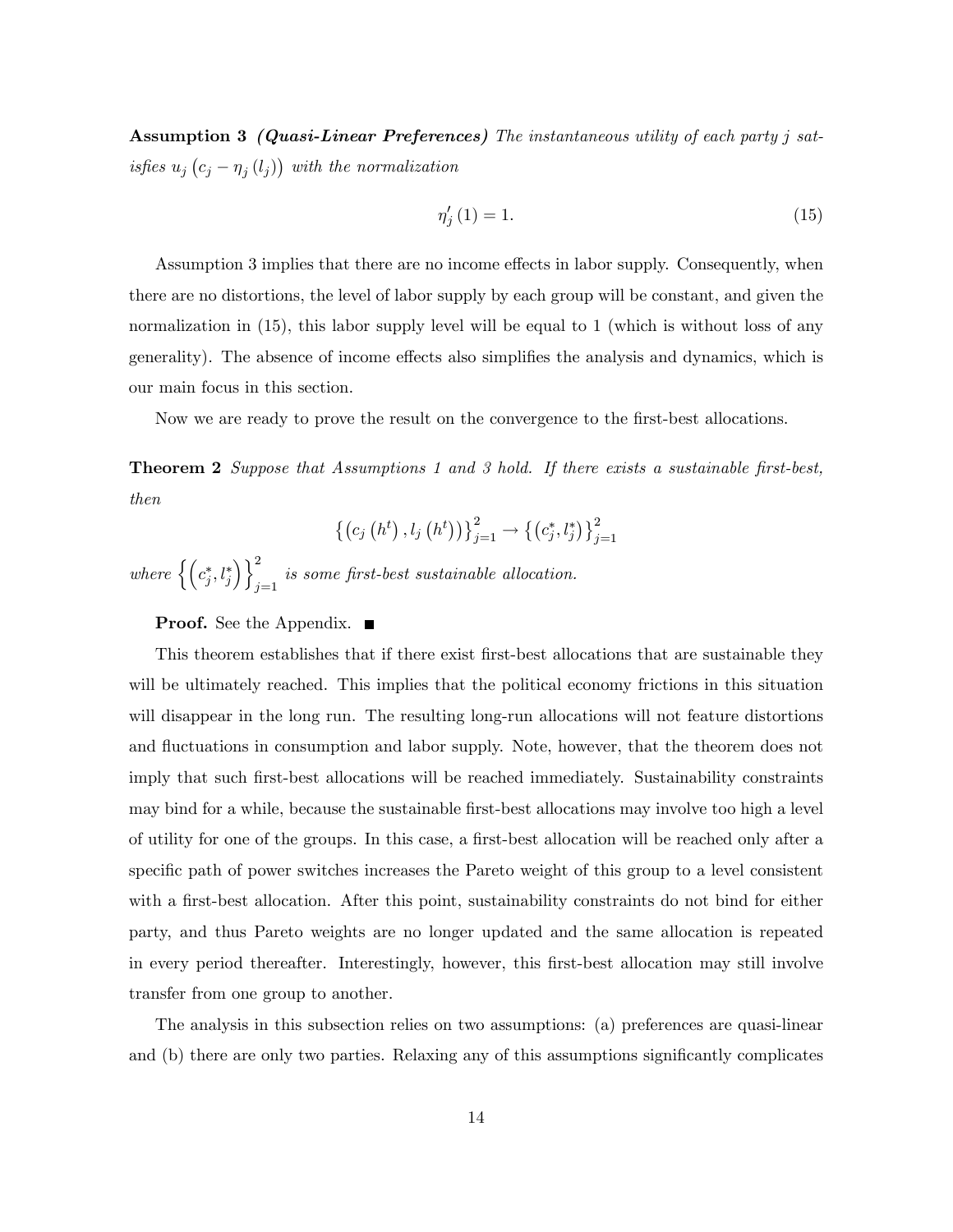**Assumption 3** ***(Quasi-Linear Preferences)*** *The instantaneous utility of each party $j$ satisfies $u_j\left(c_j - \eta_j\left(l_j\right)\right)$ with the normalization*

$$\eta_j'(1) = 1. \tag{15}$$

Assumption 3 implies that there are no income effects in labor supply. Consequently, when there are no distortions, the level of labor supply by each group will be constant, and given the normalization in (15), this labor supply level will be equal to 1 (which is without loss of any generality). The absence of income effects also simplifies the analysis and dynamics, which is our main focus in this section.

Now we are ready to prove the result on the convergence to the first-best allocations.

**Theorem 2** *Suppose that Assumptions 1 and 3 hold. If there exists a sustainable first-best, then*

$$\left\{\left(c_j\left(h^t\right), l_j\left(h^t\right)\right)\right\}_{j=1}^2 \rightarrow \left\{\left(c_j^*, l_j^*\right)\right\}_{j=1}^2$$

*where $\left\{\left(c_j^*, l_j^*\right)\right\}_{j=1}^2$ is some first-best sustainable allocation.*

**Proof.** See the Appendix. ■

This theorem establishes that if there exist first-best allocations that are sustainable they will be ultimately reached. This implies that the political economy frictions in this situation will disappear in the long run. The resulting long-run allocations will not feature distortions and fluctuations in consumption and labor supply. Note, however, that the theorem does not imply that such first-best allocations will be reached immediately. Sustainability constraints may bind for a while, because the sustainable first-best allocations may involve too high a level of utility for one of the groups. In this case, a first-best allocation will be reached only after a specific path of power switches increases the Pareto weight of this group to a level consistent with a first-best allocation. After this point, sustainability constraints do not bind for either party, and thus Pareto weights are no longer updated and the same allocation is repeated in every period thereafter. Interestingly, however, this first-best allocation may still involve transfer from one group to another.

The analysis in this subsection relies on two assumptions: (a) preferences are quasi-linear and (b) there are only two parties. Relaxing any of this assumptions significantly complicates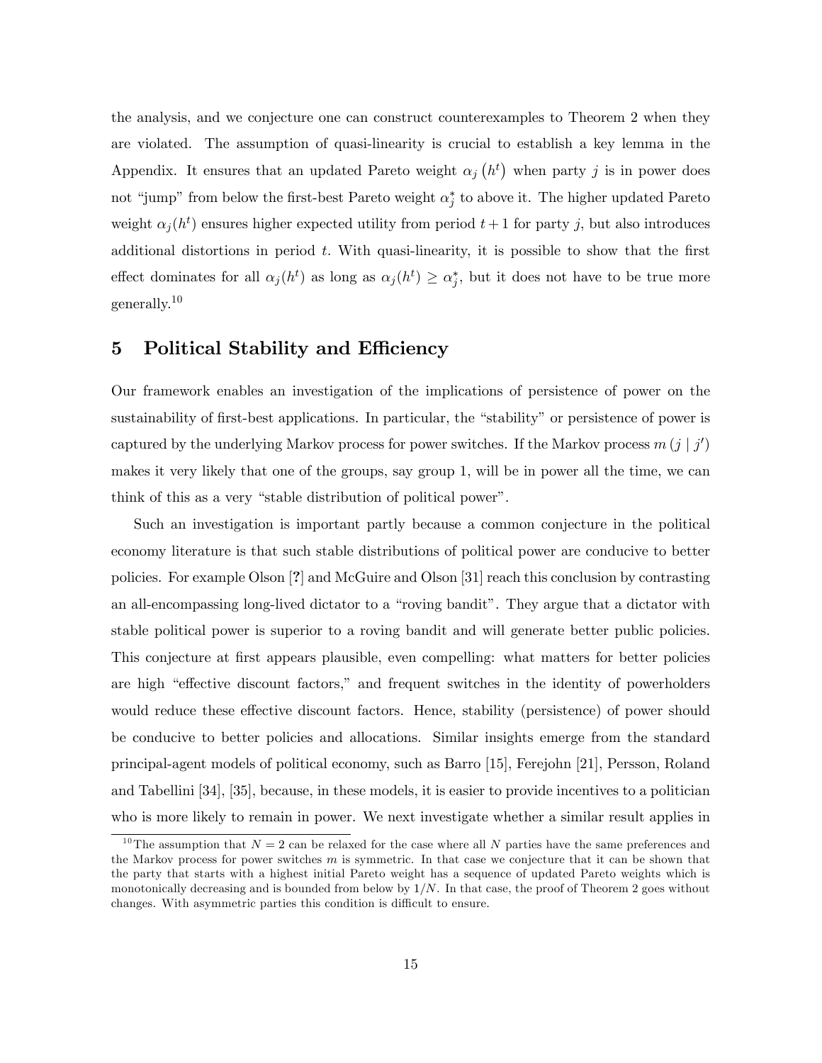the analysis, and we conjecture one can construct counterexamples to Theorem 2 when they are violated. The assumption of quasi-linearity is crucial to establish a key lemma in the Appendix. It ensures that an updated Pareto weight $\alpha_j(h^t)$ when party $j$ is in power does not "jump" from below the first-best Pareto weight $\alpha_j^*$ to above it. The higher updated Pareto weight $\alpha_j(h^t)$ ensures higher expected utility from period $t+1$ for party $j$, but also introduces additional distortions in period $t$. With quasi-linearity, it is possible to show that the first effect dominates for all $\alpha_j(h^t)$ as long as $\alpha_j(h^t) \geq \alpha_j^*$, but it does not have to be true more generally.[10]

## 5 Political Stability and Efficiency

Our framework enables an investigation of the implications of persistence of power on the sustainability of first-best applications. In particular, the "stability" or persistence of power is captured by the underlying Markov process for power switches. If the Markov process $m(j \mid j')$ makes it very likely that one of the groups, say group 1, will be in power all the time, we can think of this as a very "stable distribution of political power".

Such an investigation is important partly because a common conjecture in the political economy literature is that such stable distributions of political power are conducive to better policies. For example Olson [?] and McGuire and Olson [31] reach this conclusion by contrasting an all-encompassing long-lived dictator to a "roving bandit". They argue that a dictator with stable political power is superior to a roving bandit and will generate better public policies. This conjecture at first appears plausible, even compelling: what matters for better policies are high "effective discount factors," and frequent switches in the identity of powerholders would reduce these effective discount factors. Hence, stability (persistence) of power should be conducive to better policies and allocations. Similar insights emerge from the standard principal-agent models of political economy, such as Barro [15], Ferejohn [21], Persson, Roland and Tabellini [34], [35], because, in these models, it is easier to provide incentives to a politician who is more likely to remain in power. We next investigate whether a similar result applies in

[10] The assumption that $N = 2$ can be relaxed for the case where all $N$ parties have the same preferences and the Markov process for power switches $m$ is symmetric. In that case we conjecture that it can be shown that the party that starts with a highest initial Pareto weight has a sequence of updated Pareto weights which is monotonically decreasing and is bounded from below by $1/N$. In that case, the proof of Theorem 2 goes without changes. With asymmetric parties this condition is difficult to ensure.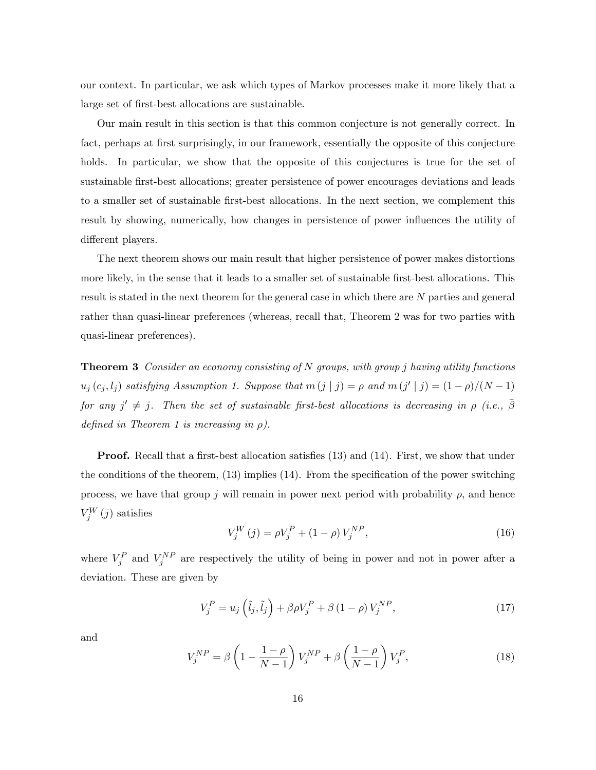our context. In particular, we ask which types of Markov processes make it more likely that a large set of first-best allocations are sustainable.

Our main result in this section is that this common conjecture is not generally correct. In fact, perhaps at first surprisingly, in our framework, essentially the opposite of this conjecture holds. In particular, we show that the opposite of this conjectures is true for the set of sustainable first-best allocations; greater persistence of power encourages deviations and leads to a smaller set of sustainable first-best allocations. In the next section, we complement this result by showing, numerically, how changes in persistence of power influences the utility of different players.

The next theorem shows our main result that higher persistence of power makes distortions more likely, in the sense that it leads to a smaller set of sustainable first-best allocations. This result is stated in the next theorem for the general case in which there are $N$ parties and general rather than quasi-linear preferences (whereas, recall that, Theorem 2 was for two parties with quasi-linear preferences).

**Theorem 3** *Consider an economy consisting of $N$ groups, with group $j$ having utility functions $u_j(c_j, l_j)$ satisfying Assumption 1. Suppose that $m(j \mid j) = \rho$ and $m(j' \mid j) = (1-\rho)/(N-1)$ for any $j' \neq j$. Then the set of sustainable first-best allocations is decreasing in $\rho$ (i.e., $\bar{\beta}$ defined in Theorem 1 is increasing in $\rho$).*

**Proof.** Recall that a first-best allocation satisfies (13) and (14). First, we show that under the conditions of the theorem, (13) implies (14). From the specification of the power switching process, we have that group $j$ will remain in power next period with probability $\rho$, and hence $V_j^W(j)$ satisfies

$$V_j^W(j) = \rho V_j^P + (1-\rho) V_j^{NP}, \tag{16}$$

where $V_j^P$ and $V_j^{NP}$ are respectively the utility of being in power and not in power after a deviation. These are given by

$$V_j^P = u_j\left(\tilde{l}_j, \tilde{l}_j\right) + \beta\rho V_j^P + \beta(1-\rho) V_j^{NP}, \tag{17}$$

and

$$V_j^{NP} = \beta\left(1 - \frac{1-\rho}{N-1}\right) V_j^{NP} + \beta\left(\frac{1-\rho}{N-1}\right) V_j^P, \tag{18}$$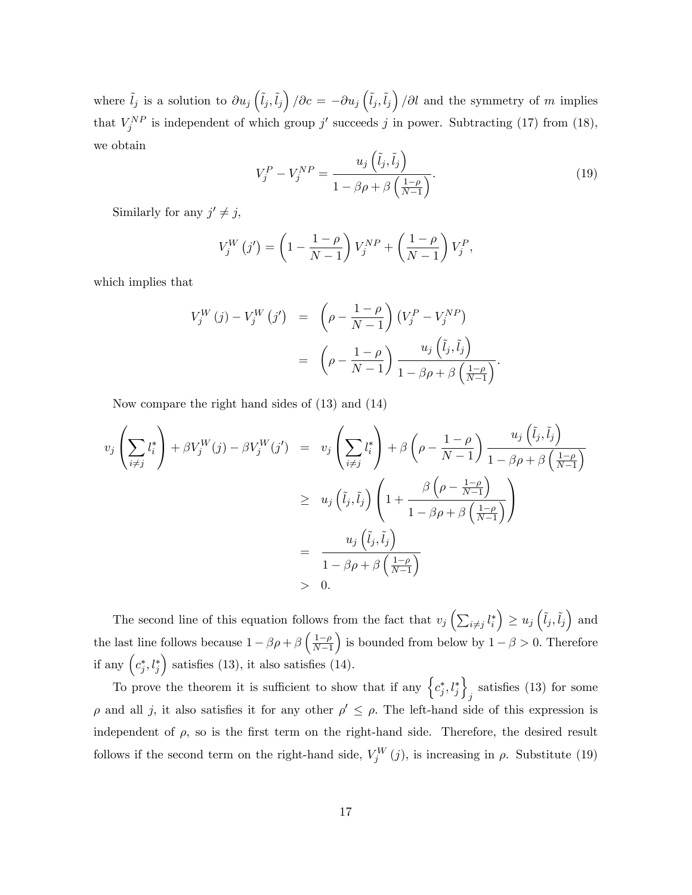where $\tilde{l}_j$ is a solution to $\partial u_j\left(\tilde{l}_j, \tilde{l}_j\right)/\partial c = -\partial u_j\left(\tilde{l}_j, \tilde{l}_j\right)/\partial l$ and the symmetry of $m$ implies that $V_j^{NP}$ is independent of which group $j'$ succeeds $j$ in power. Subtracting (17) from (18), we obtain

$$V_j^P - V_j^{NP} = \frac{u_j\left(\tilde{l}_j, \tilde{l}_j\right)}{1 - \beta\rho + \beta\left(\frac{1-\rho}{N-1}\right)}. \tag{19}$$

Similarly for any $j' \neq j$,

$$V_j^W\left(j'\right) = \left(1 - \frac{1-\rho}{N-1}\right)V_j^{NP} + \left(\frac{1-\rho}{N-1}\right)V_j^P,$$

which implies that

$$\begin{aligned}
V_j^W\left(j\right) - V_j^W\left(j'\right) &= \left(\rho - \frac{1-\rho}{N-1}\right)\left(V_j^P - V_j^{NP}\right) \\
&= \left(\rho - \frac{1-\rho}{N-1}\right)\frac{u_j\left(\tilde{l}_j, \tilde{l}_j\right)}{1 - \beta\rho + \beta\left(\frac{1-\rho}{N-1}\right)}.
\end{aligned}$$

Now compare the right hand sides of (13) and (14)

$$\begin{aligned}
v_j\left(\sum_{i\neq j} l_i^*\right) + \beta V_j^W(j) - \beta V_j^W(j') &= v_j\left(\sum_{i\neq j} l_i^*\right) + \beta\left(\rho - \frac{1-\rho}{N-1}\right)\frac{u_j\left(\tilde{l}_j, \tilde{l}_j\right)}{1 - \beta\rho + \beta\left(\frac{1-\rho}{N-1}\right)} \\
&\geq u_j\left(\tilde{l}_j, \tilde{l}_j\right)\left(1 + \frac{\beta\left(\rho - \frac{1-\rho}{N-1}\right)}{1 - \beta\rho + \beta\left(\frac{1-\rho}{N-1}\right)}\right) \\
&= \frac{u_j\left(\tilde{l}_j, \tilde{l}_j\right)}{1 - \beta\rho + \beta\left(\frac{1-\rho}{N-1}\right)} \\
&> 0.
\end{aligned}$$

The second line of this equation follows from the fact that $v_j\left(\sum_{i\neq j} l_i^*\right) \geq u_j\left(\tilde{l}_j, \tilde{l}_j\right)$ and the last line follows because $1 - \beta\rho + \beta\left(\frac{1-\rho}{N-1}\right)$ is bounded from below by $1 - \beta > 0$. Therefore if any $\left(c_j^*, l_j^*\right)$ satisfies (13), it also satisfies (14).

To prove the theorem it is sufficient to show that if any $\left\{c_j^*, l_j^*\right\}_j$ satisfies (13) for some $\rho$ and all $j$, it also satisfies it for any other $\rho' \leq \rho$. The left-hand side of this expression is independent of $\rho$, so is the first term on the right-hand side. Therefore, the desired result follows if the second term on the right-hand side, $V_j^W\left(j\right)$, is increasing in $\rho$. Substitute (19)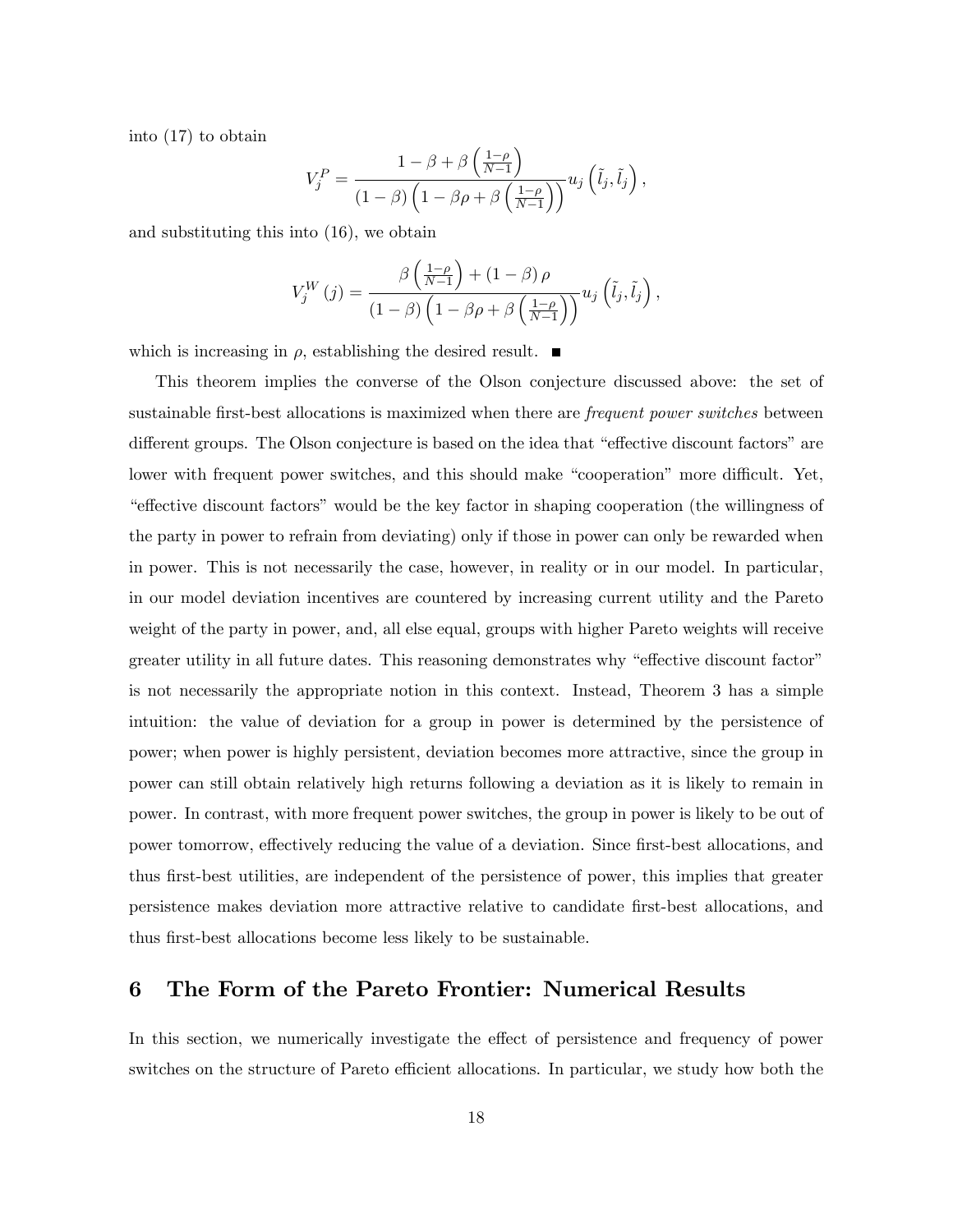into (17) to obtain

$$V_j^P = \frac{1 - \beta + \beta \left(\frac{1-\rho}{N-1}\right)}{(1-\beta)\left(1 - \beta\rho + \beta\left(\frac{1-\rho}{N-1}\right)\right)} u_j\left(\tilde{l}_j, \tilde{l}_j\right),$$

and substituting this into (16), we obtain

$$V_j^W(j) = \frac{\beta\left(\frac{1-\rho}{N-1}\right) + (1-\beta)\rho}{(1-\beta)\left(1 - \beta\rho + \beta\left(\frac{1-\rho}{N-1}\right)\right)} u_j\left(\tilde{l}_j, \tilde{l}_j\right),$$

which is increasing in $\rho$, establishing the desired result. ■

This theorem implies the converse of the Olson conjecture discussed above: the set of sustainable first-best allocations is maximized when there are *frequent power switches* between different groups. The Olson conjecture is based on the idea that "effective discount factors" are lower with frequent power switches, and this should make "cooperation" more difficult. Yet, "effective discount factors" would be the key factor in shaping cooperation (the willingness of the party in power to refrain from deviating) only if those in power can only be rewarded when in power. This is not necessarily the case, however, in reality or in our model. In particular, in our model deviation incentives are countered by increasing current utility and the Pareto weight of the party in power, and, all else equal, groups with higher Pareto weights will receive greater utility in all future dates. This reasoning demonstrates why "effective discount factor" is not necessarily the appropriate notion in this context. Instead, Theorem 3 has a simple intuition: the value of deviation for a group in power is determined by the persistence of power; when power is highly persistent, deviation becomes more attractive, since the group in power can still obtain relatively high returns following a deviation as it is likely to remain in power. In contrast, with more frequent power switches, the group in power is likely to be out of power tomorrow, effectively reducing the value of a deviation. Since first-best allocations, and thus first-best utilities, are independent of the persistence of power, this implies that greater persistence makes deviation more attractive relative to candidate first-best allocations, and thus first-best allocations become less likely to be sustainable.

## 6 The Form of the Pareto Frontier: Numerical Results

In this section, we numerically investigate the effect of persistence and frequency of power switches on the structure of Pareto efficient allocations. In particular, we study how both the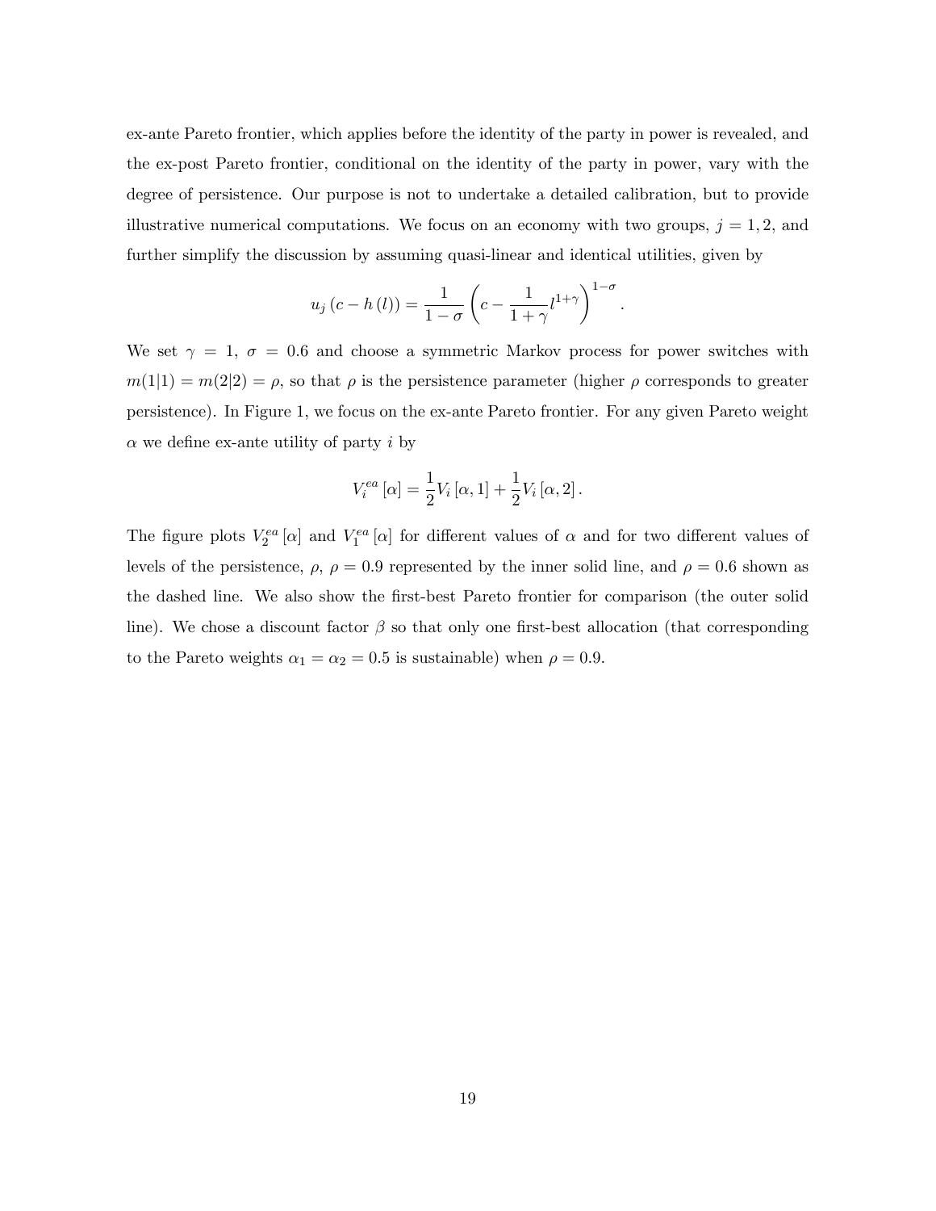ex-ante Pareto frontier, which applies before the identity of the party in power is revealed, and the ex-post Pareto frontier, conditional on the identity of the party in power, vary with the degree of persistence. Our purpose is not to undertake a detailed calibration, but to provide illustrative numerical computations. We focus on an economy with two groups, $j = 1, 2$, and further simplify the discussion by assuming quasi-linear and identical utilities, given by

$$u_j\left(c - h\left(l\right)\right) = \frac{1}{1-\sigma}\left(c - \frac{1}{1+\gamma}l^{1+\gamma}\right)^{1-\sigma}.$$

We set $\gamma = 1$, $\sigma = 0.6$ and choose a symmetric Markov process for power switches with $m(1|1) = m(2|2) = \rho$, so that $\rho$ is the persistence parameter (higher $\rho$ corresponds to greater persistence). In Figure 1, we focus on the ex-ante Pareto frontier. For any given Pareto weight $\alpha$ we define ex-ante utility of party $i$ by

$$V_i^{ea}\left[\alpha\right] = \frac{1}{2}V_i\left[\alpha, 1\right] + \frac{1}{2}V_i\left[\alpha, 2\right].$$

The figure plots $V_2^{ea}\left[\alpha\right]$ and $V_1^{ea}\left[\alpha\right]$ for different values of $\alpha$ and for two different values of levels of the persistence, $\rho$, $\rho = 0.9$ represented by the inner solid line, and $\rho = 0.6$ shown as the dashed line. We also show the first-best Pareto frontier for comparison (the outer solid line). We chose a discount factor $\beta$ so that only one first-best allocation (that corresponding to the Pareto weights $\alpha_1 = \alpha_2 = 0.5$ is sustainable) when $\rho = 0.9$.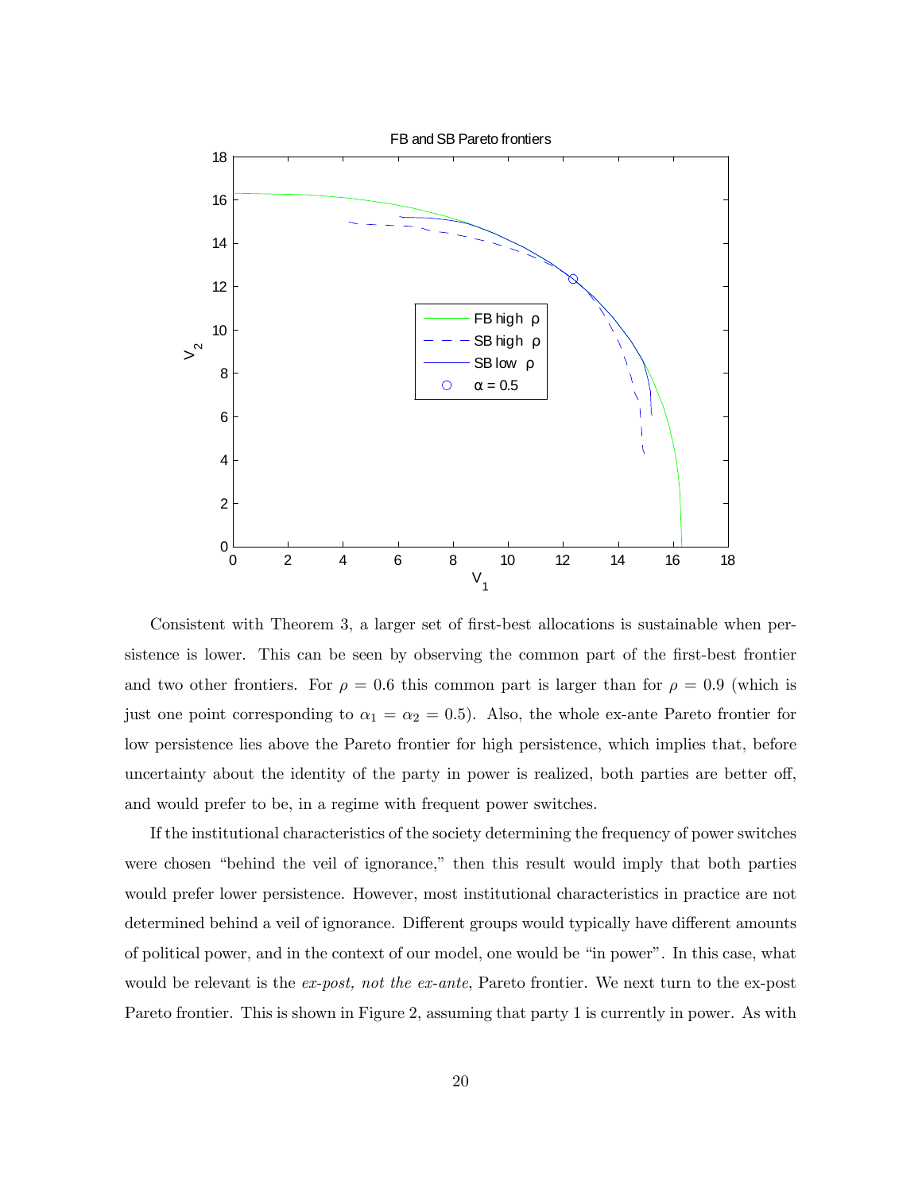Consistent with Theorem 3, a larger set of first-best allocations is sustainable when persistence is lower. This can be seen by observing the common part of the first-best frontier and two other frontiers. For $\rho = 0.6$ this common part is larger than for $\rho = 0.9$ (which is just one point corresponding to $\alpha_1 = \alpha_2 = 0.5$). Also, the whole ex-ante Pareto frontier for low persistence lies above the Pareto frontier for high persistence, which implies that, before uncertainty about the identity of the party in power is realized, both parties are better off, and would prefer to be, in a regime with frequent power switches.

If the institutional characteristics of the society determining the frequency of power switches were chosen "behind the veil of ignorance," then this result would imply that both parties would prefer lower persistence. However, most institutional characteristics in practice are not determined behind a veil of ignorance. Different groups would typically have different amounts of political power, and in the context of our model, one would be "in power". In this case, what would be relevant is the *ex-post, not the ex-ante*, Pareto frontier. We next turn to the ex-post Pareto frontier. This is shown in Figure 2, assuming that party 1 is currently in power. As with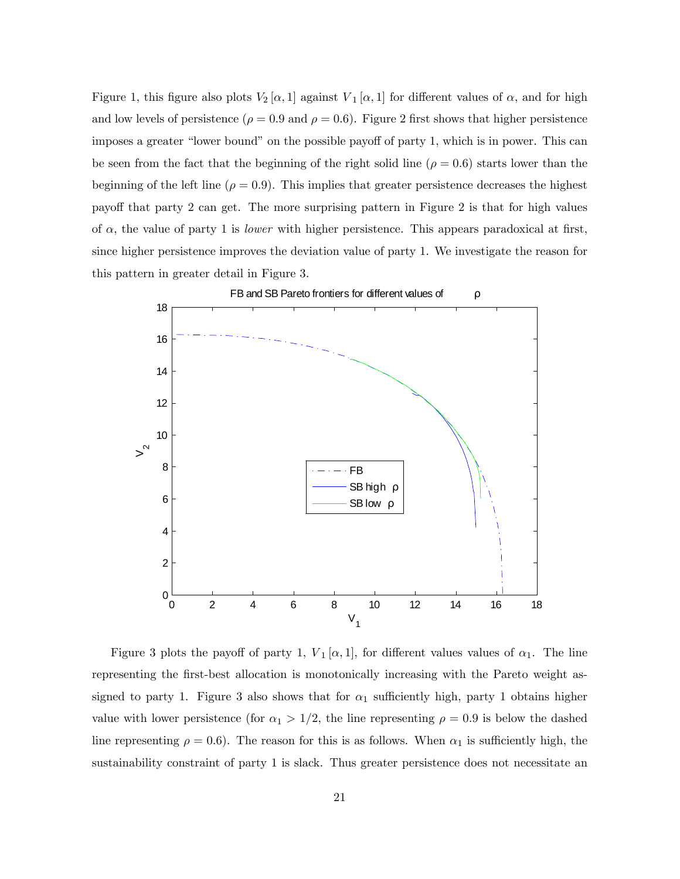Figure 1, this figure also plots $V_2[\alpha, 1]$ against $V_1[\alpha, 1]$ for different values of $\alpha$, and for high and low levels of persistence ($\rho = 0.9$ and $\rho = 0.6$). Figure 2 first shows that higher persistence imposes a greater "lower bound" on the possible payoff of party 1, which is in power. This can be seen from the fact that the beginning of the right solid line ($\rho = 0.6$) starts lower than the beginning of the left line ($\rho = 0.9$). This implies that greater persistence decreases the highest payoff that party 2 can get. The more surprising pattern in Figure 2 is that for high values of $\alpha$, the value of party 1 is *lower* with higher persistence. This appears paradoxical at first, since higher persistence improves the deviation value of party 1. We investigate the reason for this pattern in greater detail in Figure 3.

Figure 3 plots the payoff of party 1, $V_1[\alpha, 1]$, for different values values of $\alpha_1$. The line representing the first-best allocation is monotonically increasing with the Pareto weight assigned to party 1. Figure 3 also shows that for $\alpha_1$ sufficiently high, party 1 obtains higher value with lower persistence (for $\alpha_1 > 1/2$, the line representing $\rho = 0.9$ is below the dashed line representing $\rho = 0.6$). The reason for this is as follows. When $\alpha_1$ is sufficiently high, the sustainability constraint of party 1 is slack. Thus greater persistence does not necessitate an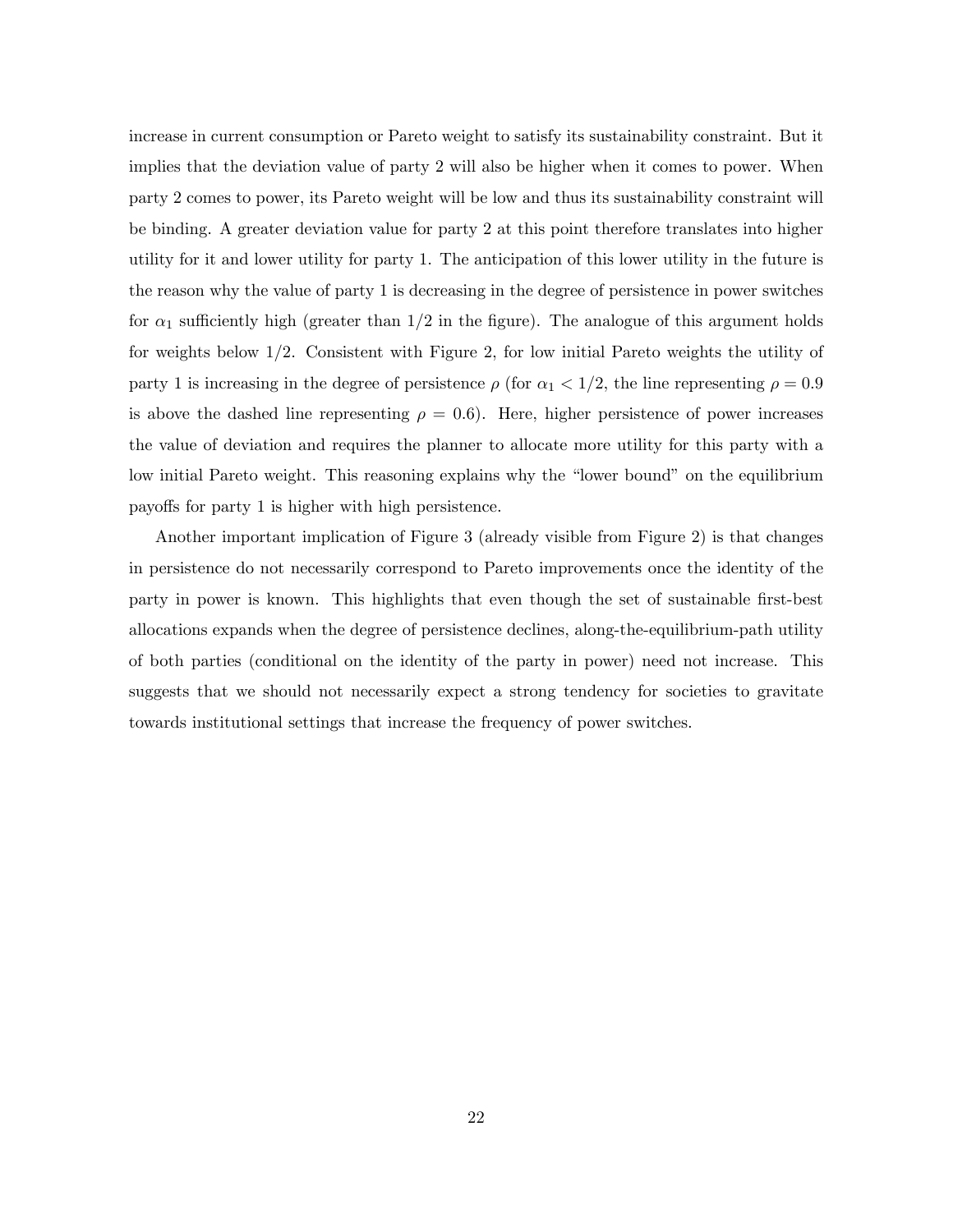increase in current consumption or Pareto weight to satisfy its sustainability constraint. But it implies that the deviation value of party 2 will also be higher when it comes to power. When party 2 comes to power, its Pareto weight will be low and thus its sustainability constraint will be binding. A greater deviation value for party 2 at this point therefore translates into higher utility for it and lower utility for party 1. The anticipation of this lower utility in the future is the reason why the value of party 1 is decreasing in the degree of persistence in power switches for $\alpha_1$ sufficiently high (greater than 1/2 in the figure). The analogue of this argument holds for weights below 1/2. Consistent with Figure 2, for low initial Pareto weights the utility of party 1 is increasing in the degree of persistence $\rho$ (for $\alpha_1 < 1/2$, the line representing $\rho = 0.9$ is above the dashed line representing $\rho = 0.6$). Here, higher persistence of power increases the value of deviation and requires the planner to allocate more utility for this party with a low initial Pareto weight. This reasoning explains why the "lower bound" on the equilibrium payoffs for party 1 is higher with high persistence.

Another important implication of Figure 3 (already visible from Figure 2) is that changes in persistence do not necessarily correspond to Pareto improvements once the identity of the party in power is known. This highlights that even though the set of sustainable first-best allocations expands when the degree of persistence declines, along-the-equilibrium-path utility of both parties (conditional on the identity of the party in power) need not increase. This suggests that we should not necessarily expect a strong tendency for societies to gravitate towards institutional settings that increase the frequency of power switches.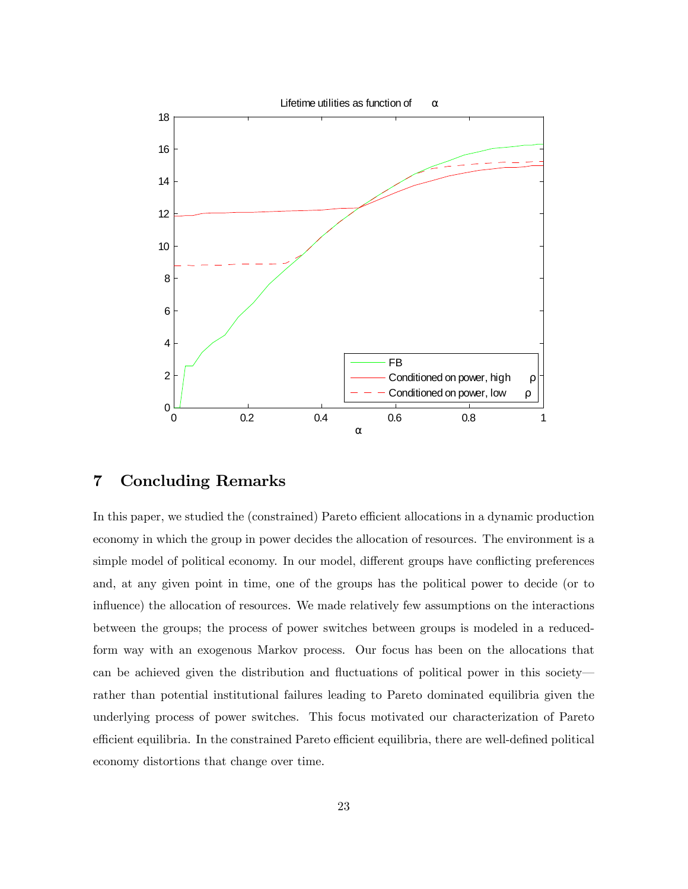## 7 Concluding Remarks

In this paper, we studied the (constrained) Pareto efficient allocations in a dynamic production economy in which the group in power decides the allocation of resources. The environment is a simple model of political economy. In our model, different groups have conflicting preferences and, at any given point in time, one of the groups has the political power to decide (or to influence) the allocation of resources. We made relatively few assumptions on the interactions between the groups; the process of power switches between groups is modeled in a reduced-form way with an exogenous Markov process. Our focus has been on the allocations that can be achieved given the distribution and fluctuations of political power in this society—rather than potential institutional failures leading to Pareto dominated equilibria given the underlying process of power switches. This focus motivated our characterization of Pareto efficient equilibria. In the constrained Pareto efficient equilibria, there are well-defined political economy distortions that change over time.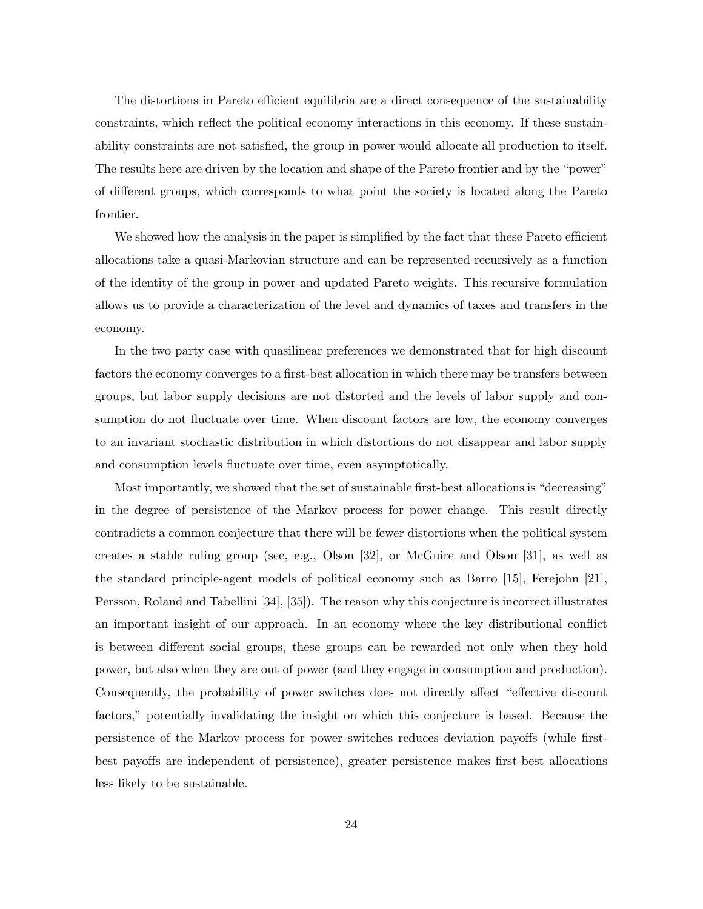The distortions in Pareto efficient equilibria are a direct consequence of the sustainability constraints, which reflect the political economy interactions in this economy. If these sustainability constraints are not satisfied, the group in power would allocate all production to itself. The results here are driven by the location and shape of the Pareto frontier and by the "power" of different groups, which corresponds to what point the society is located along the Pareto frontier.

We showed how the analysis in the paper is simplified by the fact that these Pareto efficient allocations take a quasi-Markovian structure and can be represented recursively as a function of the identity of the group in power and updated Pareto weights. This recursive formulation allows us to provide a characterization of the level and dynamics of taxes and transfers in the economy.

In the two party case with quasilinear preferences we demonstrated that for high discount factors the economy converges to a first-best allocation in which there may be transfers between groups, but labor supply decisions are not distorted and the levels of labor supply and consumption do not fluctuate over time. When discount factors are low, the economy converges to an invariant stochastic distribution in which distortions do not disappear and labor supply and consumption levels fluctuate over time, even asymptotically.

Most importantly, we showed that the set of sustainable first-best allocations is "decreasing" in the degree of persistence of the Markov process for power change. This result directly contradicts a common conjecture that there will be fewer distortions when the political system creates a stable ruling group (see, e.g., Olson [32], or McGuire and Olson [31], as well as the standard principle-agent models of political economy such as Barro [15], Ferejohn [21], Persson, Roland and Tabellini [34], [35]). The reason why this conjecture is incorrect illustrates an important insight of our approach. In an economy where the key distributional conflict is between different social groups, these groups can be rewarded not only when they hold power, but also when they are out of power (and they engage in consumption and production). Consequently, the probability of power switches does not directly affect "effective discount factors," potentially invalidating the insight on which this conjecture is based. Because the persistence of the Markov process for power switches reduces deviation payoffs (while first-best payoffs are independent of persistence), greater persistence makes first-best allocations less likely to be sustainable.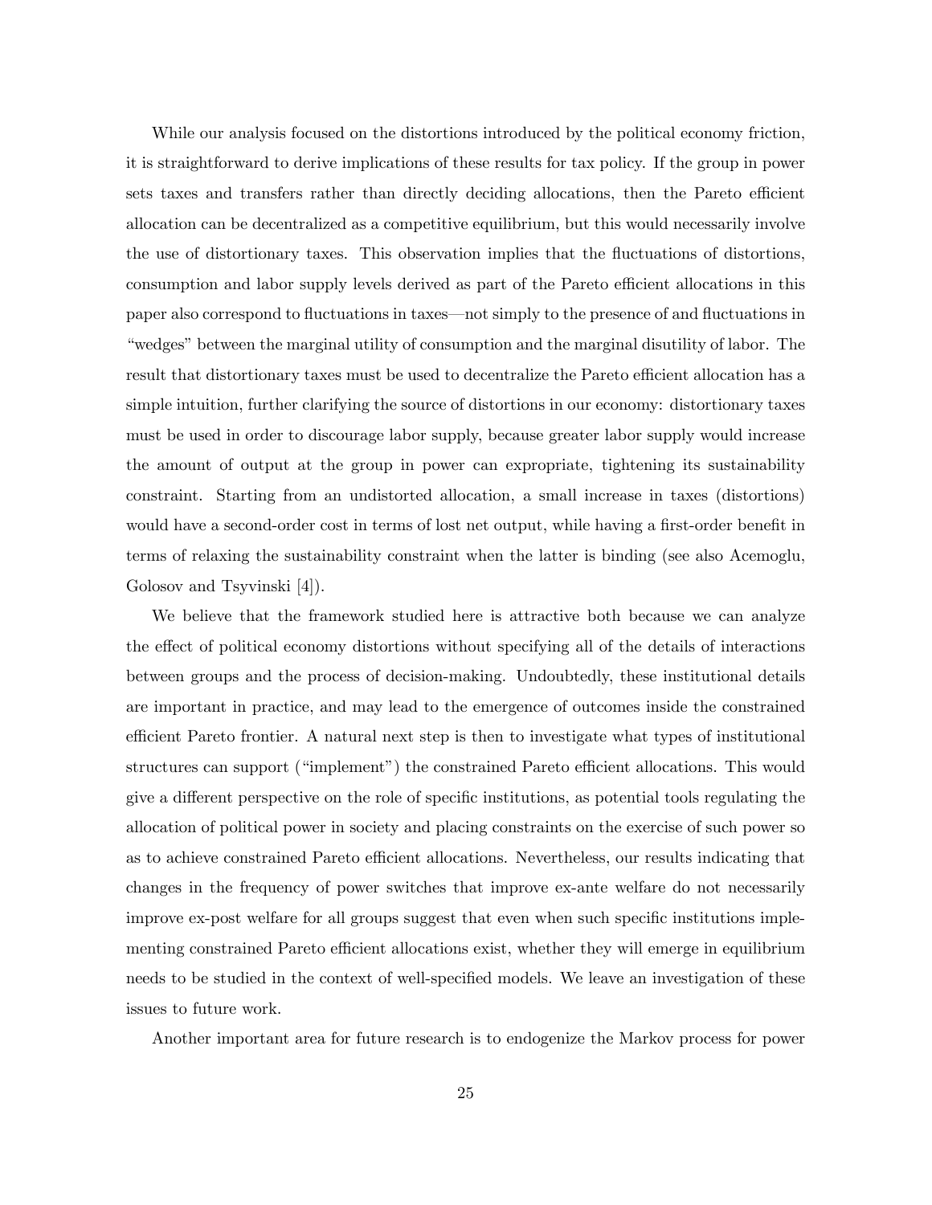While our analysis focused on the distortions introduced by the political economy friction, it is straightforward to derive implications of these results for tax policy. If the group in power sets taxes and transfers rather than directly deciding allocations, then the Pareto efficient allocation can be decentralized as a competitive equilibrium, but this would necessarily involve the use of distortionary taxes. This observation implies that the fluctuations of distortions, consumption and labor supply levels derived as part of the Pareto efficient allocations in this paper also correspond to fluctuations in taxes—not simply to the presence of and fluctuations in "wedges" between the marginal utility of consumption and the marginal disutility of labor. The result that distortionary taxes must be used to decentralize the Pareto efficient allocation has a simple intuition, further clarifying the source of distortions in our economy: distortionary taxes must be used in order to discourage labor supply, because greater labor supply would increase the amount of output at the group in power can expropriate, tightening its sustainability constraint. Starting from an undistorted allocation, a small increase in taxes (distortions) would have a second-order cost in terms of lost net output, while having a first-order benefit in terms of relaxing the sustainability constraint when the latter is binding (see also Acemoglu, Golosov and Tsyvinski [4]).

We believe that the framework studied here is attractive both because we can analyze the effect of political economy distortions without specifying all of the details of interactions between groups and the process of decision-making. Undoubtedly, these institutional details are important in practice, and may lead to the emergence of outcomes inside the constrained efficient Pareto frontier. A natural next step is then to investigate what types of institutional structures can support ("implement") the constrained Pareto efficient allocations. This would give a different perspective on the role of specific institutions, as potential tools regulating the allocation of political power in society and placing constraints on the exercise of such power so as to achieve constrained Pareto efficient allocations. Nevertheless, our results indicating that changes in the frequency of power switches that improve ex-ante welfare do not necessarily improve ex-post welfare for all groups suggest that even when such specific institutions implementing constrained Pareto efficient allocations exist, whether they will emerge in equilibrium needs to be studied in the context of well-specified models. We leave an investigation of these issues to future work.

Another important area for future research is to endogenize the Markov process for power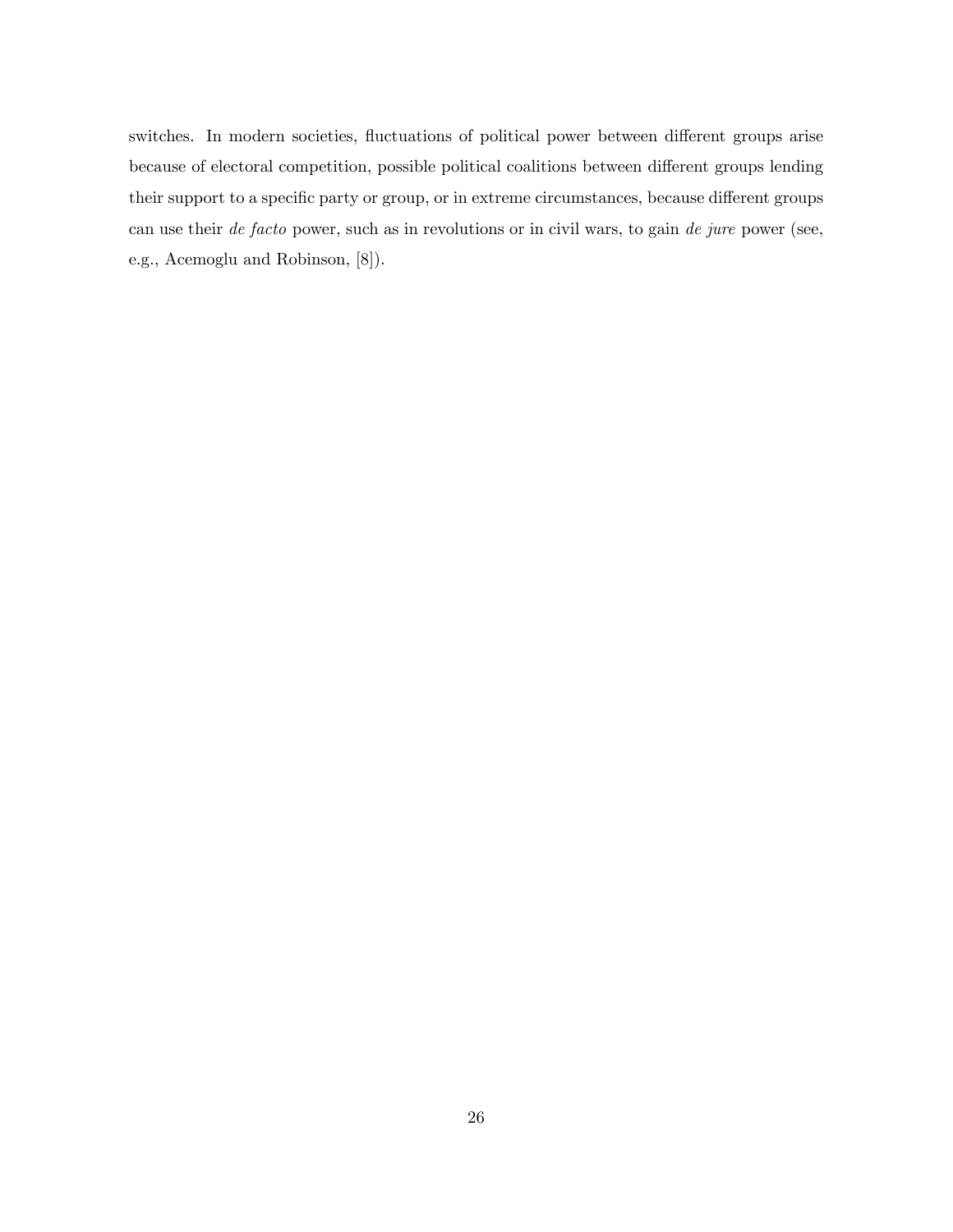switches. In modern societies, fluctuations of political power between different groups arise because of electoral competition, possible political coalitions between different groups lending their support to a specific party or group, or in extreme circumstances, because different groups can use their *de facto* power, such as in revolutions or in civil wars, to gain *de jure* power (see, e.g., Acemoglu and Robinson, [8]).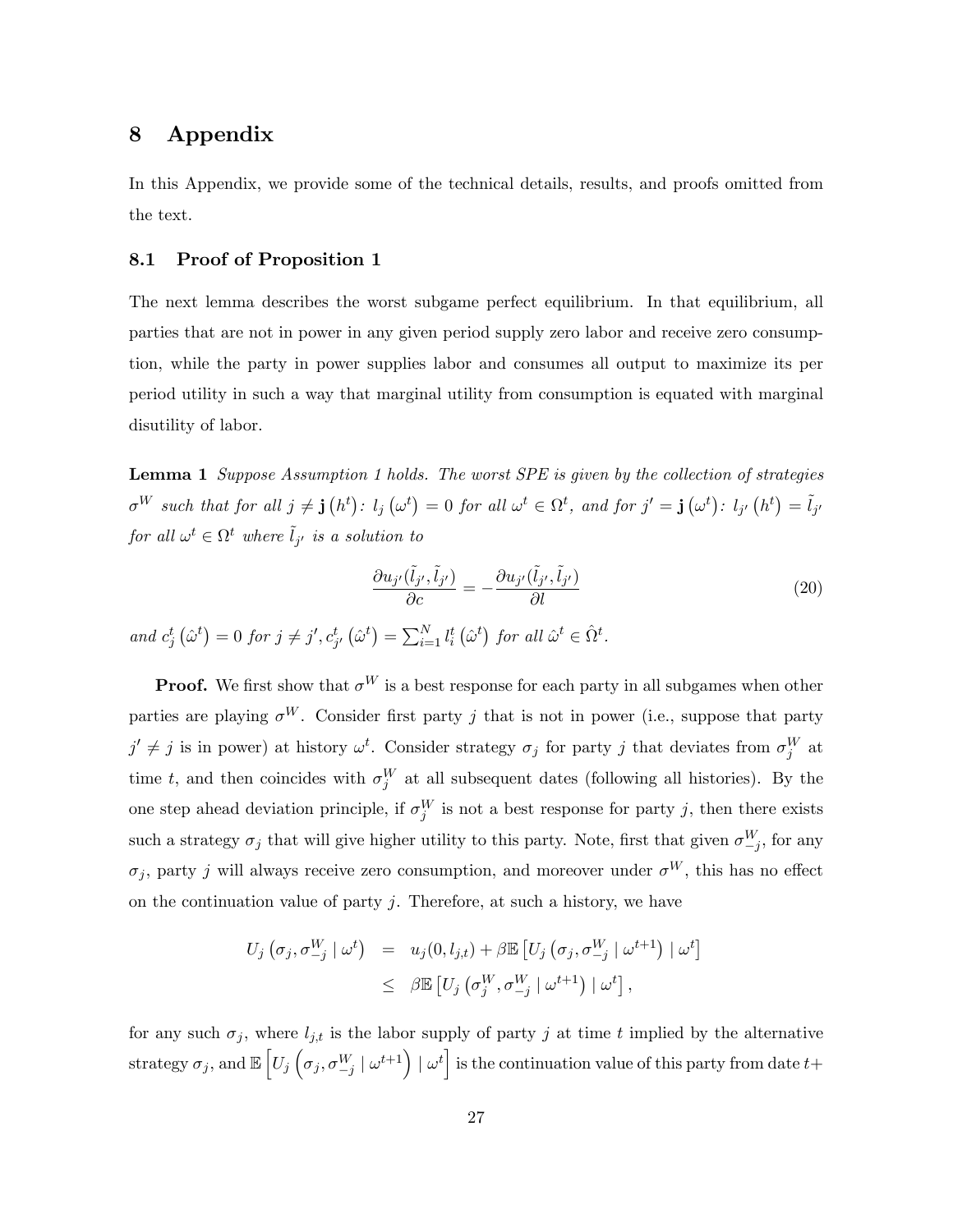# 8 Appendix

In this Appendix, we provide some of the technical details, results, and proofs omitted from the text.

## 8.1 Proof of Proposition 1

The next lemma describes the worst subgame perfect equilibrium. In that equilibrium, all parties that are not in power in any given period supply zero labor and receive zero consumption, while the party in power supplies labor and consumes all output to maximize its per period utility in such a way that marginal utility from consumption is equated with marginal disutility of labor.

**Lemma 1** *Suppose Assumption 1 holds. The worst SPE is given by the collection of strategies* $\sigma^W$ *such that for all* $j \neq \mathbf{j}(h^t)$*:* $l_j(\omega^t) = 0$ *for all* $\omega^t \in \Omega^t$*, and for* $j' = \mathbf{j}(\omega^t)$*:* $l_{j'}(h^t) = \tilde{l}_{j'}$ *for all* $\omega^t \in \Omega^t$ *where* $\tilde{l}_{j'}$ *is a solution to*

$$\frac{\partial u_{j'}(\tilde{l}_{j'}, \tilde{l}_{j'})}{\partial c} = -\frac{\partial u_{j'}(\tilde{l}_{j'}, \tilde{l}_{j'})}{\partial l} \tag{20}$$

*and* $c_j^t(\hat{\omega}^t) = 0$ *for* $j \neq j', c_{j'}^t(\hat{\omega}^t) = \sum_{i=1}^N l_i^t(\hat{\omega}^t)$ *for all* $\hat{\omega}^t \in \hat{\Omega}^t$*.*

**Proof.** We first show that $\sigma^W$ is a best response for each party in all subgames when other parties are playing $\sigma^W$. Consider first party $j$ that is not in power (i.e., suppose that party $j' \neq j$ is in power) at history $\omega^t$. Consider strategy $\sigma_j$ for party $j$ that deviates from $\sigma_j^W$ at time $t$, and then coincides with $\sigma_j^W$ at all subsequent dates (following all histories). By the one step ahead deviation principle, if $\sigma_j^W$ is not a best response for party $j$, then there exists such a strategy $\sigma_j$ that will give higher utility to this party. Note, first that given $\sigma_{-j}^W$, for any $\sigma_j$, party $j$ will always receive zero consumption, and moreover under $\sigma^W$, this has no effect on the continuation value of party $j$. Therefore, at such a history, we have

$$\begin{aligned} U_j\left(\sigma_j, \sigma_{-j}^W \mid \omega^t\right) &= u_j(0, l_{j,t}) + \beta \mathbb{E}\left[U_j\left(\sigma_j, \sigma_{-j}^W \mid \omega^{t+1}\right) \mid \omega^t\right] \\ &\leq \beta \mathbb{E}\left[U_j\left(\sigma_j^W, \sigma_{-j}^W \mid \omega^{t+1}\right) \mid \omega^t\right], \end{aligned}$$

for any such $\sigma_j$, where $l_{j,t}$ is the labor supply of party $j$ at time $t$ implied by the alternative strategy $\sigma_j$, and $\mathbb{E}\left[U_j\left(\sigma_j, \sigma_{-j}^W \mid \omega^{t+1}\right) \mid \omega^t\right]$ is the continuation value of this party from date $t+$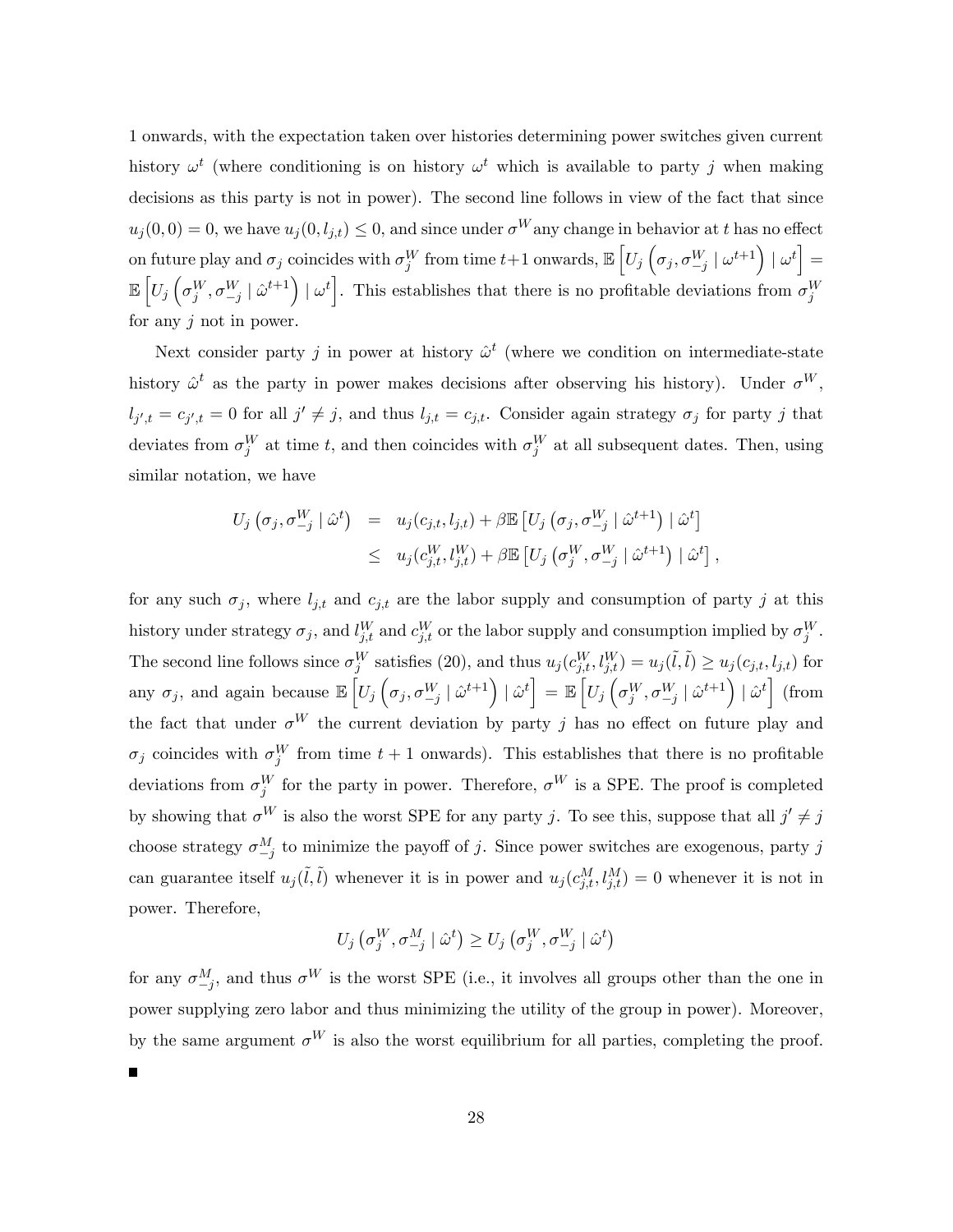1 onwards, with the expectation taken over histories determining power switches given current history $\omega^t$ (where conditioning is on history $\omega^t$ which is available to party $j$ when making decisions as this party is not in power). The second line follows in view of the fact that since $u_j(0,0) = 0$, we have $u_j(0, l_{j,t}) \leq 0$, and since under $\sigma^W$ any change in behavior at $t$ has no effect on future play and $\sigma_j$ coincides with $\sigma_j^W$ from time $t+1$ onwards, $\mathbb{E}\left[U_j\left(\sigma_j, \sigma_{-j}^W \mid \omega^{t+1}\right) \mid \omega^t\right] = \mathbb{E}\left[U_j\left(\sigma_j^W, \sigma_{-j}^W \mid \hat{\omega}^{t+1}\right) \mid \omega^t\right]$. This establishes that there is no profitable deviations from $\sigma_j^W$ for any $j$ not in power.

Next consider party $j$ in power at history $\hat{\omega}^t$ (where we condition on intermediate-state history $\hat{\omega}^t$ as the party in power makes decisions after observing his history). Under $\sigma^W$, $l_{j',t} = c_{j',t} = 0$ for all $j' \neq j$, and thus $l_{j,t} = c_{j,t}$. Consider again strategy $\sigma_j$ for party $j$ that deviates from $\sigma_j^W$ at time $t$, and then coincides with $\sigma_j^W$ at all subsequent dates. Then, using similar notation, we have

$$
\begin{aligned}
U_j\left(\sigma_j, \sigma_{-j}^W \mid \hat{\omega}^t\right) &= u_j(c_{j,t}, l_{j,t}) + \beta \mathbb{E}\left[U_j\left(\sigma_j, \sigma_{-j}^W \mid \hat{\omega}^{t+1}\right) \mid \hat{\omega}^t\right] \\
&\leq u_j(c_{j,t}^W, l_{j,t}^W) + \beta \mathbb{E}\left[U_j\left(\sigma_j^W, \sigma_{-j}^W \mid \hat{\omega}^{t+1}\right) \mid \hat{\omega}^t\right],
\end{aligned}
$$

for any such $\sigma_j$, where $l_{j,t}$ and $c_{j,t}$ are the labor supply and consumption of party $j$ at this history under strategy $\sigma_j$, and $l_{j,t}^W$ and $c_{j,t}^W$ or the labor supply and consumption implied by $\sigma_j^W$. The second line follows since $\sigma_j^W$ satisfies (20), and thus $u_j(c_{j,t}^W, l_{j,t}^W) = u_j(\tilde{l}, \tilde{l}) \geq u_j(c_{j,t}, l_{j,t})$ for any $\sigma_j$, and again because $\mathbb{E}\left[U_j\left(\sigma_j, \sigma_{-j}^W \mid \hat{\omega}^{t+1}\right) \mid \hat{\omega}^t\right] = \mathbb{E}\left[U_j\left(\sigma_j^W, \sigma_{-j}^W \mid \hat{\omega}^{t+1}\right) \mid \hat{\omega}^t\right]$ (from the fact that under $\sigma^W$ the current deviation by party $j$ has no effect on future play and $\sigma_j$ coincides with $\sigma_j^W$ from time $t+1$ onwards). This establishes that there is no profitable deviations from $\sigma_j^W$ for the party in power. Therefore, $\sigma^W$ is a SPE. The proof is completed by showing that $\sigma^W$ is also the worst SPE for any party $j$. To see this, suppose that all $j' \neq j$ choose strategy $\sigma_{-j}^M$ to minimize the payoff of $j$. Since power switches are exogenous, party $j$ can guarantee itself $u_j(\tilde{l}, \tilde{l})$ whenever it is in power and $u_j(c_{j,t}^M, l_{j,t}^M) = 0$ whenever it is not in power. Therefore,

$$
U_j\left(\sigma_j^W, \sigma_{-j}^M \mid \hat{\omega}^t\right) \geq U_j\left(\sigma_j^W, \sigma_{-j}^W \mid \hat{\omega}^t\right)
$$

for any $\sigma_{-j}^M$, and thus $\sigma^W$ is the worst SPE (i.e., it involves all groups other than the one in power supplying zero labor and thus minimizing the utility of the group in power). Moreover, by the same argument $\sigma^W$ is also the worst equilibrium for all parties, completing the proof. ■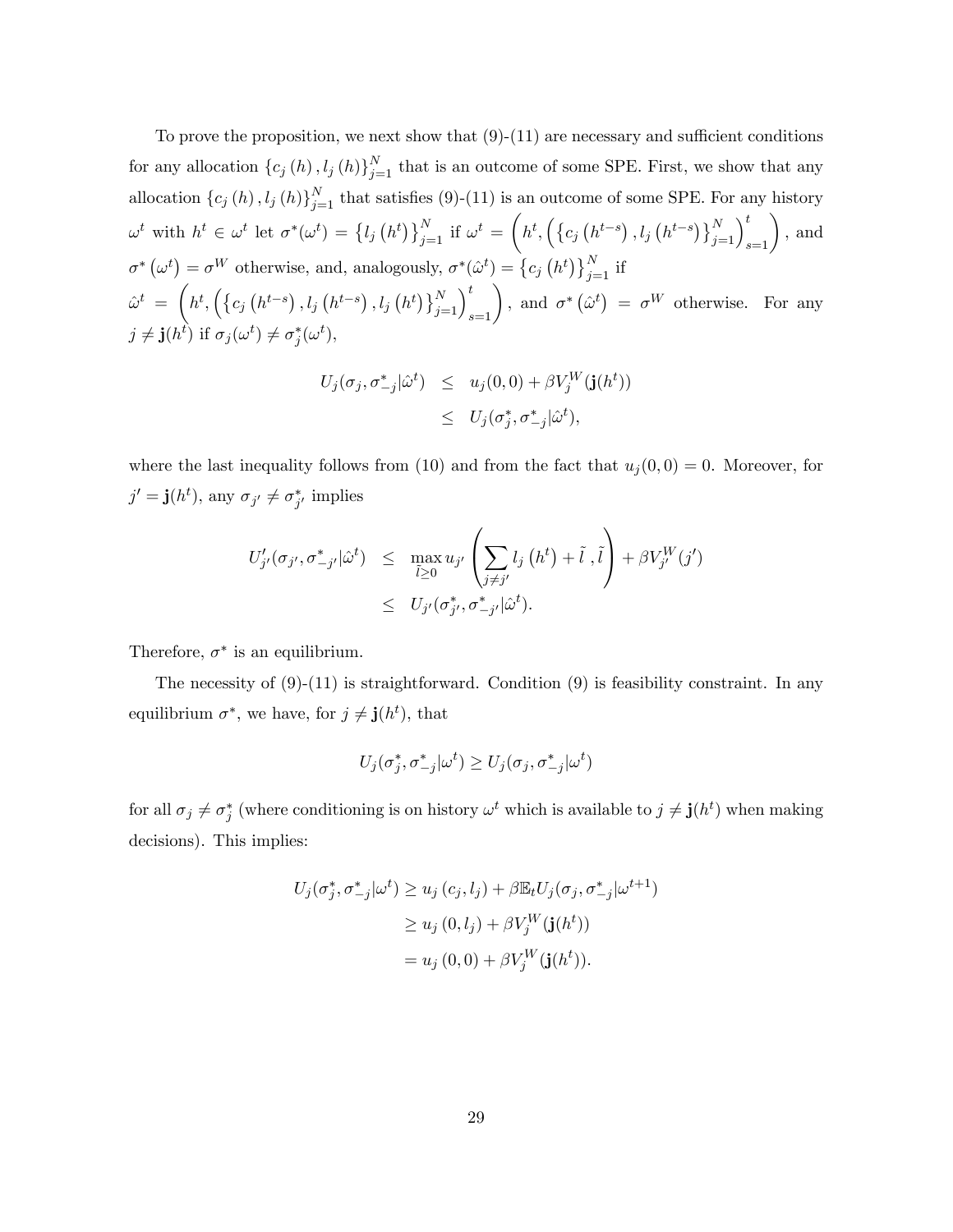To prove the proposition, we next show that (9)-(11) are necessary and sufficient conditions for any allocation $\{c_j(h), l_j(h)\}_{j=1}^N$ that is an outcome of some SPE. First, we show that any allocation $\{c_j(h), l_j(h)\}_{j=1}^N$ that satisfies (9)-(11) is an outcome of some SPE. For any history $\omega^t$ with $h^t \in \omega^t$ let $\sigma^*(\omega^t) = \{l_j(h^t)\}_{j=1}^N$ if $\omega^t = \left(h^t, \left(\{c_j(h^{t-s}), l_j(h^{t-s})\}_{j=1}^N\right)_{s=1}^t\right)$, and $\sigma^*(\omega^t) = \sigma^W$ otherwise, and, analogously, $\sigma^*(\hat{\omega}^t) = \{c_j(h^t)\}_{j=1}^N$ if $\hat{\omega}^t = \left(h^t, \left(\{c_j(h^{t-s}), l_j(h^{t-s}), l_j(h^t)\}_{j=1}^N\right)_{s=1}^t\right)$, and $\sigma^*(\hat{\omega}^t) = \sigma^W$ otherwise. For any $j \neq \mathbf{j}(h^t)$ if $\sigma_j(\omega^t) \neq \sigma_j^*(\omega^t)$,

$$
\begin{aligned}
U_j(\sigma_j, \sigma_{-j}^* | \hat{\omega}^t) &\leq u_j(0,0) + \beta V_j^W(\mathbf{j}(h^t)) \\
&\leq U_j(\sigma_j^*, \sigma_{-j}^* | \hat{\omega}^t),
\end{aligned}
$$

where the last inequality follows from (10) and from the fact that $u_j(0,0) = 0$. Moreover, for $j' = \mathbf{j}(h^t)$, any $\sigma_{j'} \neq \sigma_{j'}^*$ implies

$$
\begin{aligned}
U'_{j'}(\sigma_{j'}, \sigma_{-j'}^* | \hat{\omega}^t) &\leq \max_{\tilde{l} \geq 0} u_{j'}\left(\sum_{j \neq j'} l_j(h^t) + \tilde{l}\ , \tilde{l}\right) + \beta V_{j'}^W(j') \\
&\leq U_{j'}(\sigma_{j'}^*, \sigma_{-j'}^* | \hat{\omega}^t).
\end{aligned}
$$

Therefore, $\sigma^*$ is an equilibrium.

The necessity of (9)-(11) is straightforward. Condition (9) is feasibility constraint. In any equilibrium $\sigma^*$, we have, for $j \neq \mathbf{j}(h^t)$, that

$$
U_j(\sigma_j^*, \sigma_{-j}^* | \omega^t) \geq U_j(\sigma_j, \sigma_{-j}^* | \omega^t)
$$

for all $\sigma_j \neq \sigma_j^*$ (where conditioning is on history $\omega^t$ which is available to $j \neq \mathbf{j}(h^t)$ when making decisions). This implies:

$$
\begin{aligned}
U_j(\sigma_j^*, \sigma_{-j}^* | \omega^t) &\geq u_j(c_j, l_j) + \beta \mathbb{E}_t U_j(\sigma_j, \sigma_{-j}^* | \omega^{t+1}) \\
&\geq u_j(0, l_j) + \beta V_j^W(\mathbf{j}(h^t)) \\
&= u_j(0, 0) + \beta V_j^W(\mathbf{j}(h^t)).
\end{aligned}
$$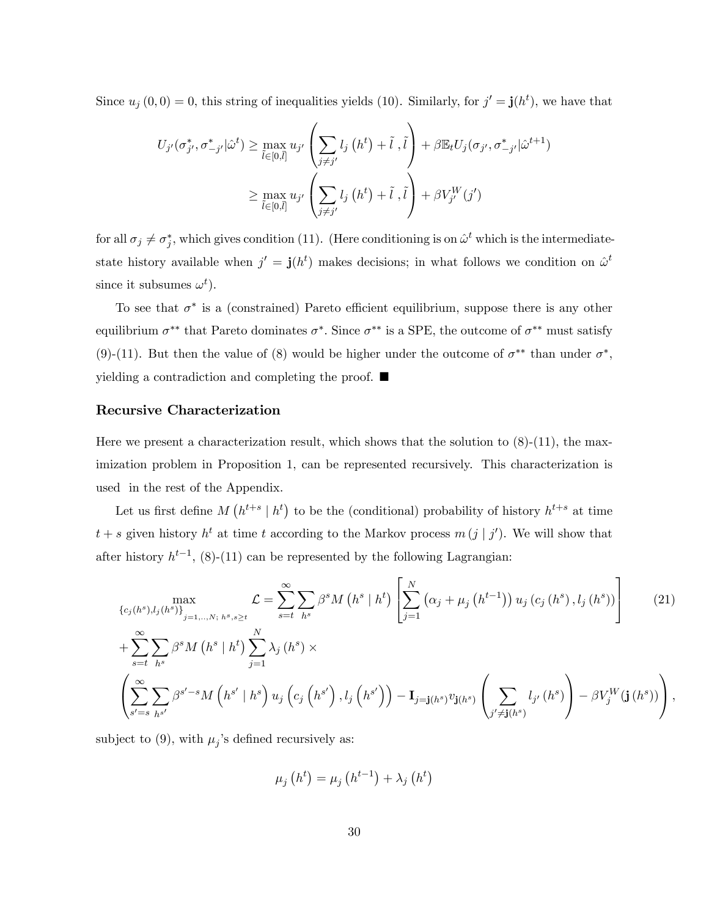Since $u_j(0,0) = 0$, this string of inequalities yields (10). Similarly, for $j' = \mathbf{j}(h^t)$, we have that

$$U_{j'}(\sigma^*_{j'}, \sigma^*_{-j'}|\hat{\omega}^t) \geq \max_{\tilde{l}\in[0,\bar{l}]} u_{j'}\left(\sum_{j\neq j'} l_j\left(h^t\right) + \tilde{l}\ ,\tilde{l}\right) + \beta \mathbb{E}_t U_j(\sigma_{j'}, \sigma^*_{-j'}|\hat{\omega}^{t+1})$$
$$\geq \max_{\tilde{l}\in[0,\bar{l}]} u_{j'}\left(\sum_{j\neq j'} l_j\left(h^t\right) + \tilde{l}\ ,\tilde{l}\right) + \beta V^W_{j'}(j')$$

for all $\sigma_j \neq \sigma^*_j$, which gives condition (11). (Here conditioning is on $\hat{\omega}^t$ which is the intermediate-state history available when $j' = \mathbf{j}(h^t)$ makes decisions; in what follows we condition on $\hat{\omega}^t$ since it subsumes $\omega^t$).

To see that $\sigma^*$ is a (constrained) Pareto efficient equilibrium, suppose there is any other equilibrium $\sigma^{**}$ that Pareto dominates $\sigma^*$. Since $\sigma^{**}$ is a SPE, the outcome of $\sigma^{**}$ must satisfy (9)-(11). But then the value of (8) would be higher under the outcome of $\sigma^{**}$ than under $\sigma^*$, yielding a contradiction and completing the proof. ■

### Recursive Characterization

Here we present a characterization result, which shows that the solution to (8)-(11), the maximization problem in Proposition 1, can be represented recursively. This characterization is used in the rest of the Appendix.

Let us first define $M\left(h^{t+s} \mid h^t\right)$ to be the (conditional) probability of history $h^{t+s}$ at time $t+s$ given history $h^t$ at time $t$ according to the Markov process $m\left(j \mid j'\right)$. We will show that after history $h^{t-1}$, (8)-(11) can be represented by the following Lagrangian:

$$\max_{\{c_j(h^s), l_j(h^s)\}_{j=1,..,N;\ h^s, s\geq t}} \mathcal{L} = \sum_{s=t}^{\infty}\sum_{h^s} \beta^s M\left(h^s \mid h^t\right)\left[\sum_{j=1}^{N}\left(\alpha_j + \mu_j\left(h^{t-1}\right)\right) u_j\left(c_j\left(h^s\right), l_j\left(h^s\right)\right)\right] \tag{21}$$
$$+\sum_{s=t}^{\infty}\sum_{h^s}\beta^s M\left(h^s \mid h^t\right)\sum_{j=1}^{N}\lambda_j\left(h^s\right)\times$$
$$\left(\sum_{s'=s}^{\infty}\sum_{h^{s'}}\beta^{s'-s} M\left(h^{s'} \mid h^s\right) u_j\left(c_j\left(h^{s'}\right), l_j\left(h^{s'}\right)\right) - \mathbf{I}_{j=\mathbf{j}(h^s)} v_{\mathbf{j}(h^s)}\left(\sum_{j'\neq \mathbf{j}(h^s)} l_{j'}\left(h^s\right)\right) - \beta V^W_j(\mathbf{j}\left(h^s\right))\right),$$

subject to (9), with $\mu_j$'s defined recursively as:

$$\mu_j\left(h^t\right) = \mu_j\left(h^{t-1}\right) + \lambda_j\left(h^t\right)$$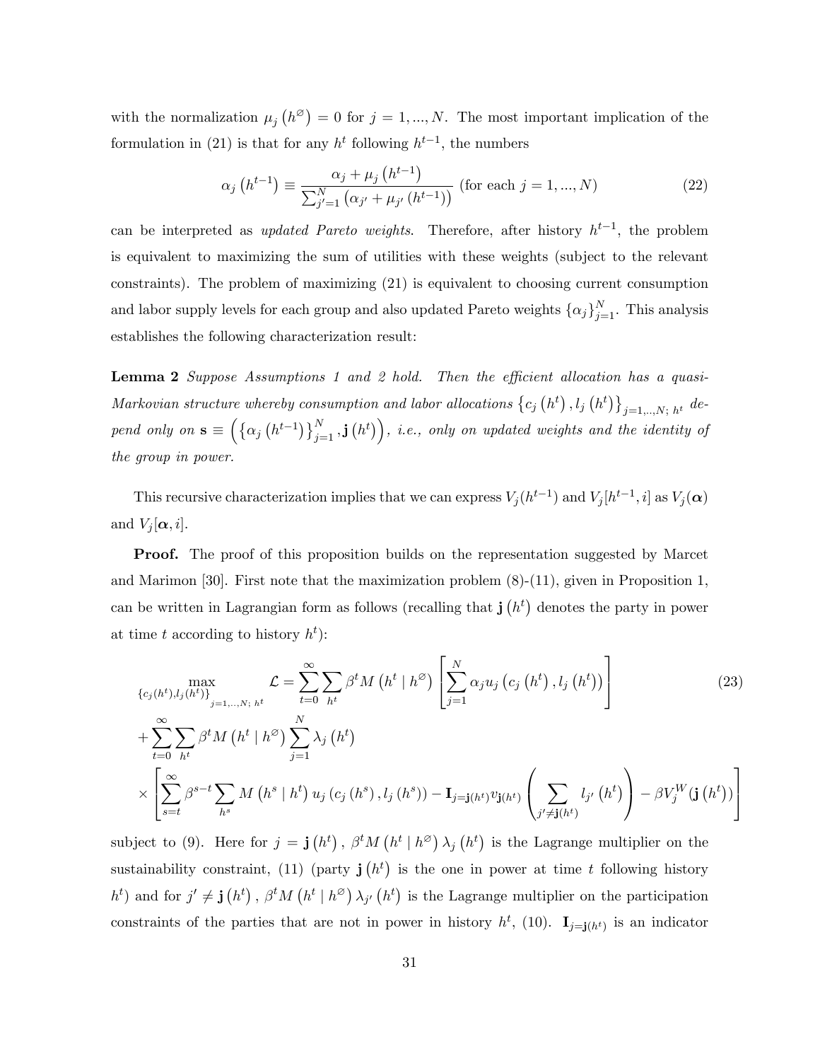with the normalization $\mu_j\left(h^{\varnothing}\right)=0$ for $j=1,...,N$. The most important implication of the formulation in (21) is that for any $h^t$ following $h^{t-1}$, the numbers

$$\alpha_j\left(h^{t-1}\right) \equiv \frac{\alpha_j+\mu_j\left(h^{t-1}\right)}{\sum_{j'=1}^{N}\left(\alpha_{j'}+\mu_{j'}\left(h^{t-1}\right)\right)} \text{ (for each } j=1,...,N) \tag{22}$$

can be interpreted as *updated Pareto weights*. Therefore, after history $h^{t-1}$, the problem is equivalent to maximizing the sum of utilities with these weights (subject to the relevant constraints). The problem of maximizing (21) is equivalent to choosing current consumption and labor supply levels for each group and also updated Pareto weights $\{\alpha_j\}_{j=1}^N$. This analysis establishes the following characterization result:

**Lemma 2** *Suppose Assumptions 1 and 2 hold. Then the efficient allocation has a quasi-Markovian structure whereby consumption and labor allocations $\left\{c_j\left(h^t\right), l_j\left(h^t\right)\right\}_{j=1,..,N;\ h^t}$ depend only on $\mathbf{s}\equiv\left(\left\{\alpha_j\left(h^{t-1}\right)\right\}_{j=1}^N, \mathbf{j}\left(h^t\right)\right)$, i.e., only on updated weights and the identity of the group in power.*

This recursive characterization implies that we can express $V_j(h^{t-1})$ and $V_j[h^{t-1},i]$ as $V_j(\boldsymbol{\alpha})$ and $V_j[\boldsymbol{\alpha},i]$.

**Proof.** The proof of this proposition builds on the representation suggested by Marcet and Marimon [30]. First note that the maximization problem (8)-(11), given in Proposition 1, can be written in Lagrangian form as follows (recalling that $\mathbf{j}\left(h^t\right)$ denotes the party in power at time $t$ according to history $h^t$):

$$\max_{\left\{c_j(h^t),l_j(h^t)\right\}_{j=1,..,N;\ h^t}} \mathcal{L}=\sum_{t=0}^{\infty}\sum_{h^t}\beta^t M\left(h^t\mid h^{\varnothing}\right)\left[\sum_{j=1}^{N}\alpha_j u_j\left(c_j\left(h^t\right),l_j\left(h^t\right)\right)\right] \tag{23}$$

$$+\sum_{t=0}^{\infty}\sum_{h^t}\beta^t M\left(h^t\mid h^{\varnothing}\right)\sum_{j=1}^{N}\lambda_j\left(h^t\right)$$

$$\times\left[\sum_{s=t}^{\infty}\beta^{s-t}\sum_{h^s}M\left(h^s\mid h^t\right)u_j\left(c_j\left(h^s\right),l_j\left(h^s\right)\right)-\mathbf{I}_{j=\mathbf{j}(h^t)}v_{\mathbf{j}(h^t)}\left(\sum_{j'\neq\mathbf{j}(h^t)}l_{j'}\left(h^t\right)\right)-\beta V_j^W(\mathbf{j}\left(h^t\right))\right]$$

subject to (9). Here for $j=\mathbf{j}\left(h^t\right)$, $\beta^t M\left(h^t\mid h^{\varnothing}\right)\lambda_j\left(h^t\right)$ is the Lagrange multiplier on the sustainability constraint, (11) (party $\mathbf{j}\left(h^t\right)$ is the one in power at time $t$ following history $h^t$) and for $j'\neq\mathbf{j}\left(h^t\right)$, $\beta^t M\left(h^t\mid h^{\varnothing}\right)\lambda_{j'}\left(h^t\right)$ is the Lagrange multiplier on the participation constraints of the parties that are not in power in history $h^t$, (10). $\mathbf{I}_{j=\mathbf{j}(h^t)}$ is an indicator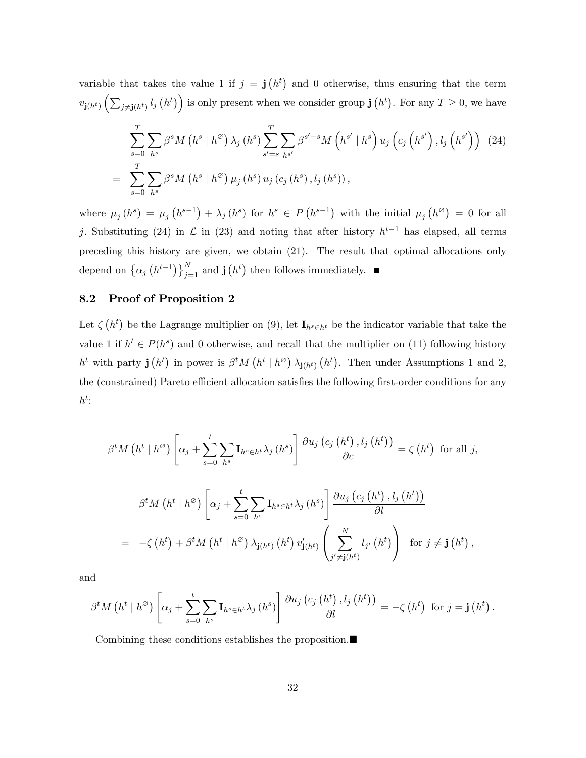variable that takes the value 1 if $j = \mathbf{j}(h^t)$ and 0 otherwise, thus ensuring that the term $v_{\mathbf{j}(h^t)}\left(\sum_{j \neq \mathbf{j}(h^t)} l_j(h^t)\right)$ is only present when we consider group $\mathbf{j}(h^t)$. For any $T \geq 0$, we have

$$\sum_{s=0}^{T} \sum_{h^s} \beta^s M\left(h^s \mid h^{\varnothing}\right) \lambda_j\left(h^s\right) \sum_{s'=s}^{T} \sum_{h^{s'}} \beta^{s'-s} M\left(h^{s'} \mid h^s\right) u_j\left(c_j\left(h^{s'}\right), l_j\left(h^{s'}\right)\right) \tag{24}$$
$$= \sum_{s=0}^{T} \sum_{h^s} \beta^s M\left(h^s \mid h^{\varnothing}\right) \mu_j\left(h^s\right) u_j\left(c_j\left(h^s\right), l_j\left(h^s\right)\right),$$

where $\mu_j(h^s) = \mu_j(h^{s-1}) + \lambda_j(h^s)$ for $h^s \in P(h^{s-1})$ with the initial $\mu_j(h^{\varnothing}) = 0$ for all $j$. Substituting (24) in $\mathcal{L}$ in (23) and noting that after history $h^{t-1}$ has elapsed, all terms preceding this history are given, we obtain (21). The result that optimal allocations only depend on $\left\{\alpha_j\left(h^{t-1}\right)\right\}_{j=1}^{N}$ and $\mathbf{j}(h^t)$ then follows immediately. ■

## 8.2 Proof of Proposition 2

Let $\zeta(h^t)$ be the Lagrange multiplier on (9), let $\mathbf{I}_{h^s \in h^t}$ be the indicator variable that take the value 1 if $h^t \in P(h^s)$ and 0 otherwise, and recall that the multiplier on (11) following history $h^t$ with party $\mathbf{j}(h^t)$ in power is $\beta^t M(h^t \mid h^{\varnothing}) \lambda_{\mathbf{j}(h^t)}(h^t)$. Then under Assumptions 1 and 2, the (constrained) Pareto efficient allocation satisfies the following first-order conditions for any $h^t$:

$$\beta^t M\left(h^t \mid h^{\varnothing}\right) \left[\alpha_j + \sum_{s=0}^{t} \sum_{h^s} \mathbf{I}_{h^s \in h^t} \lambda_j\left(h^s\right)\right] \frac{\partial u_j\left(c_j\left(h^t\right), l_j\left(h^t\right)\right)}{\partial c} = \zeta\left(h^t\right) \text{ for all } j,$$

$$\beta^t M\left(h^t \mid h^{\varnothing}\right) \left[\alpha_j + \sum_{s=0}^{t} \sum_{h^s} \mathbf{I}_{h^s \in h^t} \lambda_j\left(h^s\right)\right] \frac{\partial u_j\left(c_j\left(h^t\right), l_j\left(h^t\right)\right)}{\partial l}$$
$$= -\zeta\left(h^t\right) + \beta^t M\left(h^t \mid h^{\varnothing}\right) \lambda_{\mathbf{j}(h^t)}\left(h^t\right) v'_{\mathbf{j}(h^t)}\left(\sum_{j' \neq \mathbf{j}(h^t)}^{N} l_{j'}\left(h^t\right)\right) \text{ for } j \neq \mathbf{j}\left(h^t\right),$$

and

$$\beta^t M\left(h^t \mid h^{\varnothing}\right) \left[\alpha_j + \sum_{s=0}^{t} \sum_{h^s} \mathbf{I}_{h^s \in h^t} \lambda_j\left(h^s\right)\right] \frac{\partial u_j\left(c_j\left(h^t\right), l_j\left(h^t\right)\right)}{\partial l} = -\zeta\left(h^t\right) \text{ for } j = \mathbf{j}\left(h^t\right).$$

Combining these conditions establishes the proposition.■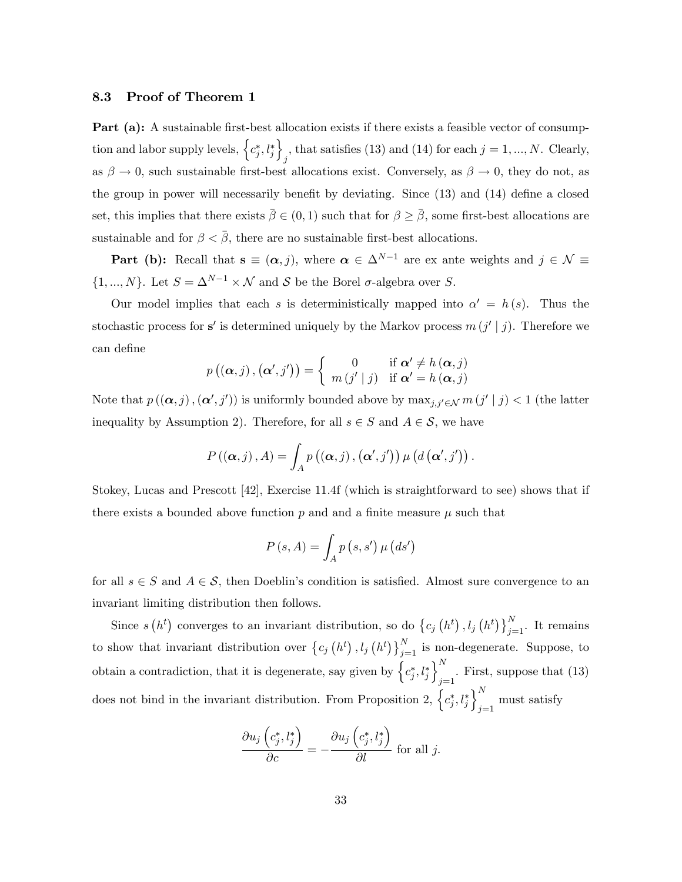### 8.3 Proof of Theorem 1

**Part (a):** A sustainable first-best allocation exists if there exists a feasible vector of consumption and labor supply levels, $\left\{c_j^*, l_j^*\right\}_j$, that satisfies (13) and (14) for each $j = 1, ..., N$. Clearly, as $\beta \to 0$, such sustainable first-best allocations exist. Conversely, as $\beta \to 0$, they do not, as the group in power will necessarily benefit by deviating. Since (13) and (14) define a closed set, this implies that there exists $\bar{\beta} \in (0, 1)$ such that for $\beta \geq \bar{\beta}$, some first-best allocations are sustainable and for $\beta < \bar{\beta}$, there are no sustainable first-best allocations.

**Part (b):** Recall that $\mathbf{s} \equiv (\boldsymbol{\alpha}, j)$, where $\boldsymbol{\alpha} \in \Delta^{N-1}$ are ex ante weights and $j \in \mathcal{N} \equiv \{1, ..., N\}$. Let $S = \Delta^{N-1} \times \mathcal{N}$ and $\mathcal{S}$ be the Borel $\sigma$-algebra over $S$.

Our model implies that each $s$ is deterministically mapped into $\alpha' = h(s)$. Thus the stochastic process for $\mathbf{s}'$ is determined uniquely by the Markov process $m(j' \mid j)$. Therefore we can define

$$p\left((\boldsymbol{\alpha}, j), (\boldsymbol{\alpha}', j')\right) = \begin{cases} 0 & \text{if } \boldsymbol{\alpha}' \neq h(\boldsymbol{\alpha}, j) \\ m(j' \mid j) & \text{if } \boldsymbol{\alpha}' = h(\boldsymbol{\alpha}, j) \end{cases}$$

Note that $p\left((\boldsymbol{\alpha}, j), (\boldsymbol{\alpha}', j')\right)$ is uniformly bounded above by $\max_{j,j' \in \mathcal{N}} m(j' \mid j) < 1$ (the latter inequality by Assumption 2). Therefore, for all $s \in S$ and $A \in \mathcal{S}$, we have

$$P\left((\boldsymbol{\alpha}, j), A\right) = \int_A p\left((\boldsymbol{\alpha}, j), (\boldsymbol{\alpha}', j')\right) \mu\left(d(\boldsymbol{\alpha}', j')\right).$$

Stokey, Lucas and Prescott [42], Exercise 11.4f (which is straightforward to see) shows that if there exists a bounded above function $p$ and and a finite measure $\mu$ such that

$$P(s, A) = \int_A p(s, s') \mu(ds')$$

for all $s \in S$ and $A \in \mathcal{S}$, then Doeblin's condition is satisfied. Almost sure convergence to an invariant limiting distribution then follows.

Since $s(h^t)$ converges to an invariant distribution, so do $\left\{c_j(h^t), l_j(h^t)\right\}_{j=1}^N$. It remains to show that invariant distribution over $\left\{c_j(h^t), l_j(h^t)\right\}_{j=1}^N$ is non-degenerate. Suppose, to obtain a contradiction, that it is degenerate, say given by $\left\{c_j^*, l_j^*\right\}_{j=1}^N$. First, suppose that (13) does not bind in the invariant distribution. From Proposition 2, $\left\{c_j^*, l_j^*\right\}_{j=1}^N$ must satisfy

$$\frac{\partial u_j\left(c_j^*, l_j^*\right)}{\partial c} = -\frac{\partial u_j\left(c_j^*, l_j^*\right)}{\partial l} \text{ for all } j.$$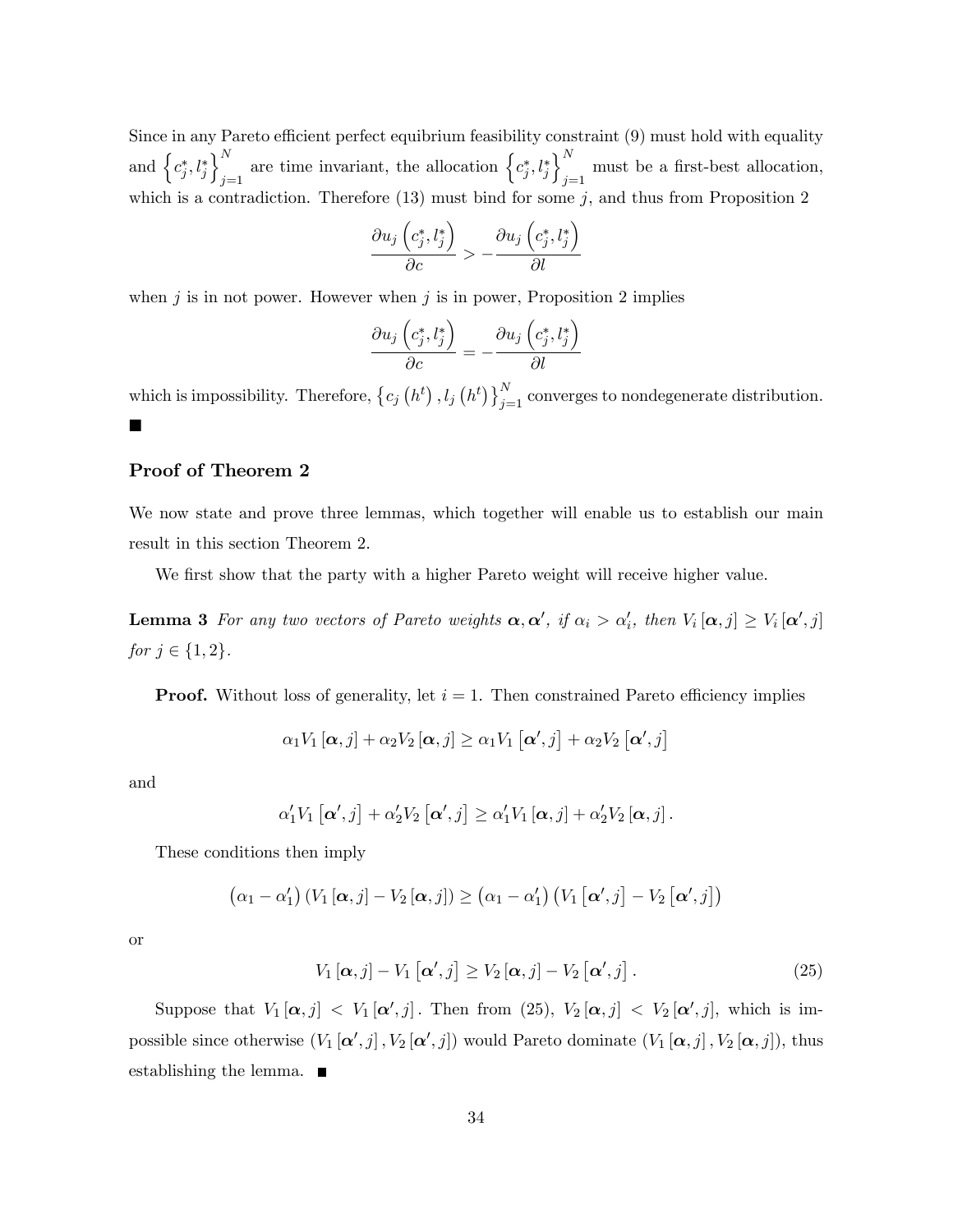Since in any Pareto efficient perfect equibrium feasibility constraint (9) must hold with equality and $\left\{c_j^*, l_j^*\right\}_{j=1}^N$ are time invariant, the allocation $\left\{c_j^*, l_j^*\right\}_{j=1}^N$ must be a first-best allocation, which is a contradiction. Therefore (13) must bind for some $j$, and thus from Proposition 2

$$\frac{\partial u_j\left(c_j^*, l_j^*\right)}{\partial c} > -\frac{\partial u_j\left(c_j^*, l_j^*\right)}{\partial l}$$

when $j$ is in not power. However when $j$ is in power, Proposition 2 implies

$$\frac{\partial u_j\left(c_j^*, l_j^*\right)}{\partial c} = -\frac{\partial u_j\left(c_j^*, l_j^*\right)}{\partial l}$$

which is impossibility. Therefore, $\left\{c_j\left(h^t\right), l_j\left(h^t\right)\right\}_{j=1}^N$ converges to nondegenerate distribution. ■

### Proof of Theorem 2

We now state and prove three lemmas, which together will enable us to establish our main result in this section Theorem 2.

We first show that the party with a higher Pareto weight will receive higher value.

**Lemma 3** *For any two vectors of Pareto weights $\boldsymbol{\alpha}, \boldsymbol{\alpha}'$, if $\alpha_i > \alpha_i'$, then $V_i[\boldsymbol{\alpha}, j] \geq V_i[\boldsymbol{\alpha}', j]$ for $j \in \{1, 2\}$.*

**Proof.** Without loss of generality, let $i = 1$. Then constrained Pareto efficiency implies

$$\alpha_1 V_1[\boldsymbol{\alpha}, j] + \alpha_2 V_2[\boldsymbol{\alpha}, j] \geq \alpha_1 V_1[\boldsymbol{\alpha}', j] + \alpha_2 V_2[\boldsymbol{\alpha}', j]$$

and

$$\alpha_1' V_1[\boldsymbol{\alpha}', j] + \alpha_2' V_2[\boldsymbol{\alpha}', j] \geq \alpha_1' V_1[\boldsymbol{\alpha}, j] + \alpha_2' V_2[\boldsymbol{\alpha}, j].$$

These conditions then imply

$$\left(\alpha_1 - \alpha_1'\right)\left(V_1[\boldsymbol{\alpha}, j] - V_2[\boldsymbol{\alpha}, j]\right) \geq \left(\alpha_1 - \alpha_1'\right)\left(V_1[\boldsymbol{\alpha}', j] - V_2[\boldsymbol{\alpha}', j]\right)$$

or

$$V_1[\boldsymbol{\alpha}, j] - V_1[\boldsymbol{\alpha}', j] \geq V_2[\boldsymbol{\alpha}, j] - V_2[\boldsymbol{\alpha}', j]. \tag{25}$$

Suppose that $V_1[\boldsymbol{\alpha}, j] < V_1[\boldsymbol{\alpha}', j]$. Then from (25), $V_2[\boldsymbol{\alpha}, j] < V_2[\boldsymbol{\alpha}', j]$, which is impossible since otherwise $(V_1[\boldsymbol{\alpha}', j], V_2[\boldsymbol{\alpha}', j])$ would Pareto dominate $(V_1[\boldsymbol{\alpha}, j], V_2[\boldsymbol{\alpha}, j])$, thus establishing the lemma. ■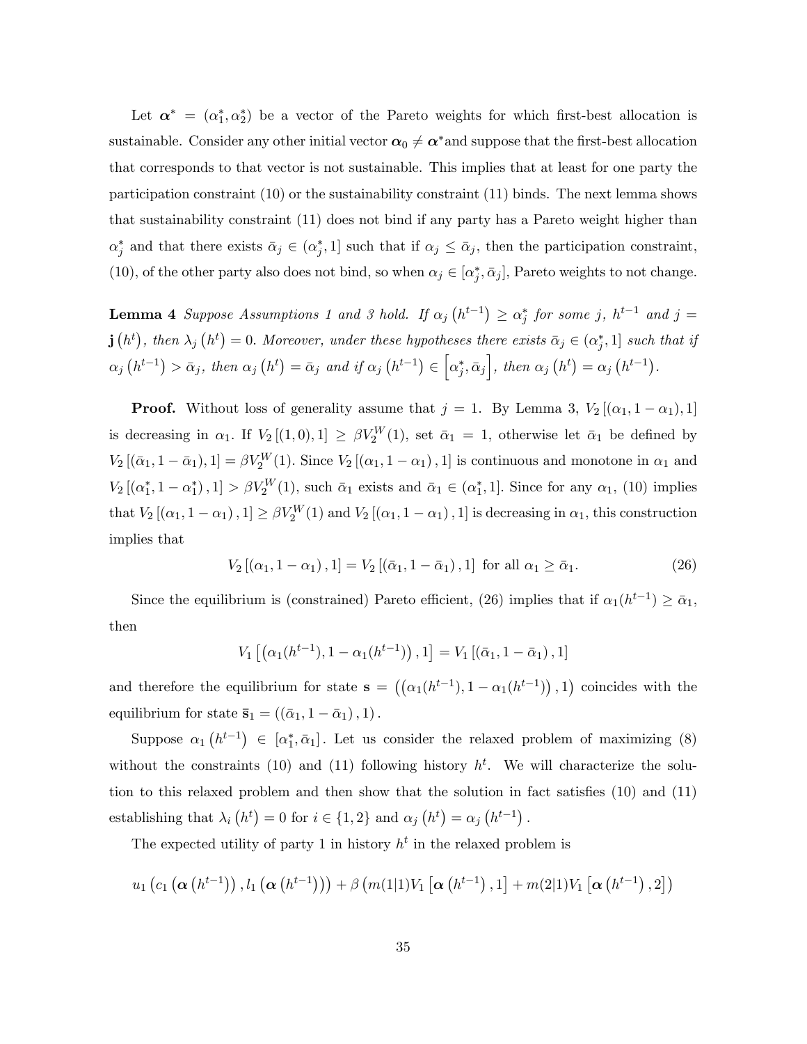Let $\boldsymbol{\alpha}^* = (\alpha_1^*, \alpha_2^*)$ be a vector of the Pareto weights for which first-best allocation is sustainable. Consider any other initial vector $\boldsymbol{\alpha}_0 \neq \boldsymbol{\alpha}^*$and suppose that the first-best allocation that corresponds to that vector is not sustainable. This implies that at least for one party the participation constraint (10) or the sustainability constraint (11) binds. The next lemma shows that sustainability constraint (11) does not bind if any party has a Pareto weight higher than $\alpha_j^*$ and that there exists $\bar{\alpha}_j \in (\alpha_j^*, 1]$ such that if $\alpha_j \leq \bar{\alpha}_j$, then the participation constraint, (10), of the other party also does not bind, so when $\alpha_j \in [\alpha_j^*, \bar{\alpha}_j]$, Pareto weights to not change.

**Lemma 4** *Suppose Assumptions 1 and 3 hold. If $\alpha_j(h^{t-1}) \geq \alpha_j^*$ for some $j$, $h^{t-1}$ and $j = \mathbf{j}(h^t)$, then $\lambda_j(h^t) = 0$. Moreover, under these hypotheses there exists $\bar{\alpha}_j \in (\alpha_j^*, 1]$ such that if $\alpha_j(h^{t-1}) > \bar{\alpha}_j$, then $\alpha_j(h^t) = \bar{\alpha}_j$ and if $\alpha_j(h^{t-1}) \in \left[\alpha_j^*, \bar{\alpha}_j\right]$, then $\alpha_j(h^t) = \alpha_j(h^{t-1})$.*

**Proof.** Without loss of generality assume that $j = 1$. By Lemma 3, $V_2[(\alpha_1, 1 - \alpha_1), 1]$ is decreasing in $\alpha_1$. If $V_2[(1, 0), 1] \geq \beta V_2^W(1)$, set $\bar{\alpha}_1 = 1$, otherwise let $\bar{\alpha}_1$ be defined by $V_2[(\bar{\alpha}_1, 1 - \bar{\alpha}_1), 1] = \beta V_2^W(1)$. Since $V_2[(\alpha_1, 1 - \alpha_1), 1]$ is continuous and monotone in $\alpha_1$ and $V_2[(\alpha_1^*, 1 - \alpha_1^*), 1] > \beta V_2^W(1)$, such $\bar{\alpha}_1$ exists and $\bar{\alpha}_1 \in (\alpha_1^*, 1]$. Since for any $\alpha_1$, (10) implies that $V_2[(\alpha_1, 1 - \alpha_1), 1] \geq \beta V_2^W(1)$ and $V_2[(\alpha_1, 1 - \alpha_1), 1]$ is decreasing in $\alpha_1$, this construction implies that

$$V_2[(\alpha_1, 1 - \alpha_1), 1] = V_2[(\bar{\alpha}_1, 1 - \bar{\alpha}_1), 1] \text{ for all } \alpha_1 \geq \bar{\alpha}_1. \tag{26}$$

Since the equilibrium is (constrained) Pareto efficient, (26) implies that if $\alpha_1(h^{t-1}) \geq \bar{\alpha}_1$, then

$$V_1\left[\left(\alpha_1(h^{t-1}), 1 - \alpha_1(h^{t-1})\right), 1\right] = V_1[(\bar{\alpha}_1, 1 - \bar{\alpha}_1), 1]$$

and therefore the equilibrium for state $\mathbf{s} = \left(\left(\alpha_1(h^{t-1}), 1 - \alpha_1(h^{t-1})\right), 1\right)$ coincides with the equilibrium for state $\bar{\mathbf{s}}_1 = ((\bar{\alpha}_1, 1 - \bar{\alpha}_1), 1)$.

Suppose $\alpha_1(h^{t-1}) \in [\alpha_1^*, \bar{\alpha}_1]$. Let us consider the relaxed problem of maximizing (8) without the constraints (10) and (11) following history $h^t$. We will characterize the solution to this relaxed problem and then show that the solution in fact satisfies (10) and (11) establishing that $\lambda_i(h^t) = 0$ for $i \in \{1, 2\}$ and $\alpha_j(h^t) = \alpha_j(h^{t-1})$.

The expected utility of party 1 in history $h^t$ in the relaxed problem is

$$u_1\left(c_1\left(\boldsymbol{\alpha}\left(h^{t-1}\right)\right), l_1\left(\boldsymbol{\alpha}\left(h^{t-1}\right)\right)\right) + \beta\left(m(1|1)V_1\left[\boldsymbol{\alpha}\left(h^{t-1}\right), 1\right] + m(2|1)V_1\left[\boldsymbol{\alpha}\left(h^{t-1}\right), 2\right]\right)$$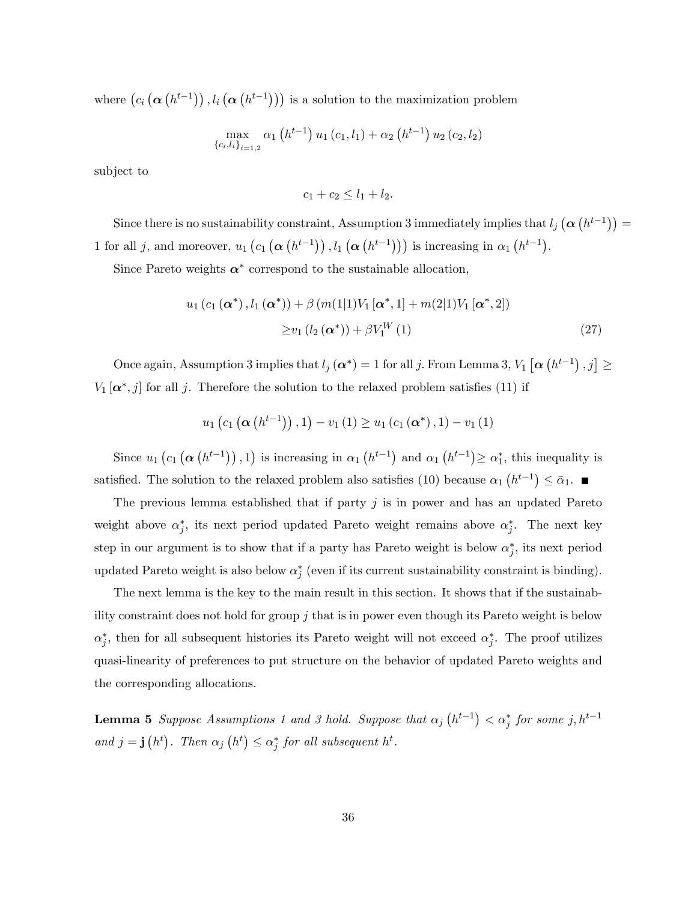where $\left(c_i\left(\boldsymbol{\alpha}\left(h^{t-1}\right)\right), l_i\left(\boldsymbol{\alpha}\left(h^{t-1}\right)\right)\right)$ is a solution to the maximization problem

$$\max_{\{c_i, l_i\}_{i=1,2}} \alpha_1\left(h^{t-1}\right) u_1\left(c_1, l_1\right)+\alpha_2\left(h^{t-1}\right) u_2\left(c_2, l_2\right)$$

subject to

$$c_1+c_2 \leq l_1+l_2.$$

Since there is no sustainability constraint, Assumption 3 immediately implies that $l_j\left(\boldsymbol{\alpha}\left(h^{t-1}\right)\right)=1$ for all $j$, and moreover, $u_1\left(c_1\left(\boldsymbol{\alpha}\left(h^{t-1}\right)\right), l_1\left(\boldsymbol{\alpha}\left(h^{t-1}\right)\right)\right)$ is increasing in $\alpha_1\left(h^{t-1}\right)$.

Since Pareto weights $\boldsymbol{\alpha}^*$ correspond to the sustainable allocation,

$$\begin{aligned} u_1\left(c_1\left(\boldsymbol{\alpha}^*\right), l_1\left(\boldsymbol{\alpha}^*\right)\right)+\beta\left(m(1|1) V_1\left[\boldsymbol{\alpha}^*, 1\right]+m(2|1) V_1\left[\boldsymbol{\alpha}^*, 2\right]\right) & \\ \geq v_1\left(l_2\left(\boldsymbol{\alpha}^*\right)\right)+\beta V_1^W(1) & \qquad (27) \end{aligned}$$

Once again, Assumption 3 implies that $l_j\left(\boldsymbol{\alpha}^*\right)=1$ for all $j$. From Lemma 3, $V_1\left[\boldsymbol{\alpha}\left(h^{t-1}\right), j\right] \geq V_1\left[\boldsymbol{\alpha}^*, j\right]$ for all $j$. Therefore the solution to the relaxed problem satisfies (11) if

$$u_1\left(c_1\left(\boldsymbol{\alpha}\left(h^{t-1}\right)\right), 1\right)-v_1(1) \geq u_1\left(c_1\left(\boldsymbol{\alpha}^*\right), 1\right)-v_1(1)$$

Since $u_1\left(c_1\left(\boldsymbol{\alpha}\left(h^{t-1}\right)\right), 1\right)$ is increasing in $\alpha_1\left(h^{t-1}\right)$ and $\alpha_1\left(h^{t-1}\right) \geq \alpha_1^*$, this inequality is satisfied. The solution to the relaxed problem also satisfies (10) because $\alpha_1\left(h^{t-1}\right) \leq \bar{\alpha}_1$. ■

The previous lemma established that if party $j$ is in power and has an updated Pareto weight above $\alpha_j^*$, its next period updated Pareto weight remains above $\alpha_j^*$. The next key step in our argument is to show that if a party has Pareto weight is below $\alpha_j^*$, its next period updated Pareto weight is also below $\alpha_j^*$ (even if its current sustainability constraint is binding).

The next lemma is the key to the main result in this section. It shows that if the sustainability constraint does not hold for group $j$ that is in power even though its Pareto weight is below $\alpha_j^*$, then for all subsequent histories its Pareto weight will not exceed $\alpha_j^*$. The proof utilizes quasi-linearity of preferences to put structure on the behavior of updated Pareto weights and the corresponding allocations.

**Lemma 5** *Suppose Assumptions 1 and 3 hold. Suppose that $\alpha_j\left(h^{t-1}\right)<\alpha_j^*$ for some $j, h^{t-1}$ and $j=\mathbf{j}\left(h^t\right)$. Then $\alpha_j\left(h^t\right) \leq \alpha_j^*$ for all subsequent $h^t$.*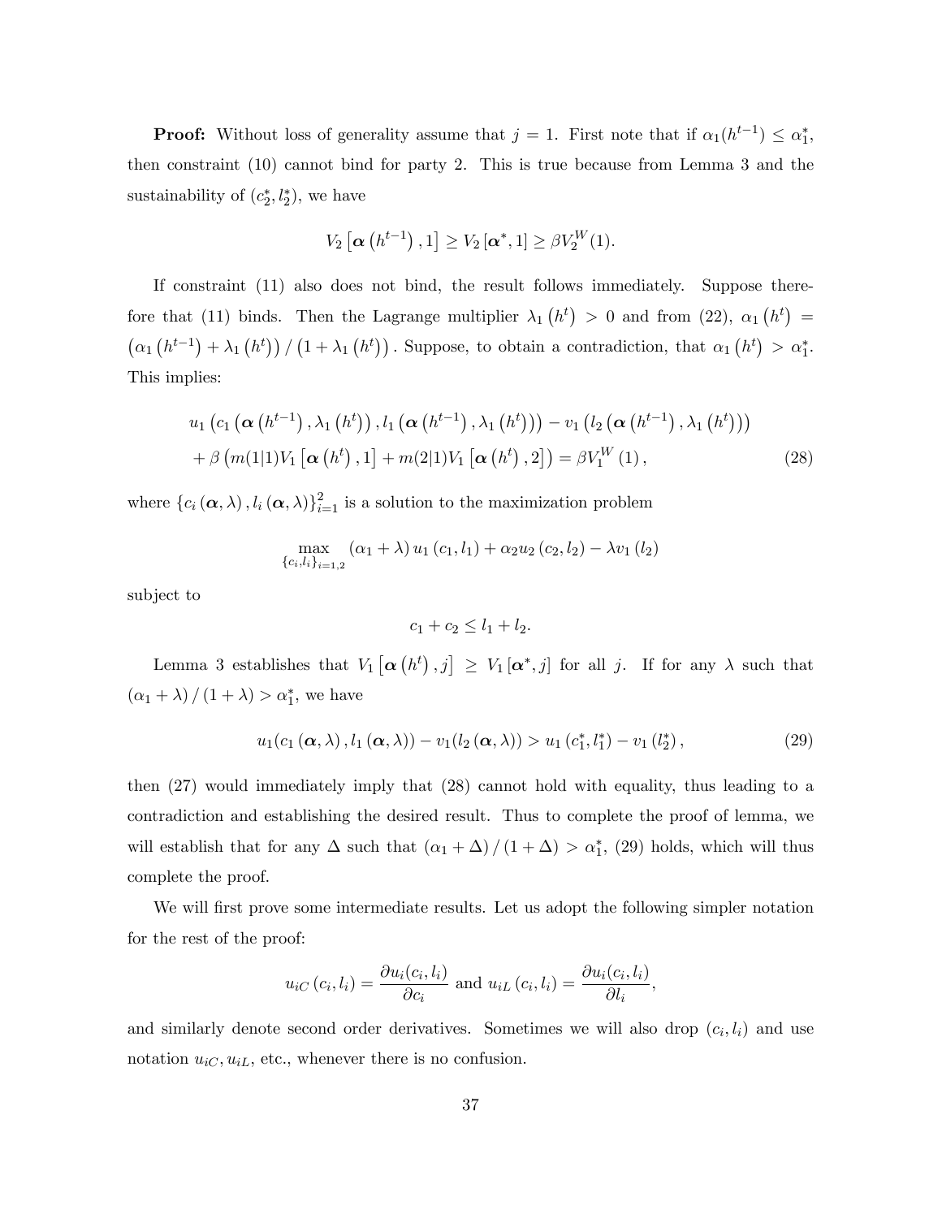**Proof:** Without loss of generality assume that $j = 1$. First note that if $\alpha_1(h^{t-1}) \leq \alpha_1^*$, then constraint (10) cannot bind for party 2. This is true because from Lemma 3 and the sustainability of $(c_2^*, l_2^*)$, we have

$$V_2\left[\boldsymbol{\alpha}\left(h^{t-1}\right), 1\right] \geq V_2\left[\boldsymbol{\alpha}^*, 1\right] \geq \beta V_2^W(1).$$

If constraint (11) also does not bind, the result follows immediately. Suppose therefore that (11) binds. Then the Lagrange multiplier $\lambda_1\left(h^t\right) > 0$ and from (22), $\alpha_1\left(h^t\right) = \left(\alpha_1\left(h^{t-1}\right) + \lambda_1\left(h^t\right)\right) / \left(1 + \lambda_1\left(h^t\right)\right)$. Suppose, to obtain a contradiction, that $\alpha_1\left(h^t\right) > \alpha_1^*$. This implies:

$$\begin{aligned} &u_1\left(c_1\left(\boldsymbol{\alpha}\left(h^{t-1}\right), \lambda_1\left(h^t\right)\right), l_1\left(\boldsymbol{\alpha}\left(h^{t-1}\right), \lambda_1\left(h^t\right)\right)\right) - v_1\left(l_2\left(\boldsymbol{\alpha}\left(h^{t-1}\right), \lambda_1\left(h^t\right)\right)\right) \\ &+ \beta\left(m(1|1)V_1\left[\boldsymbol{\alpha}\left(h^t\right), 1\right] + m(2|1)V_1\left[\boldsymbol{\alpha}\left(h^t\right), 2\right]\right) = \beta V_1^W(1), \end{aligned} \tag{28}$$

where $\{c_i(\boldsymbol{\alpha}, \lambda), l_i(\boldsymbol{\alpha}, \lambda)\}_{i=1}^2$ is a solution to the maximization problem

$$\max_{\{c_i, l_i\}_{i=1,2}} \left(\alpha_1 + \lambda\right) u_1\left(c_1, l_1\right) + \alpha_2 u_2\left(c_2, l_2\right) - \lambda v_1\left(l_2\right)$$

subject to

$$c_1 + c_2 \leq l_1 + l_2.$$

Lemma 3 establishes that $V_1\left[\boldsymbol{\alpha}\left(h^t\right), j\right] \geq V_1\left[\boldsymbol{\alpha}^*, j\right]$ for all $j$. If for any $\lambda$ such that $\left(\alpha_1 + \lambda\right) / \left(1 + \lambda\right) > \alpha_1^*$, we have

$$u_1(c_1(\boldsymbol{\alpha}, \lambda), l_1(\boldsymbol{\alpha}, \lambda)) - v_1(l_2(\boldsymbol{\alpha}, \lambda)) > u_1\left(c_1^*, l_1^*\right) - v_1\left(l_2^*\right), \tag{29}$$

then (27) would immediately imply that (28) cannot hold with equality, thus leading to a contradiction and establishing the desired result. Thus to complete the proof of lemma, we will establish that for any $\Delta$ such that $\left(\alpha_1 + \Delta\right) / \left(1 + \Delta\right) > \alpha_1^*$, (29) holds, which will thus complete the proof.

We will first prove some intermediate results. Let us adopt the following simpler notation for the rest of the proof:

$$u_{iC}\left(c_i, l_i\right) = \frac{\partial u_i(c_i, l_i)}{\partial c_i} \text{ and } u_{iL}\left(c_i, l_i\right) = \frac{\partial u_i(c_i, l_i)}{\partial l_i},$$

and similarly denote second order derivatives. Sometimes we will also drop $(c_i, l_i)$ and use notation $u_{iC}, u_{iL}$, etc., whenever there is no confusion.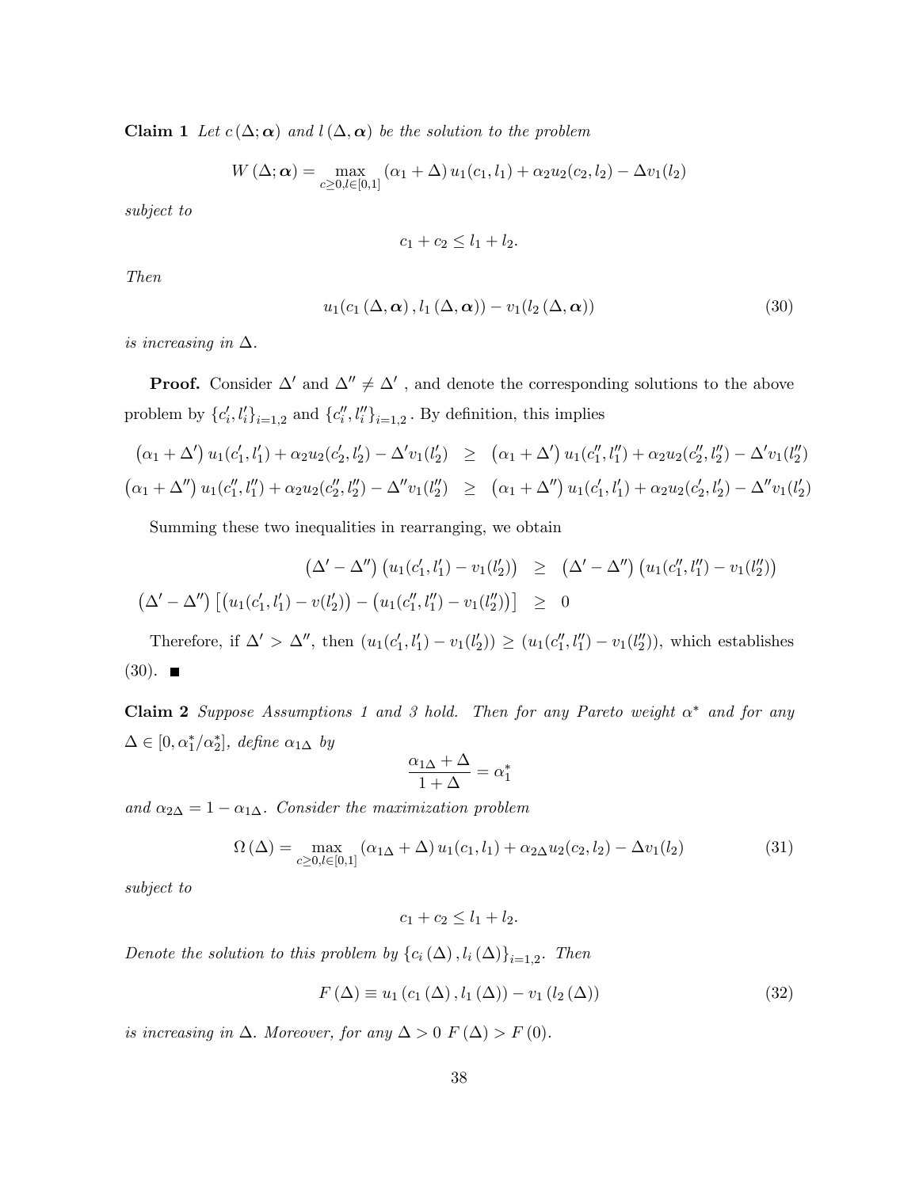**Claim 1** *Let $c(\Delta;\boldsymbol{\alpha})$ and $l(\Delta,\boldsymbol{\alpha})$ be the solution to the problem*

$$W(\Delta;\boldsymbol{\alpha}) = \max_{c\geq 0, l\in[0,1]} (\alpha_1 + \Delta) u_1(c_1, l_1) + \alpha_2 u_2(c_2, l_2) - \Delta v_1(l_2)$$

*subject to*

$$c_1 + c_2 \leq l_1 + l_2.$$

*Then*

$$u_1(c_1(\Delta,\boldsymbol{\alpha}), l_1(\Delta,\boldsymbol{\alpha})) - v_1(l_2(\Delta,\boldsymbol{\alpha})) \tag{30}$$

*is increasing in $\Delta$.*

**Proof.** Consider $\Delta'$ and $\Delta'' \neq \Delta'$ , and denote the corresponding solutions to the above problem by $\{c_i', l_i'\}_{i=1,2}$ and $\{c_i'', l_i''\}_{i=1,2}$. By definition, this implies

$$\begin{aligned}
(\alpha_1 + \Delta') u_1(c_1', l_1') + \alpha_2 u_2(c_2', l_2') - \Delta' v_1(l_2') &\geq (\alpha_1 + \Delta') u_1(c_1'', l_1'') + \alpha_2 u_2(c_2'', l_2'') - \Delta' v_1(l_2'') \\
(\alpha_1 + \Delta'') u_1(c_1'', l_1'') + \alpha_2 u_2(c_2'', l_2'') - \Delta'' v_1(l_2'') &\geq (\alpha_1 + \Delta'') u_1(c_1', l_1') + \alpha_2 u_2(c_2', l_2') - \Delta'' v_1(l_2')
\end{aligned}$$

Summing these two inequalities in rearranging, we obtain

$$\begin{aligned}
(\Delta' - \Delta'')\left(u_1(c_1', l_1') - v_1(l_2')\right) &\geq (\Delta' - \Delta'')\left(u_1(c_1'', l_1'') - v_1(l_2'')\right) \\
(\Delta' - \Delta'')\left[\left(u_1(c_1', l_1') - v(l_2')\right) - \left(u_1(c_1'', l_1'') - v_1(l_2'')\right)\right] &\geq 0
\end{aligned}$$

Therefore, if $\Delta' > \Delta''$, then $(u_1(c_1', l_1') - v_1(l_2')) \geq (u_1(c_1'', l_1'') - v_1(l_2''))$, which establishes (30). ■

**Claim 2** *Suppose Assumptions 1 and 3 hold. Then for any Pareto weight $\alpha^*$ and for any $\Delta \in [0, \alpha_1^*/\alpha_2^*]$, define $\alpha_{1\Delta}$ by*

$$\frac{\alpha_{1\Delta} + \Delta}{1 + \Delta} = \alpha_1^*$$

*and $\alpha_{2\Delta} = 1 - \alpha_{1\Delta}$. Consider the maximization problem*

$$\Omega(\Delta) = \max_{c\geq 0, l\in[0,1]} (\alpha_{1\Delta} + \Delta) u_1(c_1, l_1) + \alpha_{2\Delta} u_2(c_2, l_2) - \Delta v_1(l_2) \tag{31}$$

*subject to*

$$c_1 + c_2 \leq l_1 + l_2.$$

*Denote the solution to this problem by $\{c_i(\Delta), l_i(\Delta)\}_{i=1,2}$. Then*

$$F(\Delta) \equiv u_1(c_1(\Delta), l_1(\Delta)) - v_1(l_2(\Delta)) \tag{32}$$

*is increasing in $\Delta$. Moreover, for any $\Delta > 0$ $F(\Delta) > F(0)$.*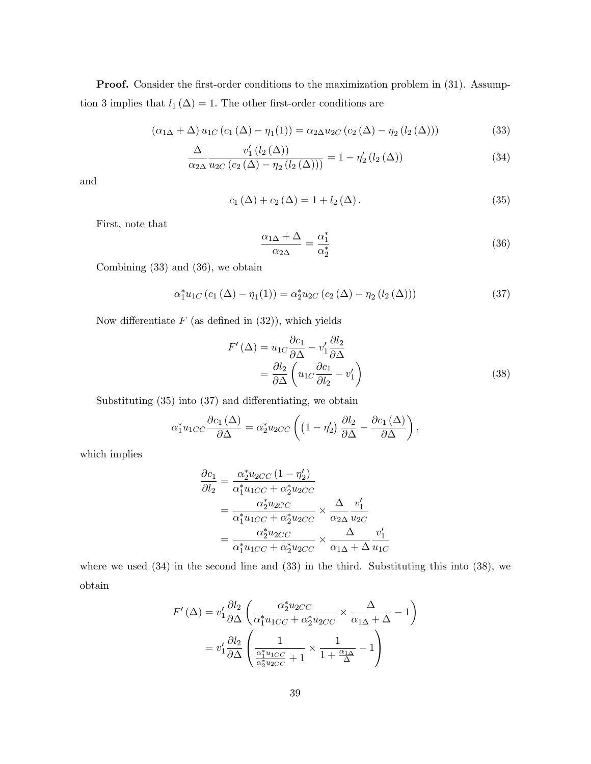**Proof.** Consider the first-order conditions to the maximization problem in (31). Assumption 3 implies that $l_1(\Delta) = 1$. The other first-order conditions are

$$(\alpha_{1\Delta} + \Delta)\, u_{1C}\left(c_1(\Delta) - \eta_1(1)\right) = \alpha_{2\Delta} u_{2C}\left(c_2(\Delta) - \eta_2(l_2(\Delta))\right) \tag{33}$$

$$\frac{\Delta}{\alpha_{2\Delta}} \frac{v_1'(l_2(\Delta))}{u_{2C}\left(c_2(\Delta) - \eta_2(l_2(\Delta))\right)} = 1 - \eta_2'(l_2(\Delta)) \tag{34}$$

and

$$c_1(\Delta) + c_2(\Delta) = 1 + l_2(\Delta). \tag{35}$$

First, note that

$$\frac{\alpha_{1\Delta} + \Delta}{\alpha_{2\Delta}} = \frac{\alpha_1^*}{\alpha_2^*} \tag{36}$$

Combining (33) and (36), we obtain

$$\alpha_1^* u_{1C}\left(c_1(\Delta) - \eta_1(1)\right) = \alpha_2^* u_{2C}\left(c_2(\Delta) - \eta_2(l_2(\Delta))\right) \tag{37}$$

Now differentiate $F$ (as defined in (32)), which yields

$$\begin{aligned} F'(\Delta) &= u_{1C}\frac{\partial c_1}{\partial \Delta} - v_1' \frac{\partial l_2}{\partial \Delta} \\ &= \frac{\partial l_2}{\partial \Delta}\left(u_{1C}\frac{\partial c_1}{\partial l_2} - v_1'\right) \end{aligned} \tag{38}$$

Substituting (35) into (37) and differentiating, we obtain

$$\alpha_1^* u_{1CC}\frac{\partial c_1(\Delta)}{\partial \Delta} = \alpha_2^* u_{2CC}\left(\left(1 - \eta_2'\right)\frac{\partial l_2}{\partial \Delta} - \frac{\partial c_1(\Delta)}{\partial \Delta}\right),$$

which implies

$$\begin{aligned} \frac{\partial c_1}{\partial l_2} &= \frac{\alpha_2^* u_{2CC}\left(1 - \eta_2'\right)}{\alpha_1^* u_{1CC} + \alpha_2^* u_{2CC}} \\ &= \frac{\alpha_2^* u_{2CC}}{\alpha_1^* u_{1CC} + \alpha_2^* u_{2CC}} \times \frac{\Delta}{\alpha_{2\Delta}}\frac{v_1'}{u_{2C}} \\ &= \frac{\alpha_2^* u_{2CC}}{\alpha_1^* u_{1CC} + \alpha_2^* u_{2CC}} \times \frac{\Delta}{\alpha_{1\Delta} + \Delta}\frac{v_1'}{u_{1C}} \end{aligned}$$

where we used (34) in the second line and (33) in the third. Substituting this into (38), we obtain

$$\begin{aligned} F'(\Delta) &= v_1' \frac{\partial l_2}{\partial \Delta}\left(\frac{\alpha_2^* u_{2CC}}{\alpha_1^* u_{1CC} + \alpha_2^* u_{2CC}} \times \frac{\Delta}{\alpha_{1\Delta} + \Delta} - 1\right) \\ &= v_1' \frac{\partial l_2}{\partial \Delta}\left(\frac{1}{\frac{\alpha_1^* u_{1CC}}{\alpha_2^* u_{2CC}} + 1} \times \frac{1}{1 + \frac{\alpha_{1\Delta}}{\Delta}} - 1\right) \end{aligned}$$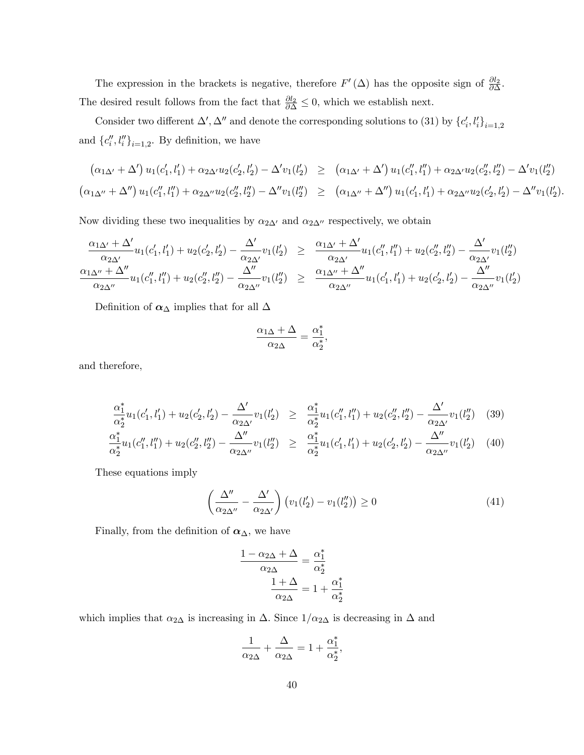The expression in the brackets is negative, therefore $F'(\Delta)$ has the opposite sign of $\frac{\partial l_2}{\partial \Delta}$. The desired result follows from the fact that $\frac{\partial l_2}{\partial \Delta} \leq 0$, which we establish next.

Consider two different $\Delta', \Delta''$ and denote the corresponding solutions to (31) by $\{c_i', l_i'\}_{i=1,2}$ and $\{c_i'', l_i''\}_{i=1,2}$. By definition, we have

$$
\begin{aligned}
\left(\alpha_{1\Delta'} + \Delta'\right) u_1(c_1', l_1') + \alpha_{2\Delta'} u_2(c_2', l_2') - \Delta' v_1(l_2') &\geq \left(\alpha_{1\Delta'} + \Delta'\right) u_1(c_1'', l_1'') + \alpha_{2\Delta'} u_2(c_2'', l_2'') - \Delta' v_1(l_2'') \\
\left(\alpha_{1\Delta''} + \Delta''\right) u_1(c_1'', l_1'') + \alpha_{2\Delta''} u_2(c_2'', l_2'') - \Delta'' v_1(l_2'') &\geq \left(\alpha_{1\Delta''} + \Delta''\right) u_1(c_1', l_1') + \alpha_{2\Delta''} u_2(c_2', l_2') - \Delta'' v_1(l_2').
\end{aligned}
$$

Now dividing these two inequalities by $\alpha_{2\Delta'}$ and $\alpha_{2\Delta''}$ respectively, we obtain

$$
\begin{aligned}
\frac{\alpha_{1\Delta'} + \Delta'}{\alpha_{2\Delta'}} u_1(c_1', l_1') + u_2(c_2', l_2') - \frac{\Delta'}{\alpha_{2\Delta'}} v_1(l_2') &\geq \frac{\alpha_{1\Delta'} + \Delta'}{\alpha_{2\Delta'}} u_1(c_1'', l_1'') + u_2(c_2'', l_2'') - \frac{\Delta'}{\alpha_{2\Delta'}} v_1(l_2'') \\
\frac{\alpha_{1\Delta''} + \Delta''}{\alpha_{2\Delta''}} u_1(c_1'', l_1'') + u_2(c_2'', l_2'') - \frac{\Delta''}{\alpha_{2\Delta''}} v_1(l_2'') &\geq \frac{\alpha_{1\Delta''} + \Delta''}{\alpha_{2\Delta''}} u_1(c_1', l_1') + u_2(c_2', l_2') - \frac{\Delta''}{\alpha_{2\Delta''}} v_1(l_2')
\end{aligned}
$$

Definition of $\boldsymbol{\alpha}_\Delta$ implies that for all $\Delta$

$$
\frac{\alpha_{1\Delta} + \Delta}{\alpha_{2\Delta}} = \frac{\alpha_1^*}{\alpha_2^*},
$$

and therefore,

$$
\begin{aligned}
\frac{\alpha_1^*}{\alpha_2^*} u_1(c_1', l_1') + u_2(c_2', l_2') - \frac{\Delta'}{\alpha_{2\Delta'}} v_1(l_2') &\geq \frac{\alpha_1^*}{\alpha_2^*} u_1(c_1'', l_1'') + u_2(c_2'', l_2'') - \frac{\Delta'}{\alpha_{2\Delta'}} v_1(l_2'') \quad (39) \\
\frac{\alpha_1^*}{\alpha_2^*} u_1(c_1'', l_1'') + u_2(c_2'', l_2'') - \frac{\Delta''}{\alpha_{2\Delta''}} v_1(l_2'') &\geq \frac{\alpha_1^*}{\alpha_2^*} u_1(c_1', l_1') + u_2(c_2', l_2') - \frac{\Delta''}{\alpha_{2\Delta''}} v_1(l_2') \quad (40)
\end{aligned}
$$

These equations imply

$$
\left(\frac{\Delta''}{\alpha_{2\Delta''}} - \frac{\Delta'}{\alpha_{2\Delta'}}\right)\left(v_1(l_2') - v_1(l_2'')\right) \geq 0 \quad (41)
$$

Finally, from the definition of $\boldsymbol{\alpha}_\Delta$, we have

$$
\begin{aligned}
\frac{1 - \alpha_{2\Delta} + \Delta}{\alpha_{2\Delta}} &= \frac{\alpha_1^*}{\alpha_2^*} \\
\frac{1 + \Delta}{\alpha_{2\Delta}} &= 1 + \frac{\alpha_1^*}{\alpha_2^*}
\end{aligned}
$$

which implies that $\alpha_{2\Delta}$ is increasing in $\Delta$. Since $1/\alpha_{2\Delta}$ is decreasing in $\Delta$ and

$$
\frac{1}{\alpha_{2\Delta}} + \frac{\Delta}{\alpha_{2\Delta}} = 1 + \frac{\alpha_1^*}{\alpha_2^*},
$$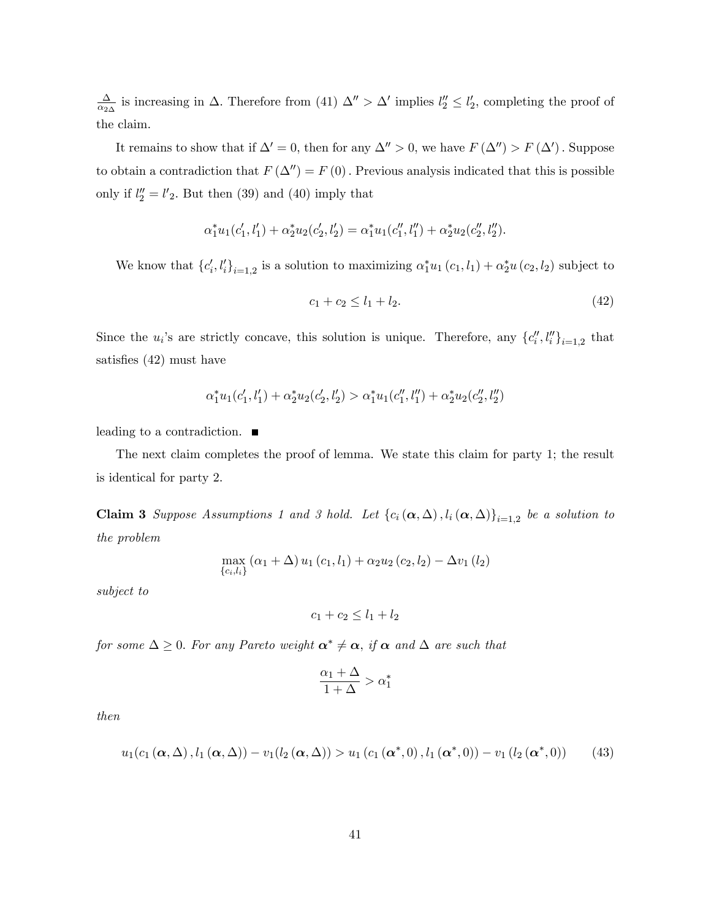$\frac{\Delta}{\alpha_{2\Delta}}$ is increasing in $\Delta$. Therefore from (41) $\Delta'' > \Delta'$ implies $l_2'' \leq l_2'$, completing the proof of the claim.

It remains to show that if $\Delta' = 0$, then for any $\Delta'' > 0$, we have $F(\Delta'') > F(\Delta')$. Suppose to obtain a contradiction that $F(\Delta'') = F(0)$. Previous analysis indicated that this is possible only if $l_2'' = l'_2$. But then (39) and (40) imply that

$$\alpha_1^* u_1(c_1', l_1') + \alpha_2^* u_2(c_2', l_2') = \alpha_1^* u_1(c_1'', l_1'') + \alpha_2^* u_2(c_2'', l_2'').$$

We know that $\{c_i', l_i'\}_{i=1,2}$ is a solution to maximizing $\alpha_1^* u_1(c_1, l_1) + \alpha_2^* u(c_2, l_2)$ subject to

$$c_1 + c_2 \leq l_1 + l_2. \tag{42}$$

Since the $u_i$'s are strictly concave, this solution is unique. Therefore, any $\{c_i'', l_i''\}_{i=1,2}$ that satisfies (42) must have

$$\alpha_1^* u_1(c_1', l_1') + \alpha_2^* u_2(c_2', l_2') > \alpha_1^* u_1(c_1'', l_1'') + \alpha_2^* u_2(c_2'', l_2'')$$

leading to a contradiction. ■

The next claim completes the proof of lemma. We state this claim for party 1; the result is identical for party 2.

**Claim 3** *Suppose Assumptions 1 and 3 hold. Let $\{c_i(\boldsymbol{\alpha}, \Delta), l_i(\boldsymbol{\alpha}, \Delta)\}_{i=1,2}$ be a solution to the problem*

$$\max_{\{c_i, l_i\}} (\alpha_1 + \Delta) u_1(c_1, l_1) + \alpha_2 u_2(c_2, l_2) - \Delta v_1(l_2)$$

*subject to*

$$c_1 + c_2 \leq l_1 + l_2$$

*for some $\Delta \geq 0$. For any Pareto weight $\boldsymbol{\alpha}^* \neq \boldsymbol{\alpha}$, if $\boldsymbol{\alpha}$ and $\Delta$ are such that*

$$\frac{\alpha_1 + \Delta}{1 + \Delta} > \alpha_1^*$$

*then*

$$u_1(c_1(\boldsymbol{\alpha}, \Delta), l_1(\boldsymbol{\alpha}, \Delta)) - v_1(l_2(\boldsymbol{\alpha}, \Delta)) > u_1(c_1(\boldsymbol{\alpha}^*, 0), l_1(\boldsymbol{\alpha}^*, 0)) - v_1(l_2(\boldsymbol{\alpha}^*, 0)) \tag{43}$$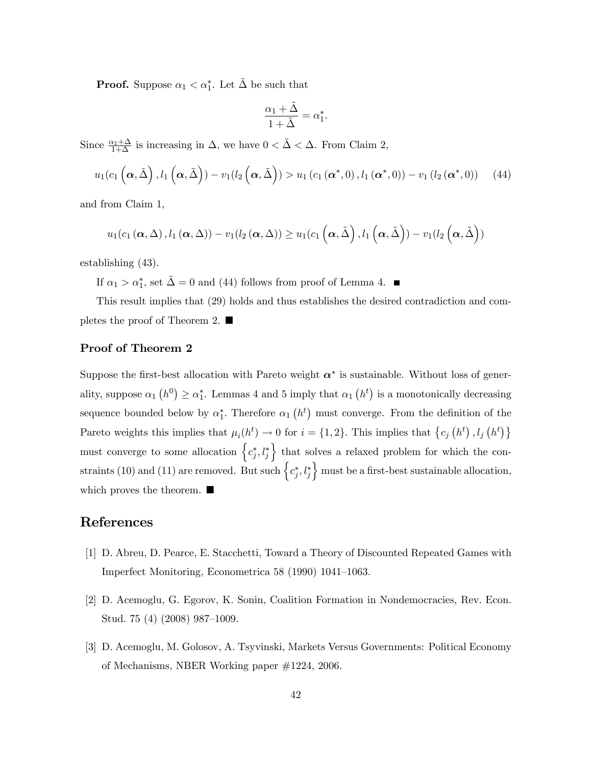**Proof.** Suppose $\alpha_1 < \alpha_1^*$. Let $\tilde{\Delta}$ be such that

$$\frac{\alpha_1 + \tilde{\Delta}}{1 + \tilde{\Delta}} = \alpha_1^*.$$

Since $\frac{\alpha_1 + \Delta}{1+\Delta}$ is increasing in $\Delta$, we have $0 < \tilde{\Delta} < \Delta$. From Claim 2,

$$u_1(c_1\left(\boldsymbol{\alpha}, \tilde{\Delta}\right), l_1\left(\boldsymbol{\alpha}, \tilde{\Delta}\right)) - v_1(l_2\left(\boldsymbol{\alpha}, \tilde{\Delta}\right)) > u_1\left(c_1\left(\boldsymbol{\alpha}^*, 0\right), l_1\left(\boldsymbol{\alpha}^*, 0\right)\right) - v_1\left(l_2\left(\boldsymbol{\alpha}^*, 0\right)\right) \quad (44)$$

and from Claim 1,

$$u_1(c_1\left(\boldsymbol{\alpha}, \Delta\right), l_1\left(\boldsymbol{\alpha}, \Delta\right)) - v_1(l_2\left(\boldsymbol{\alpha}, \Delta\right)) \geq u_1(c_1\left(\boldsymbol{\alpha}, \tilde{\Delta}\right), l_1\left(\boldsymbol{\alpha}, \tilde{\Delta}\right)) - v_1(l_2\left(\boldsymbol{\alpha}, \tilde{\Delta}\right))$$

establishing (43).

If $\alpha_1 > \alpha_1^*$, set $\tilde{\Delta} = 0$ and (44) follows from proof of Lemma 4. ■

This result implies that (29) holds and thus establishes the desired contradiction and completes the proof of Theorem 2. ■

### Proof of Theorem 2

Suppose the first-best allocation with Pareto weight $\boldsymbol{\alpha}^*$ is sustainable. Without loss of generality, suppose $\alpha_1\left(h^0\right) \geq \alpha_1^*$. Lemmas 4 and 5 imply that $\alpha_1\left(h^t\right)$ is a monotonically decreasing sequence bounded below by $\alpha_1^*$. Therefore $\alpha_1\left(h^t\right)$ must converge. From the definition of the Pareto weights this implies that $\mu_i(h^t) \to 0$ for $i = \{1, 2\}$. This implies that $\left\{c_j\left(h^t\right), l_j\left(h^t\right)\right\}$ must converge to some allocation $\left\{c_j^*, l_j^*\right\}$ that solves a relaxed problem for which the constraints (10) and (11) are removed. But such $\left\{c_j^*, l_j^*\right\}$ must be a first-best sustainable allocation, which proves the theorem. ■

## References

[1] D. Abreu, D. Pearce, E. Stacchetti, Toward a Theory of Discounted Repeated Games with Imperfect Monitoring, Econometrica 58 (1990) 1041–1063.

[2] D. Acemoglu, G. Egorov, K. Sonin, Coalition Formation in Nondemocracies, Rev. Econ. Stud. 75 (4) (2008) 987–1009.

[3] D. Acemoglu, M. Golosov, A. Tsyvinski, Markets Versus Governments: Political Economy of Mechanisms, NBER Working paper #1224, 2006.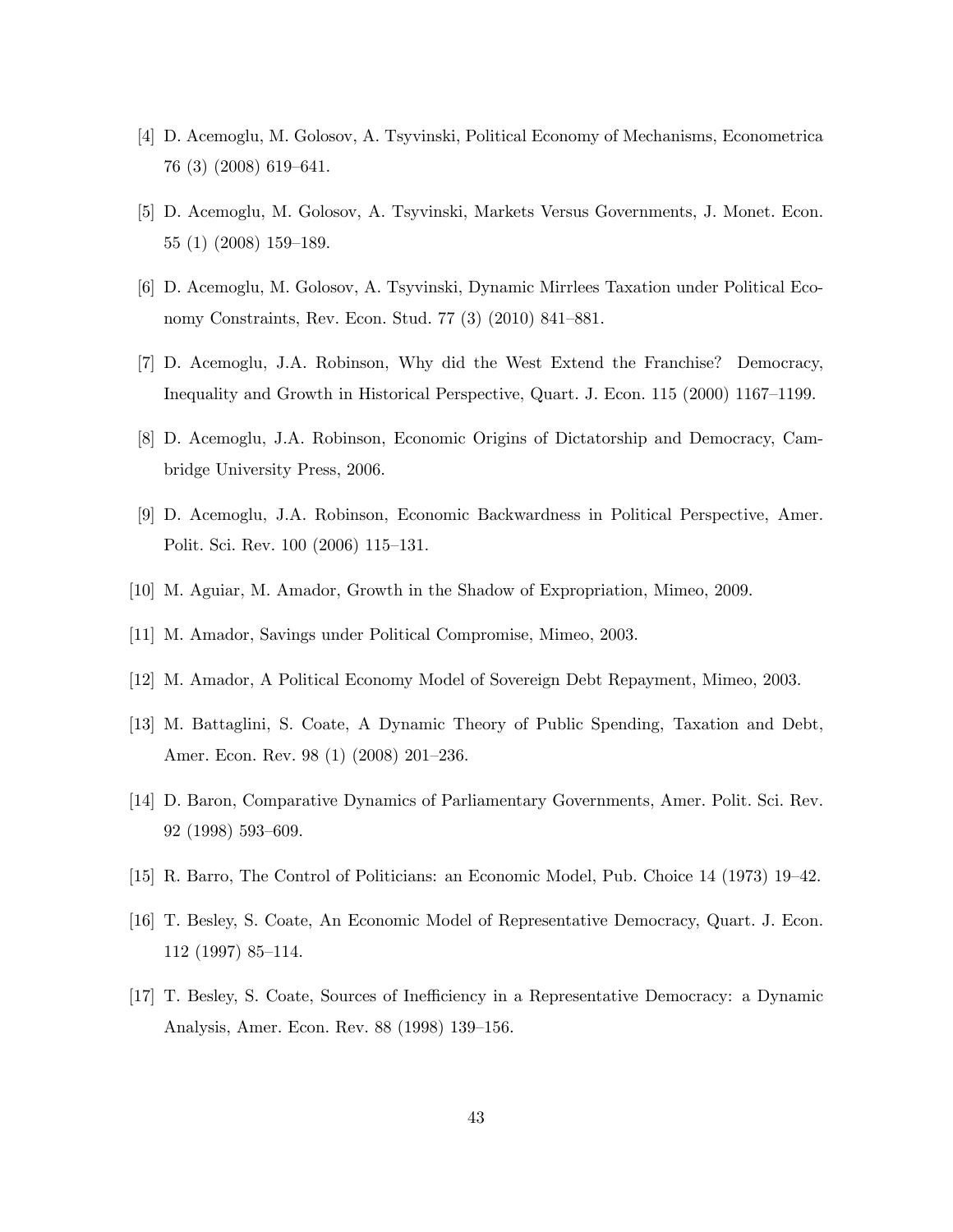[4] D. Acemoglu, M. Golosov, A. Tsyvinski, Political Economy of Mechanisms, Econometrica 76 (3) (2008) 619–641.

[5] D. Acemoglu, M. Golosov, A. Tsyvinski, Markets Versus Governments, J. Monet. Econ. 55 (1) (2008) 159–189.

[6] D. Acemoglu, M. Golosov, A. Tsyvinski, Dynamic Mirrlees Taxation under Political Economy Constraints, Rev. Econ. Stud. 77 (3) (2010) 841–881.

[7] D. Acemoglu, J.A. Robinson, Why did the West Extend the Franchise? Democracy, Inequality and Growth in Historical Perspective, Quart. J. Econ. 115 (2000) 1167–1199.

[8] D. Acemoglu, J.A. Robinson, Economic Origins of Dictatorship and Democracy, Cambridge University Press, 2006.

[9] D. Acemoglu, J.A. Robinson, Economic Backwardness in Political Perspective, Amer. Polit. Sci. Rev. 100 (2006) 115–131.

[10] M. Aguiar, M. Amador, Growth in the Shadow of Expropriation, Mimeo, 2009.

[11] M. Amador, Savings under Political Compromise, Mimeo, 2003.

[12] M. Amador, A Political Economy Model of Sovereign Debt Repayment, Mimeo, 2003.

[13] M. Battaglini, S. Coate, A Dynamic Theory of Public Spending, Taxation and Debt, Amer. Econ. Rev. 98 (1) (2008) 201–236.

[14] D. Baron, Comparative Dynamics of Parliamentary Governments, Amer. Polit. Sci. Rev. 92 (1998) 593–609.

[15] R. Barro, The Control of Politicians: an Economic Model, Pub. Choice 14 (1973) 19–42.

[16] T. Besley, S. Coate, An Economic Model of Representative Democracy, Quart. J. Econ. 112 (1997) 85–114.

[17] T. Besley, S. Coate, Sources of Inefficiency in a Representative Democracy: a Dynamic Analysis, Amer. Econ. Rev. 88 (1998) 139–156.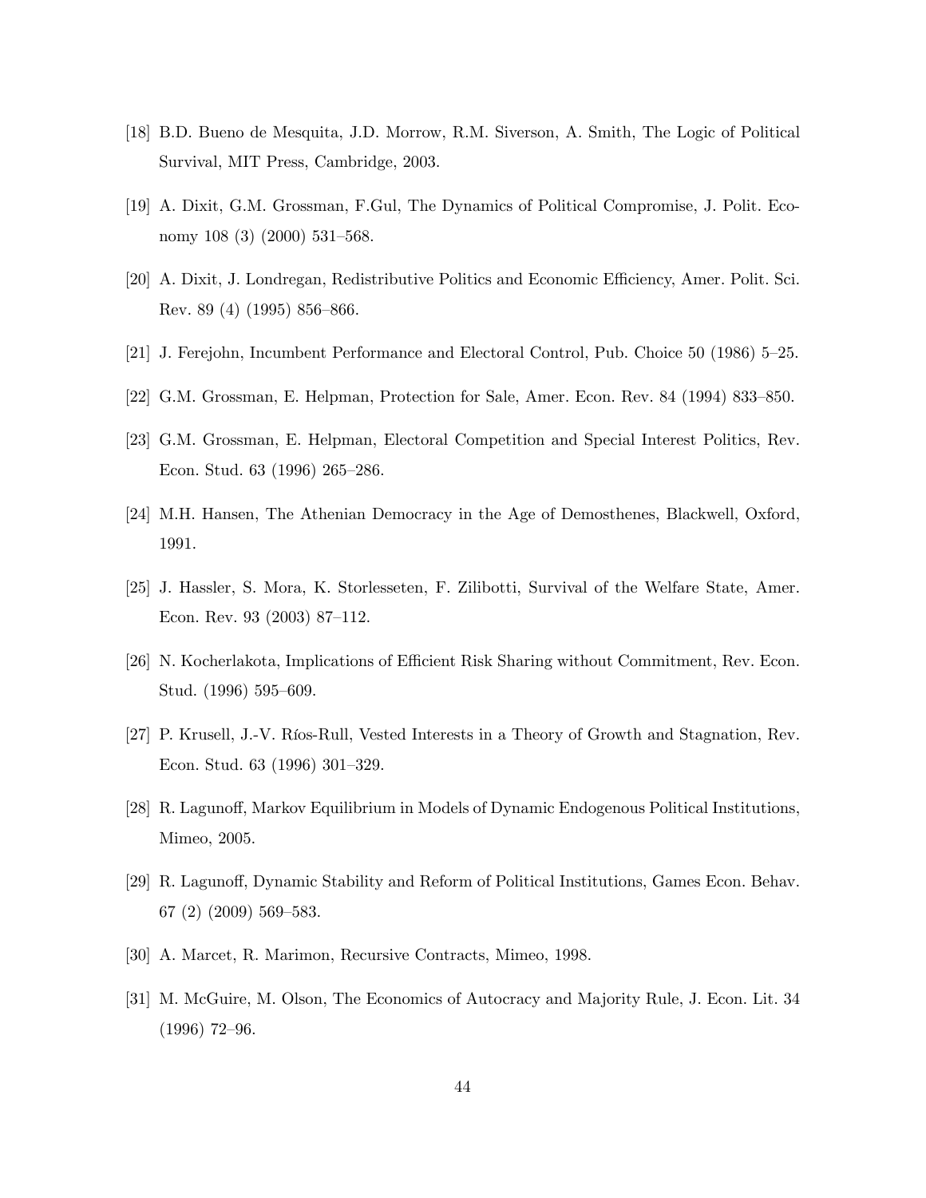[18] B.D. Bueno de Mesquita, J.D. Morrow, R.M. Siverson, A. Smith, The Logic of Political Survival, MIT Press, Cambridge, 2003.

[19] A. Dixit, G.M. Grossman, F.Gul, The Dynamics of Political Compromise, J. Polit. Economy 108 (3) (2000) 531–568.

[20] A. Dixit, J. Londregan, Redistributive Politics and Economic Efficiency, Amer. Polit. Sci. Rev. 89 (4) (1995) 856–866.

[21] J. Ferejohn, Incumbent Performance and Electoral Control, Pub. Choice 50 (1986) 5–25.

[22] G.M. Grossman, E. Helpman, Protection for Sale, Amer. Econ. Rev. 84 (1994) 833–850.

[23] G.M. Grossman, E. Helpman, Electoral Competition and Special Interest Politics, Rev. Econ. Stud. 63 (1996) 265–286.

[24] M.H. Hansen, The Athenian Democracy in the Age of Demosthenes, Blackwell, Oxford, 1991.

[25] J. Hassler, S. Mora, K. Storlesseten, F. Zilibotti, Survival of the Welfare State, Amer. Econ. Rev. 93 (2003) 87–112.

[26] N. Kocherlakota, Implications of Efficient Risk Sharing without Commitment, Rev. Econ. Stud. (1996) 595–609.

[27] P. Krusell, J.-V. Ríos-Rull, Vested Interests in a Theory of Growth and Stagnation, Rev. Econ. Stud. 63 (1996) 301–329.

[28] R. Lagunoff, Markov Equilibrium in Models of Dynamic Endogenous Political Institutions, Mimeo, 2005.

[29] R. Lagunoff, Dynamic Stability and Reform of Political Institutions, Games Econ. Behav. 67 (2) (2009) 569–583.

[30] A. Marcet, R. Marimon, Recursive Contracts, Mimeo, 1998.

[31] M. McGuire, M. Olson, The Economics of Autocracy and Majority Rule, J. Econ. Lit. 34 (1996) 72–96.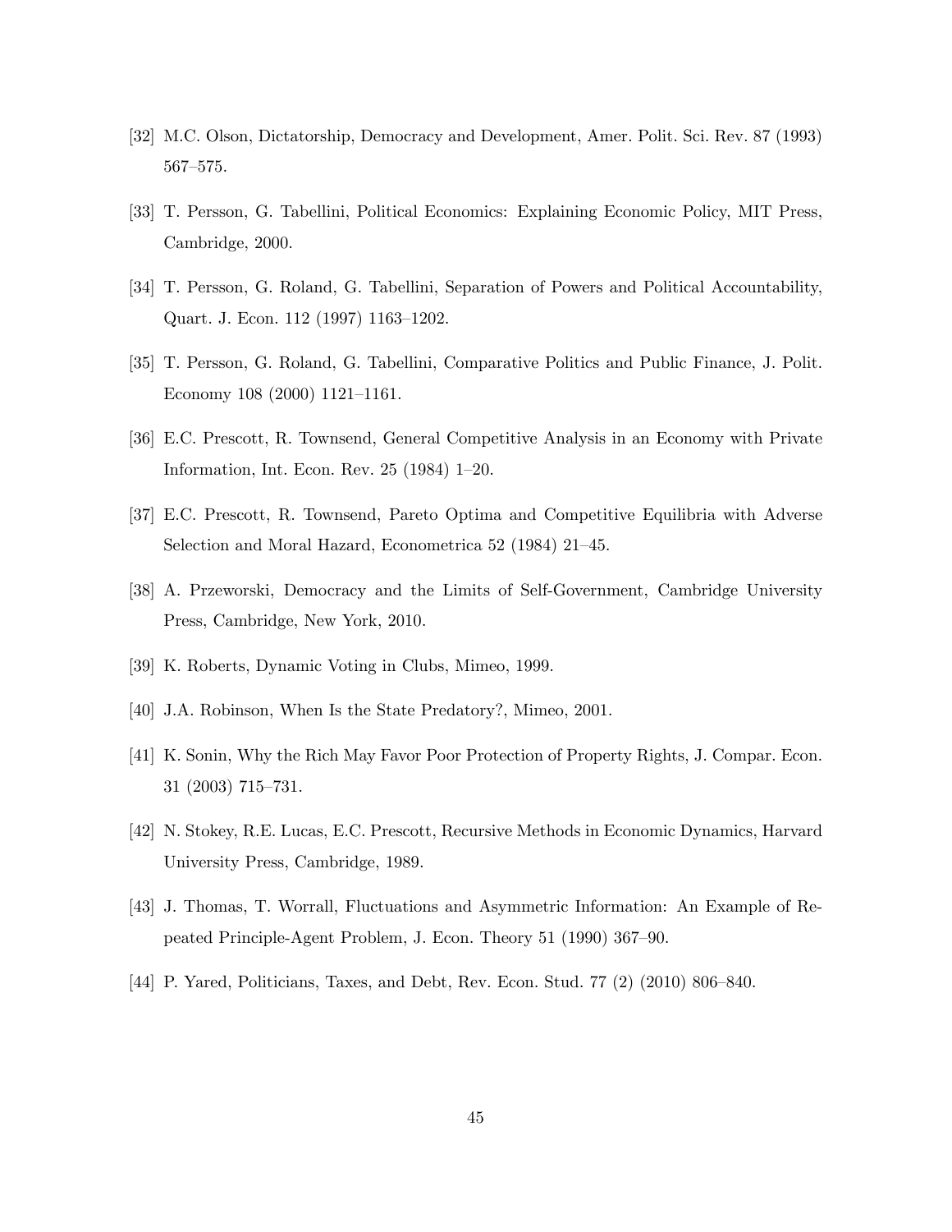[32] M.C. Olson, Dictatorship, Democracy and Development, Amer. Polit. Sci. Rev. 87 (1993) 567–575.

[33] T. Persson, G. Tabellini, Political Economics: Explaining Economic Policy, MIT Press, Cambridge, 2000.

[34] T. Persson, G. Roland, G. Tabellini, Separation of Powers and Political Accountability, Quart. J. Econ. 112 (1997) 1163–1202.

[35] T. Persson, G. Roland, G. Tabellini, Comparative Politics and Public Finance, J. Polit. Economy 108 (2000) 1121–1161.

[36] E.C. Prescott, R. Townsend, General Competitive Analysis in an Economy with Private Information, Int. Econ. Rev. 25 (1984) 1–20.

[37] E.C. Prescott, R. Townsend, Pareto Optima and Competitive Equilibria with Adverse Selection and Moral Hazard, Econometrica 52 (1984) 21–45.

[38] A. Przeworski, Democracy and the Limits of Self-Government, Cambridge University Press, Cambridge, New York, 2010.

[39] K. Roberts, Dynamic Voting in Clubs, Mimeo, 1999.

[40] J.A. Robinson, When Is the State Predatory?, Mimeo, 2001.

[41] K. Sonin, Why the Rich May Favor Poor Protection of Property Rights, J. Compar. Econ. 31 (2003) 715–731.

[42] N. Stokey, R.E. Lucas, E.C. Prescott, Recursive Methods in Economic Dynamics, Harvard University Press, Cambridge, 1989.

[43] J. Thomas, T. Worrall, Fluctuations and Asymmetric Information: An Example of Repeated Principle-Agent Problem, J. Econ. Theory 51 (1990) 367–90.

[44] P. Yared, Politicians, Taxes, and Debt, Rev. Econ. Stud. 77 (2) (2010) 806–840.